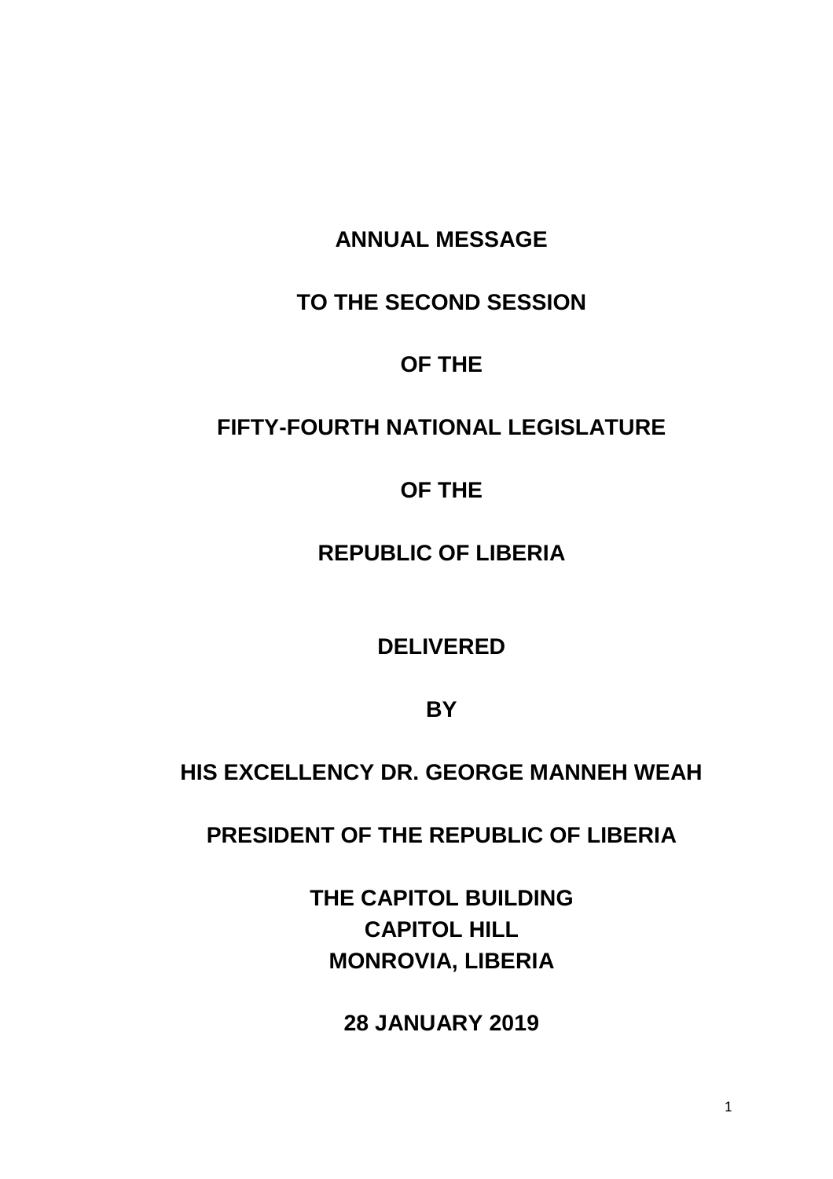**ANNUAL MESSAGE**

**TO THE SECOND SESSION**

**OF THE**

**FIFTY-FOURTH NATIONAL LEGISLATURE**

**OF THE**

**REPUBLIC OF LIBERIA**

**DELIVERED**

**BY**

**HIS EXCELLENCY DR. GEORGE MANNEH WEAH**

**PRESIDENT OF THE REPUBLIC OF LIBERIA**

**THE CAPITOL BUILDING**
**CAPITOL HILL**
**MONROVIA, LIBERIA**

**28 JANUARY 2019**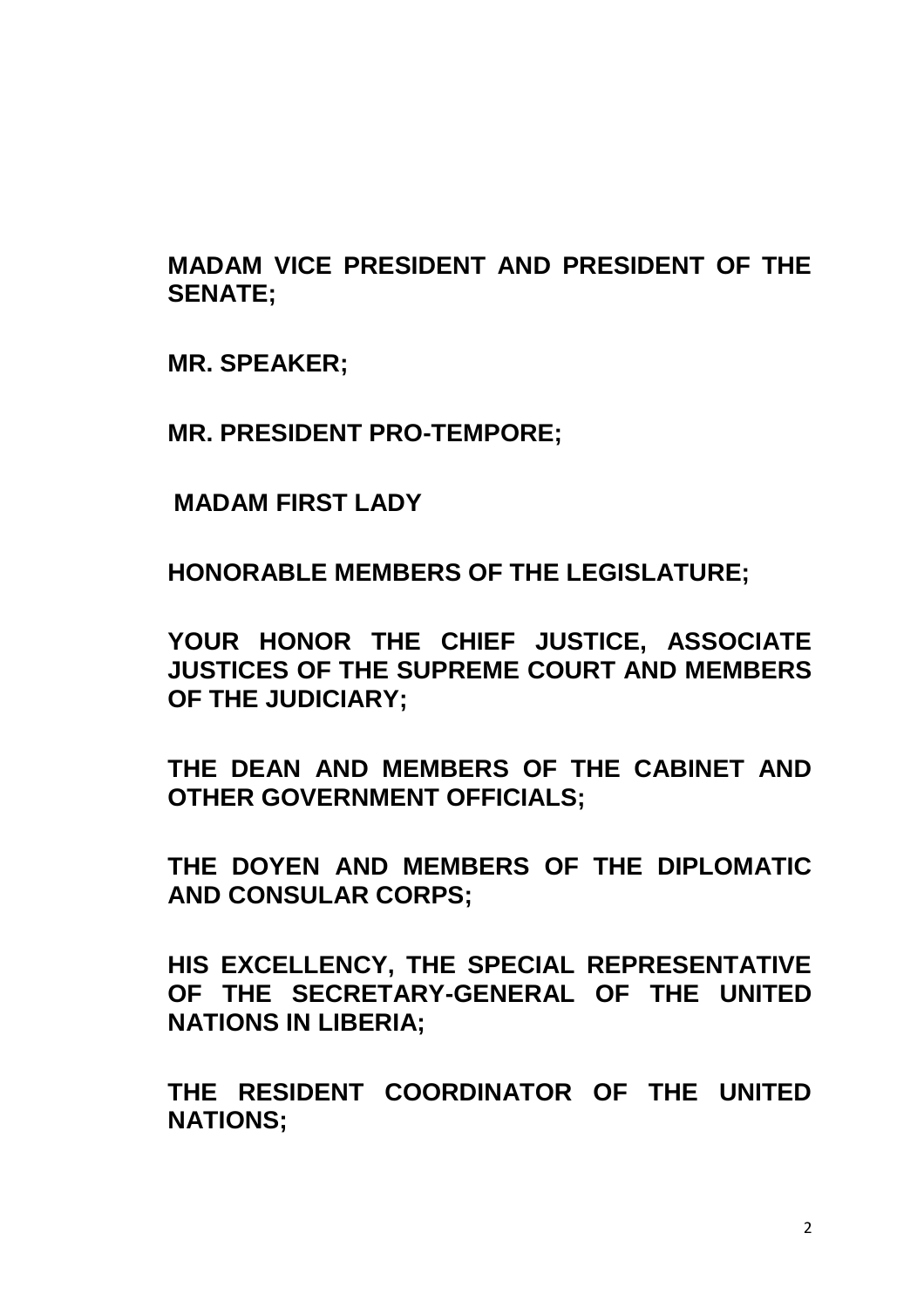**MADAM VICE PRESIDENT AND PRESIDENT OF THE SENATE;**

**MR. SPEAKER;**

**MR. PRESIDENT PRO-TEMPORE;**

**MADAM FIRST LADY**

**HONORABLE MEMBERS OF THE LEGISLATURE;**

**YOUR HONOR THE CHIEF JUSTICE, ASSOCIATE JUSTICES OF THE SUPREME COURT AND MEMBERS OF THE JUDICIARY;**

**THE DEAN AND MEMBERS OF THE CABINET AND OTHER GOVERNMENT OFFICIALS;**

**THE DOYEN AND MEMBERS OF THE DIPLOMATIC AND CONSULAR CORPS;**

**HIS EXCELLENCY, THE SPECIAL REPRESENTATIVE OF THE SECRETARY-GENERAL OF THE UNITED NATIONS IN LIBERIA;**

**THE RESIDENT COORDINATOR OF THE UNITED NATIONS;**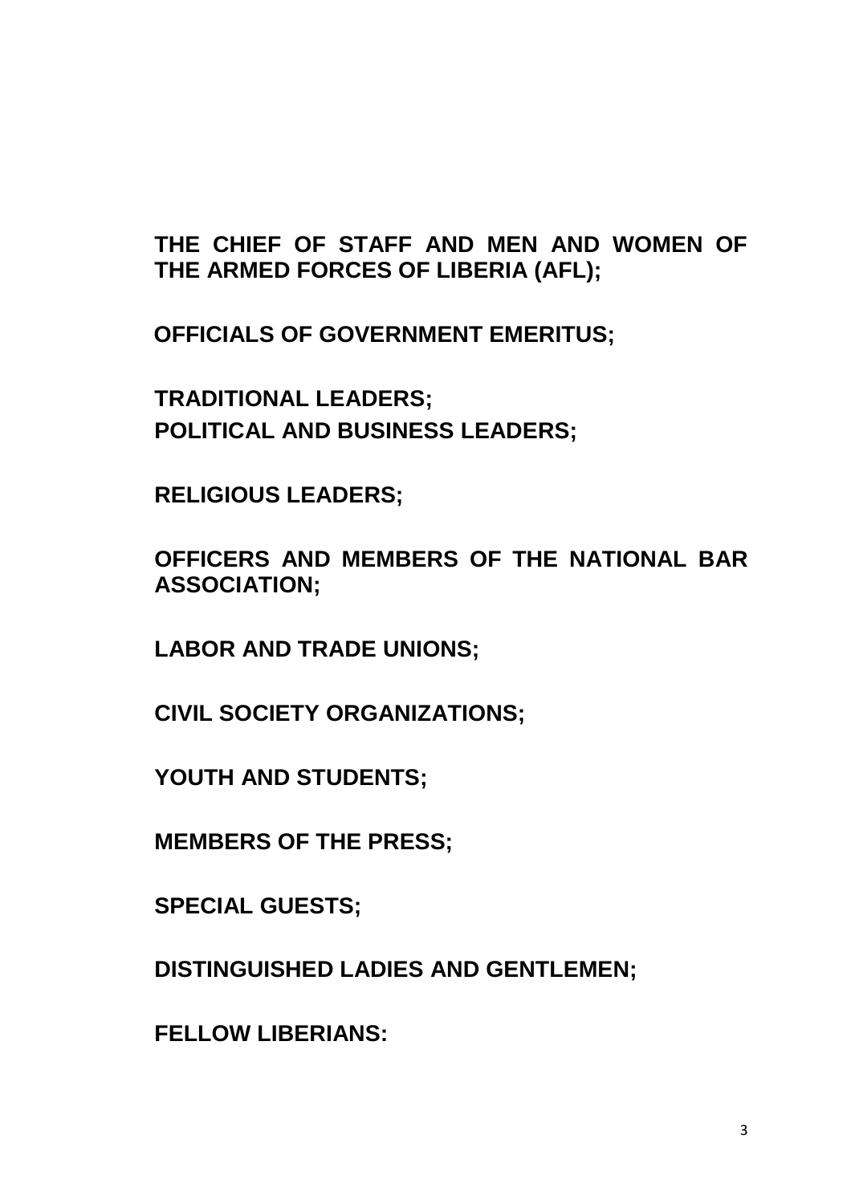**THE CHIEF OF STAFF AND MEN AND WOMEN OF THE ARMED FORCES OF LIBERIA (AFL);**

**OFFICIALS OF GOVERNMENT EMERITUS;**

**TRADITIONAL LEADERS;**
**POLITICAL AND BUSINESS LEADERS;**

**RELIGIOUS LEADERS;**

**OFFICERS AND MEMBERS OF THE NATIONAL BAR ASSOCIATION;**

**LABOR AND TRADE UNIONS;**

**CIVIL SOCIETY ORGANIZATIONS;**

**YOUTH AND STUDENTS;**

**MEMBERS OF THE PRESS;**

**SPECIAL GUESTS;**

**DISTINGUISHED LADIES AND GENTLEMEN;**

**FELLOW LIBERIANS:**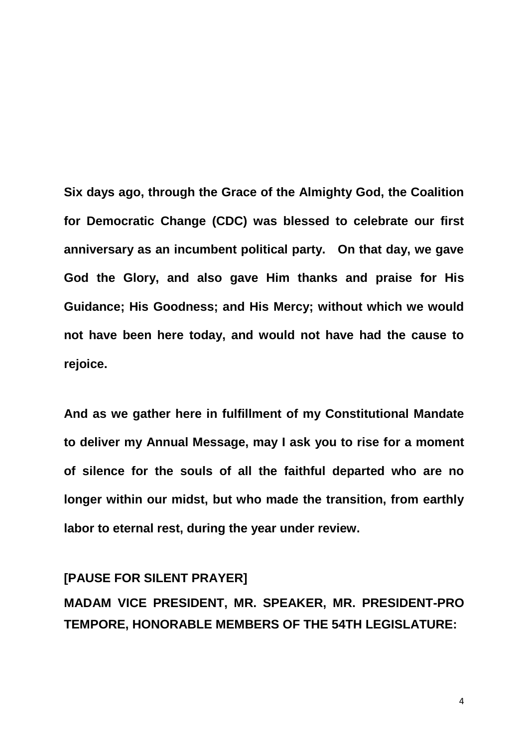**Six days ago, through the Grace of the Almighty God, the Coalition for Democratic Change (CDC) was blessed to celebrate our first anniversary as an incumbent political party. On that day, we gave God the Glory, and also gave Him thanks and praise for His Guidance; His Goodness; and His Mercy; without which we would not have been here today, and would not have had the cause to rejoice.**

**And as we gather here in fulfillment of my Constitutional Mandate to deliver my Annual Message, may I ask you to rise for a moment of silence for the souls of all the faithful departed who are no longer within our midst, but who made the transition, from earthly labor to eternal rest, during the year under review.**

**[PAUSE FOR SILENT PRAYER]**

**MADAM VICE PRESIDENT, MR. SPEAKER, MR. PRESIDENT-PRO TEMPORE, HONORABLE MEMBERS OF THE 54TH LEGISLATURE:**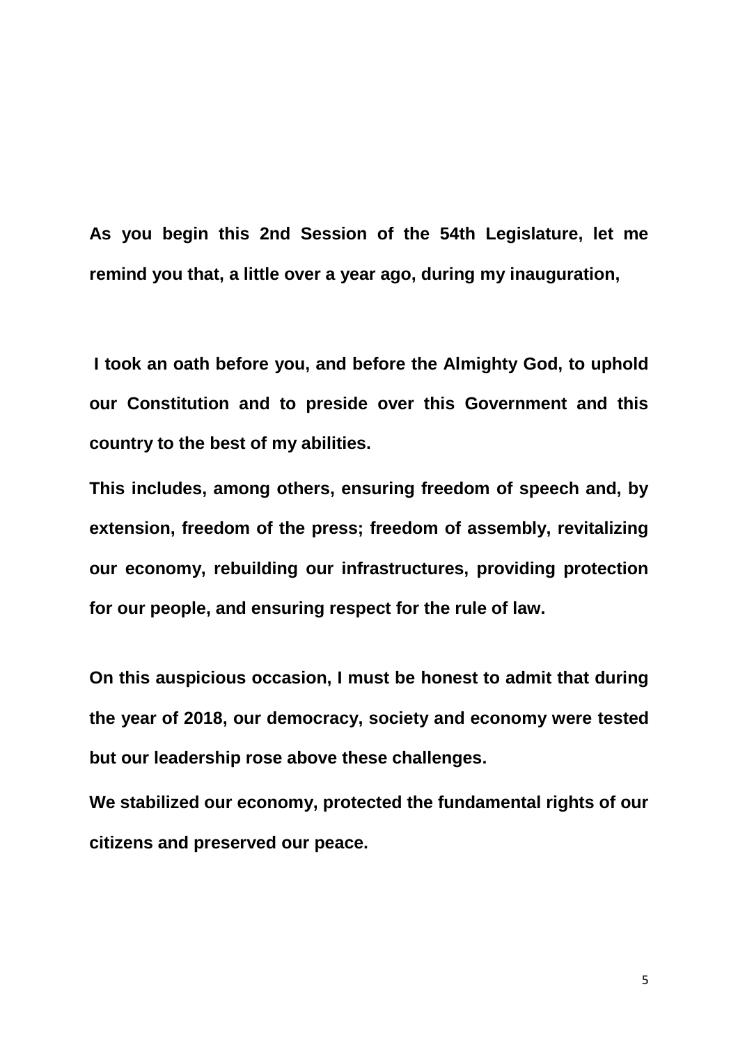**As you begin this 2nd Session of the 54th Legislature, let me remind you that, a little over a year ago, during my inauguration,**

**I took an oath before you, and before the Almighty God, to uphold our Constitution and to preside over this Government and this country to the best of my abilities.**

**This includes, among others, ensuring freedom of speech and, by extension, freedom of the press; freedom of assembly, revitalizing our economy, rebuilding our infrastructures, providing protection for our people, and ensuring respect for the rule of law.**

**On this auspicious occasion, I must be honest to admit that during the year of 2018, our democracy, society and economy were tested but our leadership rose above these challenges.**

**We stabilized our economy, protected the fundamental rights of our citizens and preserved our peace.**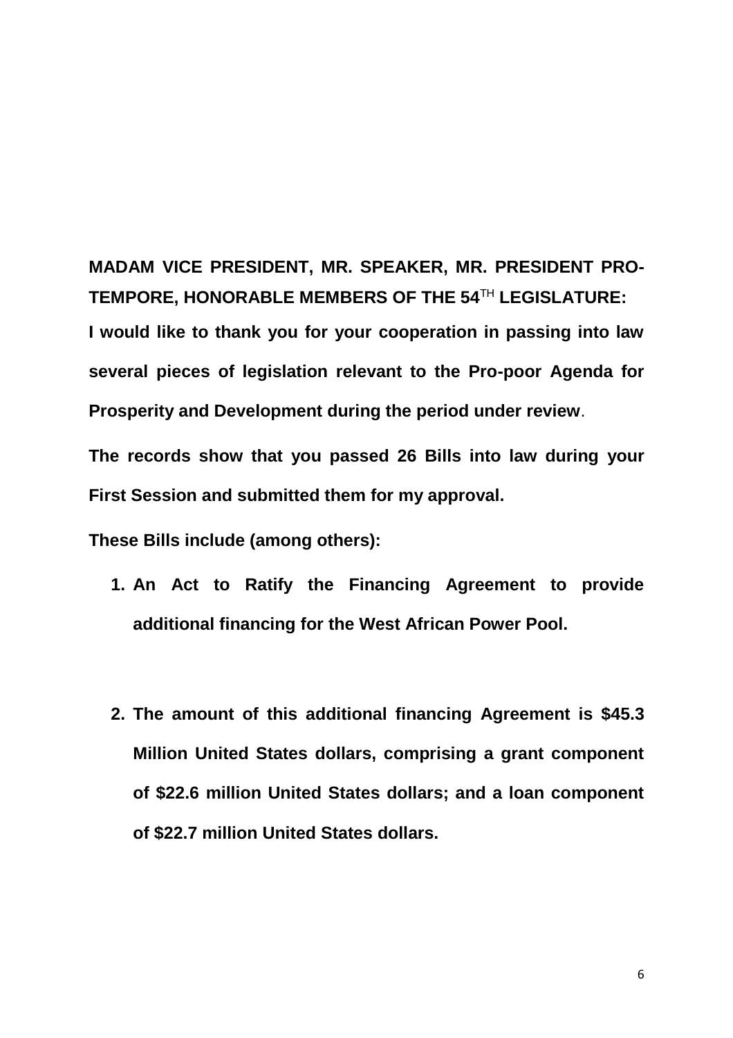**MADAM VICE PRESIDENT, MR. SPEAKER, MR. PRESIDENT PRO-TEMPORE, HONORABLE MEMBERS OF THE 54**[TH] **LEGISLATURE:**

**I would like to thank you for your cooperation in passing into law several pieces of legislation relevant to the Pro-poor Agenda for Prosperity and Development during the period under review**.

**The records show that you passed 26 Bills into law during your First Session and submitted them for my approval.**

**These Bills include (among others):**

1. **An Act to Ratify the Financing Agreement to provide additional financing for the West African Power Pool.**

2. **The amount of this additional financing Agreement is $45.3 Million United States dollars, comprising a grant component of $22.6 million United States dollars; and a loan component of $22.7 million United States dollars.**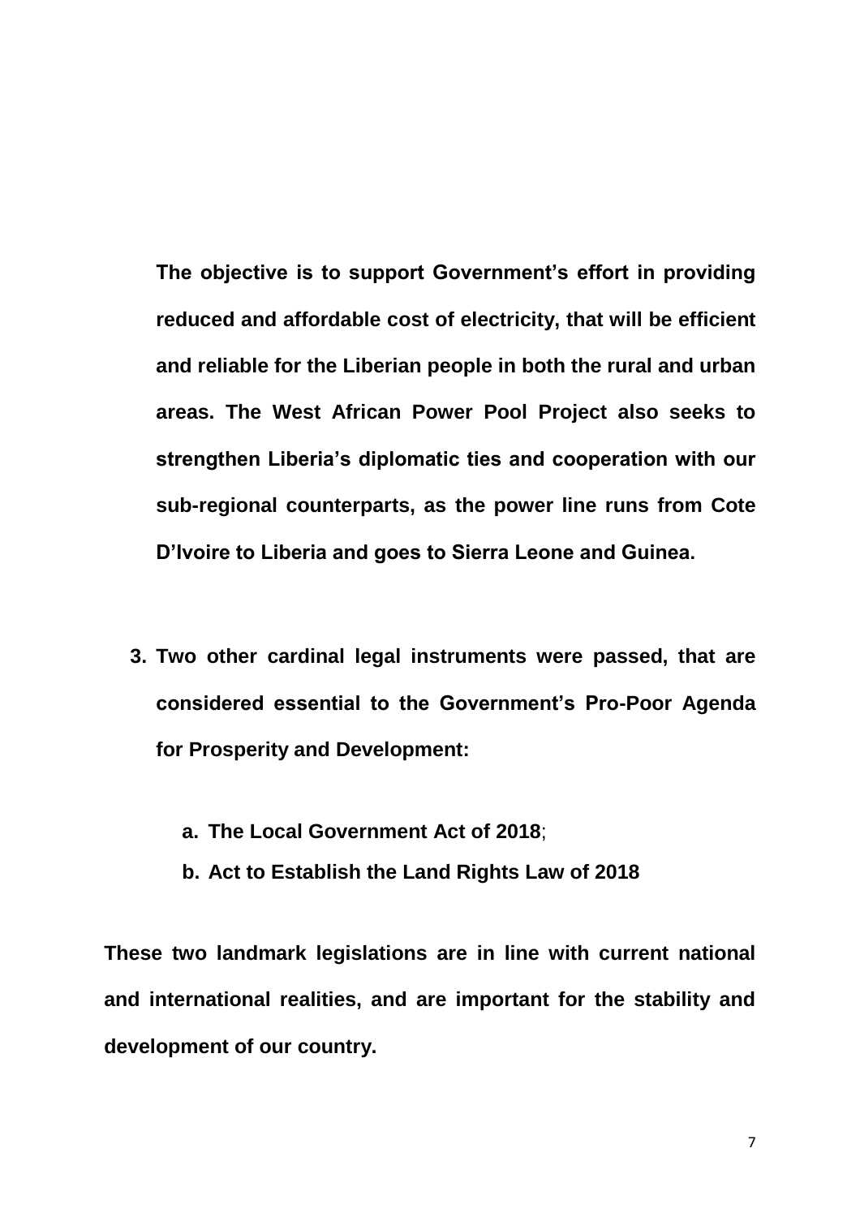**The objective is to support Government's effort in providing reduced and affordable cost of electricity, that will be efficient and reliable for the Liberian people in both the rural and urban areas. The West African Power Pool Project also seeks to strengthen Liberia's diplomatic ties and cooperation with our sub-regional counterparts, as the power line runs from Cote D'Ivoire to Liberia and goes to Sierra Leone and Guinea.**

3. **Two other cardinal legal instruments were passed, that are considered essential to the Government's Pro-Poor Agenda for Prosperity and Development:**

    a. **The Local Government Act of 2018**;
    b. **Act to Establish the Land Rights Law of 2018**

**These two landmark legislations are in line with current national and international realities, and are important for the stability and development of our country.**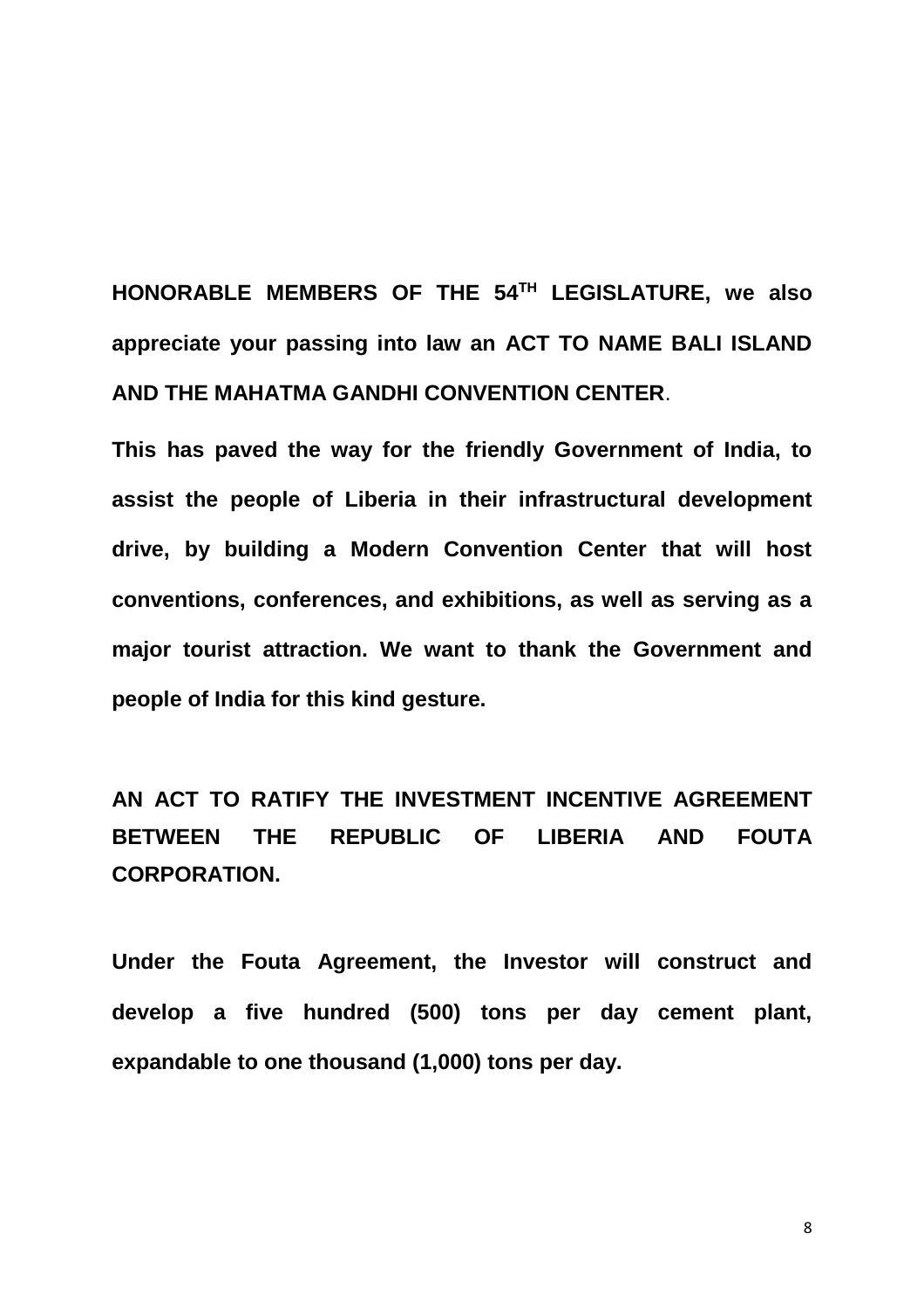**HONORABLE MEMBERS OF THE 54TH LEGISLATURE, we also appreciate your passing into law an ACT TO NAME BALI ISLAND AND THE MAHATMA GANDHI CONVENTION CENTER**.

**This has paved the way for the friendly Government of India, to assist the people of Liberia in their infrastructural development drive, by building a Modern Convention Center that will host conventions, conferences, and exhibitions, as well as serving as a major tourist attraction. We want to thank the Government and people of India for this kind gesture.**

**AN ACT TO RATIFY THE INVESTMENT INCENTIVE AGREEMENT BETWEEN THE REPUBLIC OF LIBERIA AND FOUTA CORPORATION.**

**Under the Fouta Agreement, the Investor will construct and develop a five hundred (500) tons per day cement plant, expandable to one thousand (1,000) tons per day.**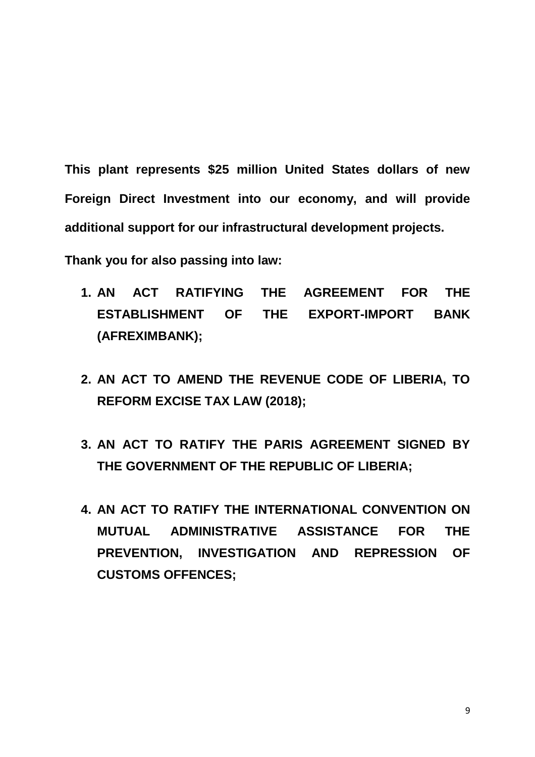**This plant represents $25 million United States dollars of new Foreign Direct Investment into our economy, and will provide additional support for our infrastructural development projects.**

**Thank you for also passing into law:**

1. **AN ACT RATIFYING THE AGREEMENT FOR THE ESTABLISHMENT OF THE EXPORT-IMPORT BANK (AFREXIMBANK);**

2. **AN ACT TO AMEND THE REVENUE CODE OF LIBERIA, TO REFORM EXCISE TAX LAW (2018);**

3. **AN ACT TO RATIFY THE PARIS AGREEMENT SIGNED BY THE GOVERNMENT OF THE REPUBLIC OF LIBERIA;**

4. **AN ACT TO RATIFY THE INTERNATIONAL CONVENTION ON MUTUAL ADMINISTRATIVE ASSISTANCE FOR THE PREVENTION, INVESTIGATION AND REPRESSION OF CUSTOMS OFFENCES;**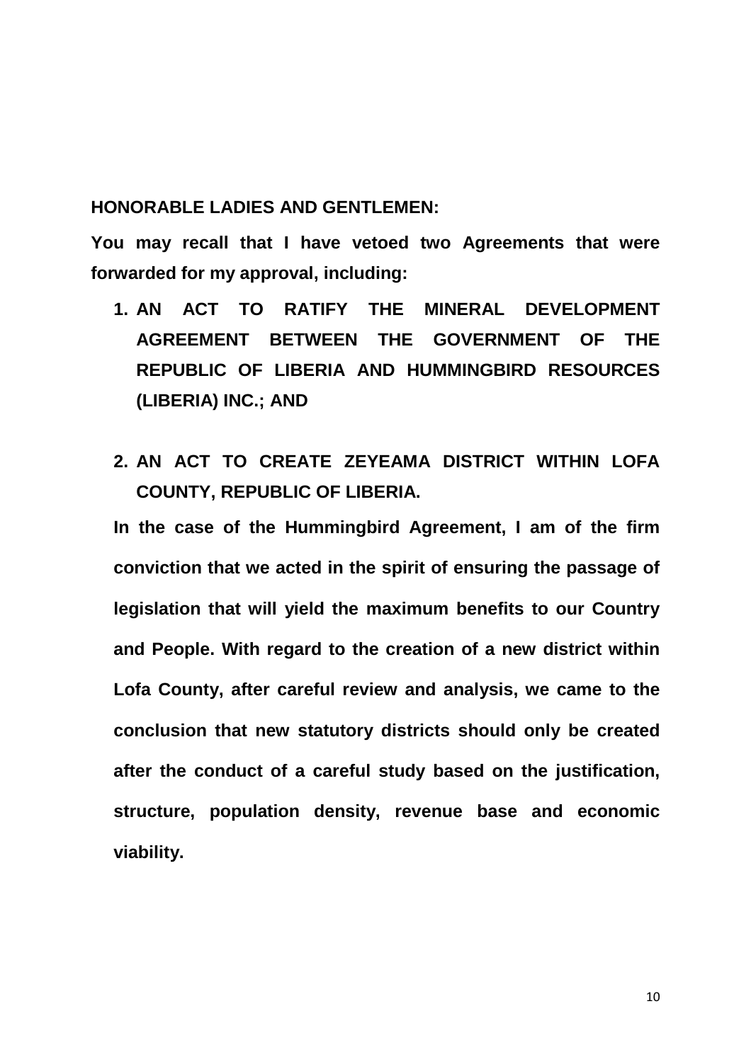**HONORABLE LADIES AND GENTLEMEN:**

**You may recall that I have vetoed two Agreements that were forwarded for my approval, including:**

1. **AN ACT TO RATIFY THE MINERAL DEVELOPMENT AGREEMENT BETWEEN THE GOVERNMENT OF THE REPUBLIC OF LIBERIA AND HUMMINGBIRD RESOURCES (LIBERIA) INC.; AND**

2. **AN ACT TO CREATE ZEYEAMA DISTRICT WITHIN LOFA COUNTY, REPUBLIC OF LIBERIA.**

**In the case of the Hummingbird Agreement, I am of the firm conviction that we acted in the spirit of ensuring the passage of legislation that will yield the maximum benefits to our Country and People. With regard to the creation of a new district within Lofa County, after careful review and analysis, we came to the conclusion that new statutory districts should only be created after the conduct of a careful study based on the justification, structure, population density, revenue base and economic viability.**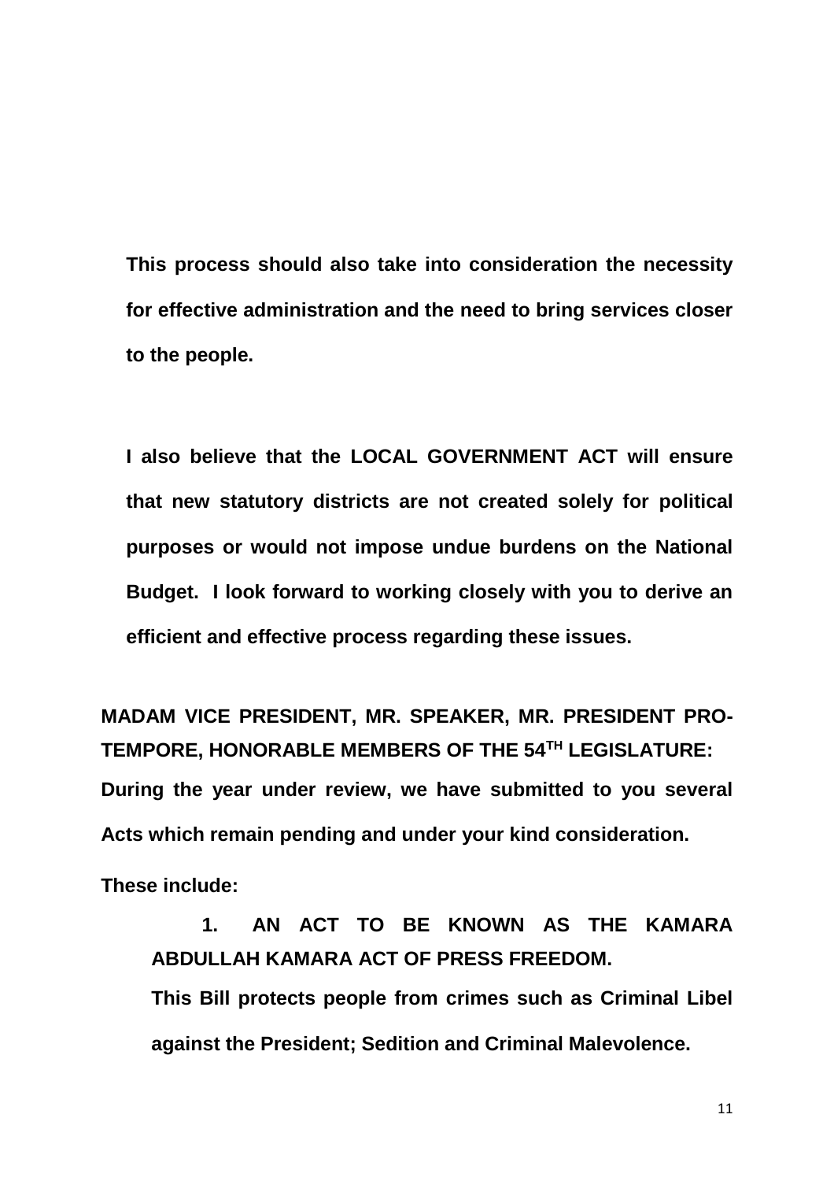**This process should also take into consideration the necessity for effective administration and the need to bring services closer to the people.**

**I also believe that the LOCAL GOVERNMENT ACT will ensure that new statutory districts are not created solely for political purposes or would not impose undue burdens on the National Budget. I look forward to working closely with you to derive an efficient and effective process regarding these issues.**

**MADAM VICE PRESIDENT, MR. SPEAKER, MR. PRESIDENT PRO-TEMPORE, HONORABLE MEMBERS OF THE 54TH LEGISLATURE:**

**During the year under review, we have submitted to you several Acts which remain pending and under your kind consideration.**

**These include:**

1. **AN ACT TO BE KNOWN AS THE KAMARA ABDULLAH KAMARA ACT OF PRESS FREEDOM.**

   **This Bill protects people from crimes such as Criminal Libel against the President; Sedition and Criminal Malevolence.**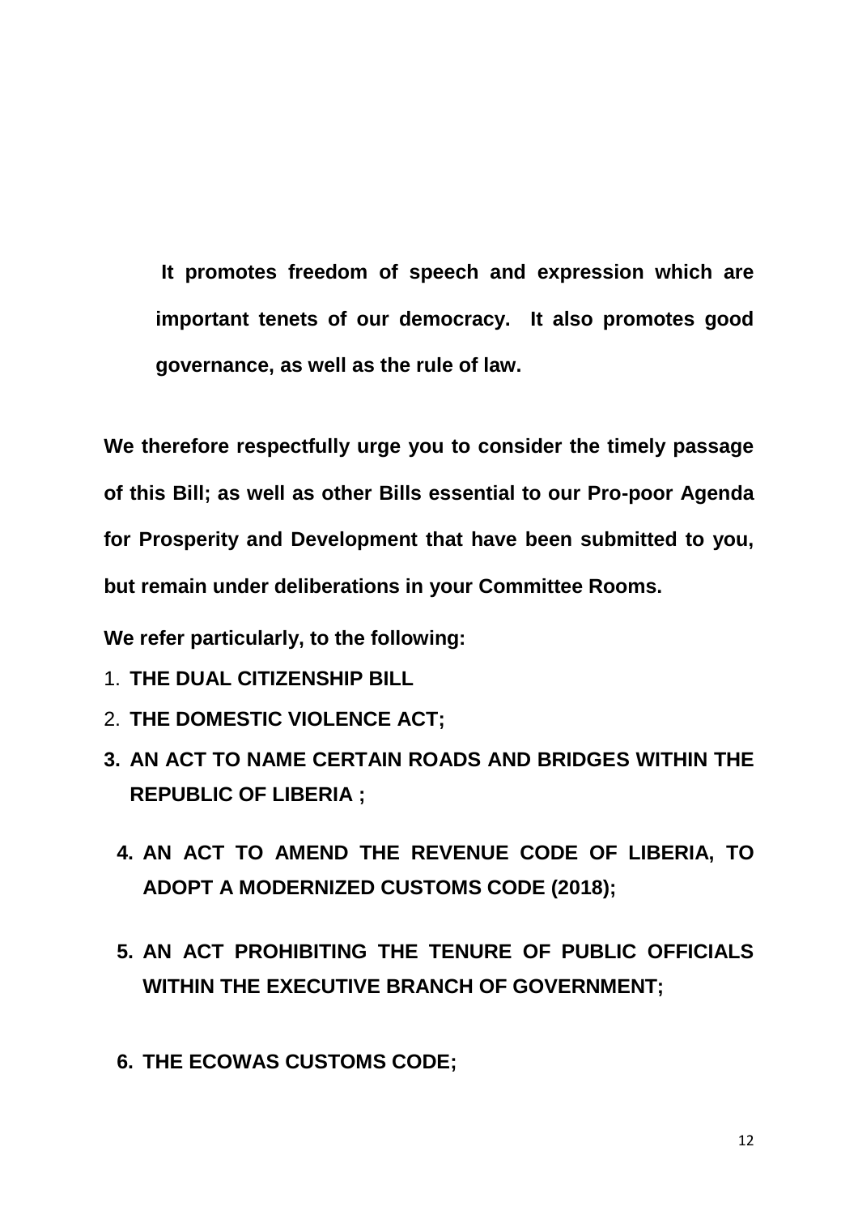**It promotes freedom of speech and expression which are important tenets of our democracy. It also promotes good governance, as well as the rule of law.**

**We therefore respectfully urge you to consider the timely passage of this Bill; as well as other Bills essential to our Pro-poor Agenda for Prosperity and Development that have been submitted to you, but remain under deliberations in your Committee Rooms.**

**We refer particularly, to the following:**

1. **THE DUAL CITIZENSHIP BILL**
2. **THE DOMESTIC VIOLENCE ACT;**
3. **AN ACT TO NAME CERTAIN ROADS AND BRIDGES WITHIN THE REPUBLIC OF LIBERIA ;**
4. **AN ACT TO AMEND THE REVENUE CODE OF LIBERIA, TO ADOPT A MODERNIZED CUSTOMS CODE (2018);**
5. **AN ACT PROHIBITING THE TENURE OF PUBLIC OFFICIALS WITHIN THE EXECUTIVE BRANCH OF GOVERNMENT;**
6. **THE ECOWAS CUSTOMS CODE;**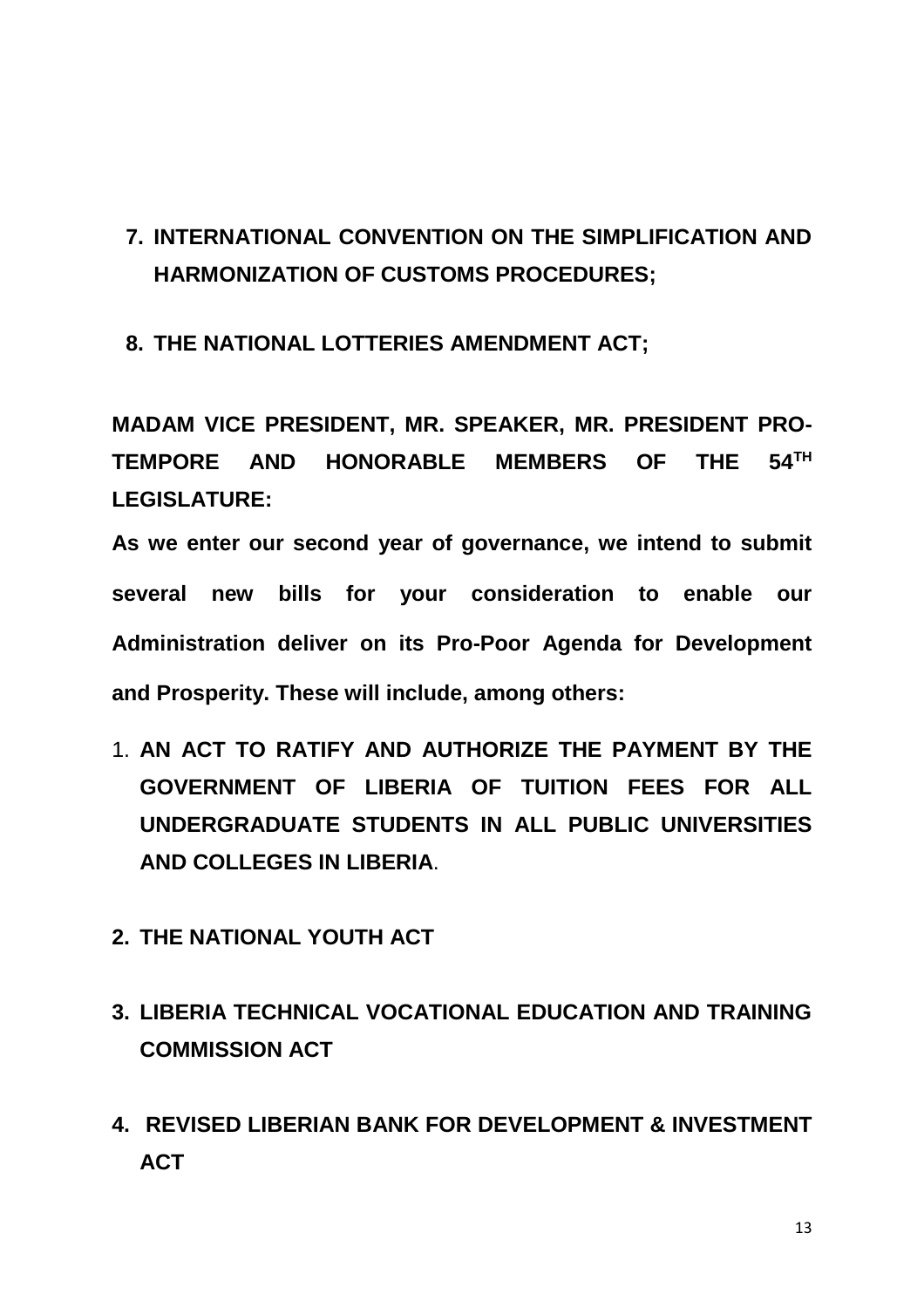7. **INTERNATIONAL CONVENTION ON THE SIMPLIFICATION AND HARMONIZATION OF CUSTOMS PROCEDURES;**

8. **THE NATIONAL LOTTERIES AMENDMENT ACT;**

**MADAM VICE PRESIDENT, MR. SPEAKER, MR. PRESIDENT PRO-TEMPORE AND HONORABLE MEMBERS OF THE 54TH LEGISLATURE:**

**As we enter our second year of governance, we intend to submit several new bills for your consideration to enable our Administration deliver on its Pro-Poor Agenda for Development and Prosperity. These will include, among others:**

1. **AN ACT TO RATIFY AND AUTHORIZE THE PAYMENT BY THE GOVERNMENT OF LIBERIA OF TUITION FEES FOR ALL UNDERGRADUATE STUDENTS IN ALL PUBLIC UNIVERSITIES AND COLLEGES IN LIBERIA**.

2. **THE NATIONAL YOUTH ACT**

3. **LIBERIA TECHNICAL VOCATIONAL EDUCATION AND TRAINING COMMISSION ACT**

4. **REVISED LIBERIAN BANK FOR DEVELOPMENT & INVESTMENT ACT**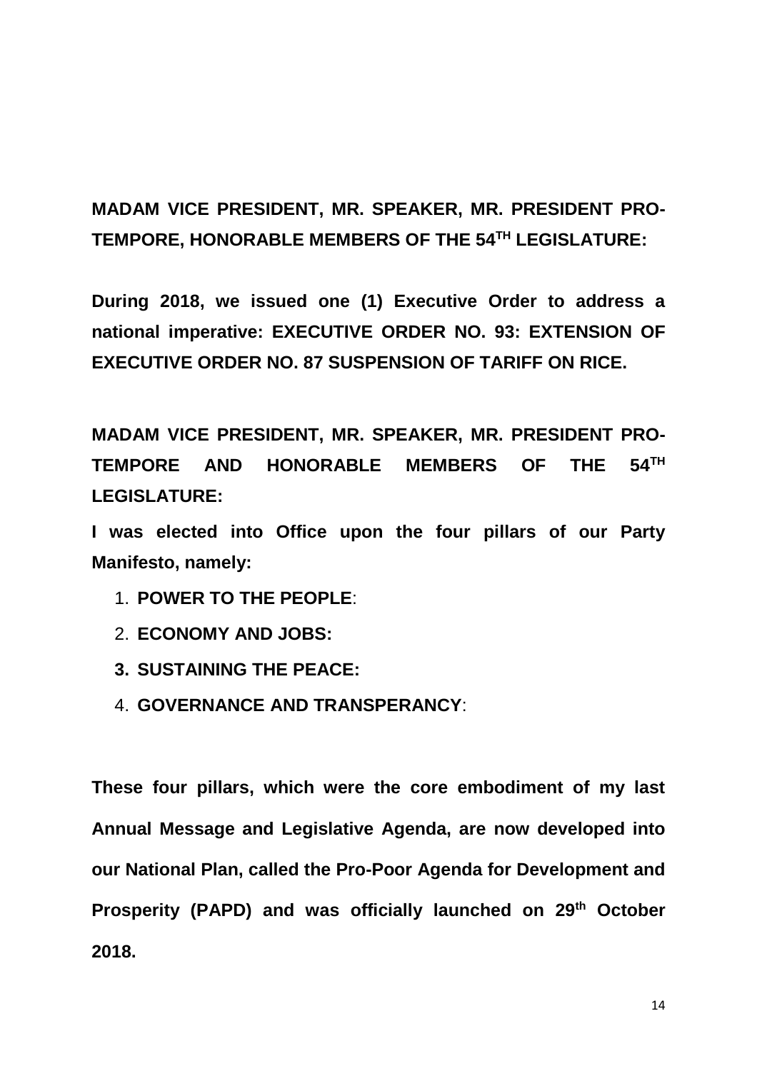**MADAM VICE PRESIDENT, MR. SPEAKER, MR. PRESIDENT PRO-TEMPORE, HONORABLE MEMBERS OF THE 54TH LEGISLATURE:**

**During 2018, we issued one (1) Executive Order to address a national imperative: EXECUTIVE ORDER NO. 93: EXTENSION OF EXECUTIVE ORDER NO. 87 SUSPENSION OF TARIFF ON RICE.**

**MADAM VICE PRESIDENT, MR. SPEAKER, MR. PRESIDENT PRO-TEMPORE AND HONORABLE MEMBERS OF THE 54TH LEGISLATURE:**

**I was elected into Office upon the four pillars of our Party Manifesto, namely:**

1. **POWER TO THE PEOPLE**:
2. **ECONOMY AND JOBS:**
3. **SUSTAINING THE PEACE:**
4. **GOVERNANCE AND TRANSPERANCY**:

**These four pillars, which were the core embodiment of my last Annual Message and Legislative Agenda, are now developed into our National Plan, called the Pro-Poor Agenda for Development and Prosperity (PAPD) and was officially launched on 29th October 2018.**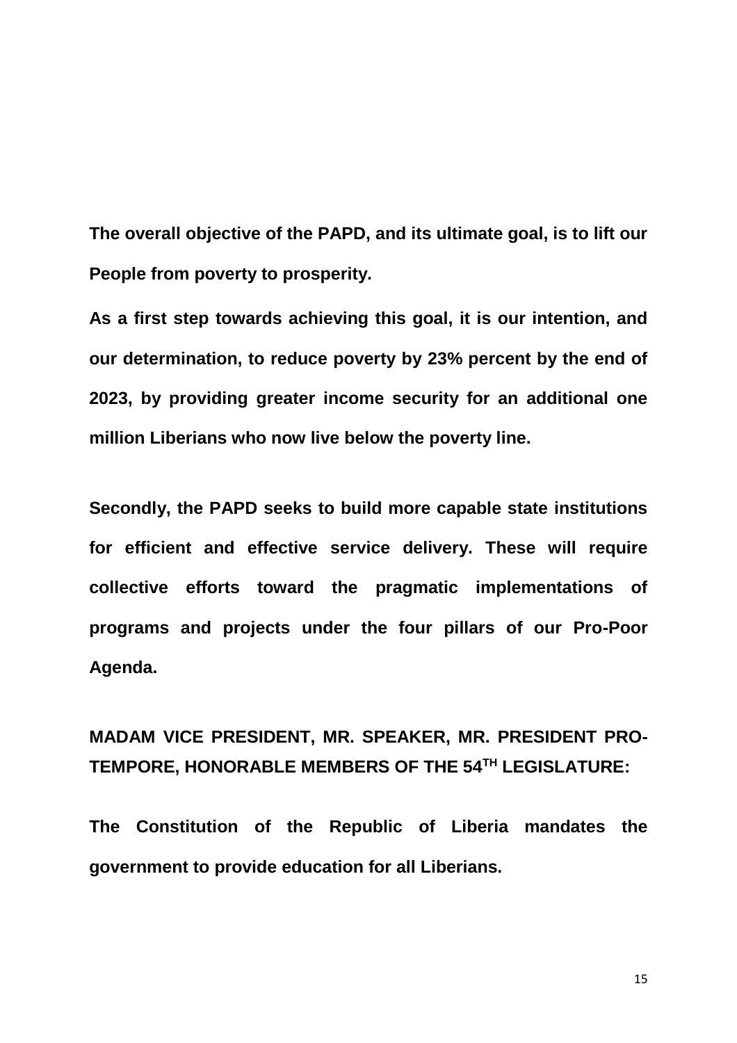**The overall objective of the PAPD, and its ultimate goal, is to lift our People from poverty to prosperity.**

**As a first step towards achieving this goal, it is our intention, and our determination, to reduce poverty by 23% percent by the end of 2023, by providing greater income security for an additional one million Liberians who now live below the poverty line.**

**Secondly, the PAPD seeks to build more capable state institutions for efficient and effective service delivery. These will require collective efforts toward the pragmatic implementations of programs and projects under the four pillars of our Pro-Poor Agenda.**

**MADAM VICE PRESIDENT, MR. SPEAKER, MR. PRESIDENT PRO-TEMPORE, HONORABLE MEMBERS OF THE 54TH LEGISLATURE:**

**The Constitution of the Republic of Liberia mandates the government to provide education for all Liberians.**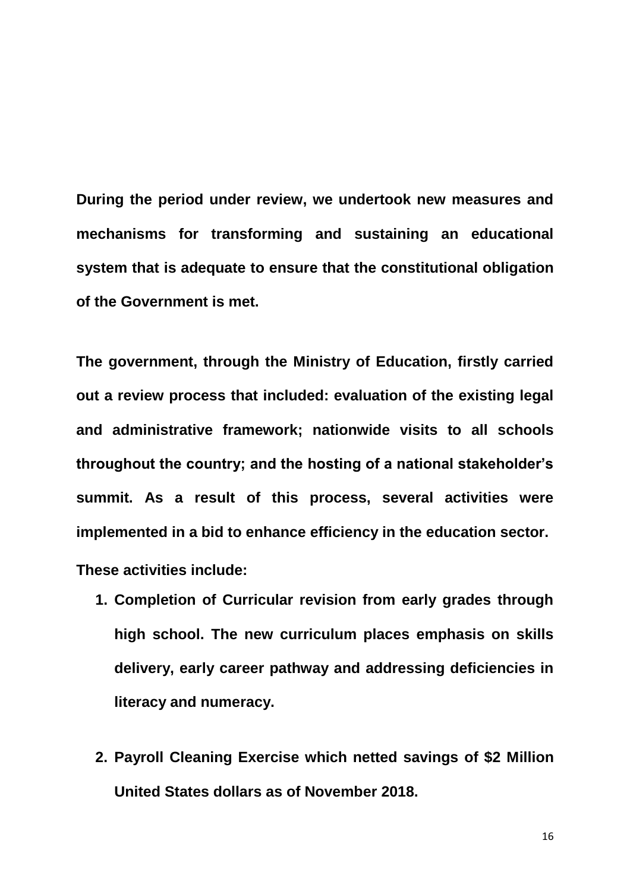**During the period under review, we undertook new measures and mechanisms for transforming and sustaining an educational system that is adequate to ensure that the constitutional obligation of the Government is met.**

**The government, through the Ministry of Education, firstly carried out a review process that included: evaluation of the existing legal and administrative framework; nationwide visits to all schools throughout the country; and the hosting of a national stakeholder's summit. As a result of this process, several activities were implemented in a bid to enhance efficiency in the education sector.**

**These activities include:**

1. **Completion of Curricular revision from early grades through high school. The new curriculum places emphasis on skills delivery, early career pathway and addressing deficiencies in literacy and numeracy.**

2. **Payroll Cleaning Exercise which netted savings of $2 Million United States dollars as of November 2018.**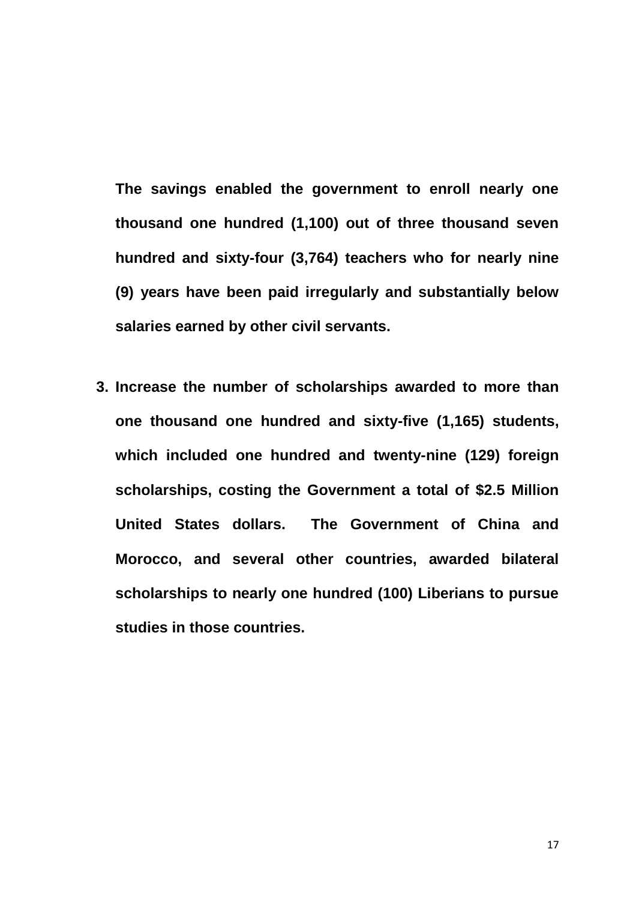**The savings enabled the government to enroll nearly one thousand one hundred (1,100) out of three thousand seven hundred and sixty-four (3,764) teachers who for nearly nine (9) years have been paid irregularly and substantially below salaries earned by other civil servants.**

3. **Increase the number of scholarships awarded to more than one thousand one hundred and sixty-five (1,165) students, which included one hundred and twenty-nine (129) foreign scholarships, costing the Government a total of $2.5 Million United States dollars. The Government of China and Morocco, and several other countries, awarded bilateral scholarships to nearly one hundred (100) Liberians to pursue studies in those countries.**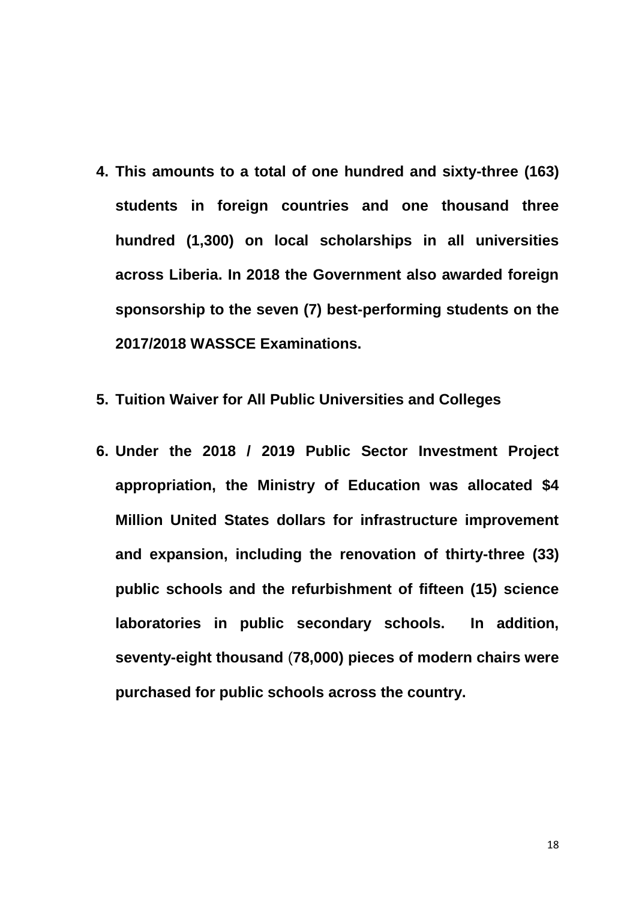4. **This amounts to a total of one hundred and sixty-three (163) students in foreign countries and one thousand three hundred (1,300) on local scholarships in all universities across Liberia. In 2018 the Government also awarded foreign sponsorship to the seven (7) best-performing students on the 2017/2018 WASSCE Examinations.**

5. **Tuition Waiver for All Public Universities and Colleges**

6. **Under the 2018 / 2019 Public Sector Investment Project appropriation, the Ministry of Education was allocated $4 Million United States dollars for infrastructure improvement and expansion, including the renovation of thirty-three (33) public schools and the refurbishment of fifteen (15) science laboratories in public secondary schools. In addition, seventy-eight thousand (78,000) pieces of modern chairs were purchased for public schools across the country.**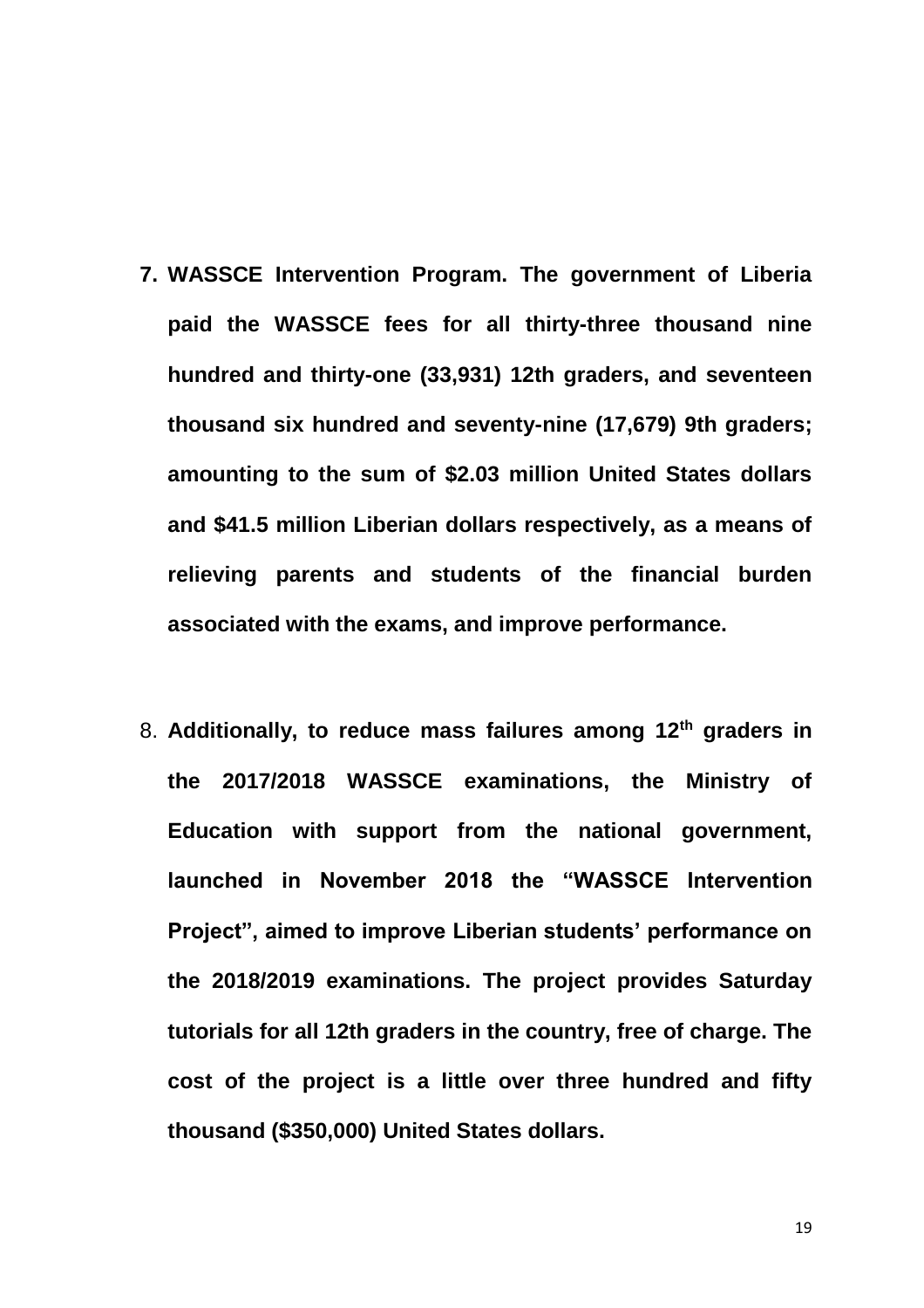7. **WASSCE Intervention Program. The government of Liberia paid the WASSCE fees for all thirty-three thousand nine hundred and thirty-one (33,931) 12th graders, and seventeen thousand six hundred and seventy-nine (17,679) 9th graders; amounting to the sum of $2.03 million United States dollars and $41.5 million Liberian dollars respectively, as a means of relieving parents and students of the financial burden associated with the exams, and improve performance.**

8. **Additionally, to reduce mass failures among 12th graders in the 2017/2018 WASSCE examinations, the Ministry of Education with support from the national government, launched in November 2018 the "WASSCE Intervention Project", aimed to improve Liberian students' performance on the 2018/2019 examinations. The project provides Saturday tutorials for all 12th graders in the country, free of charge. The cost of the project is a little over three hundred and fifty thousand ($350,000) United States dollars.**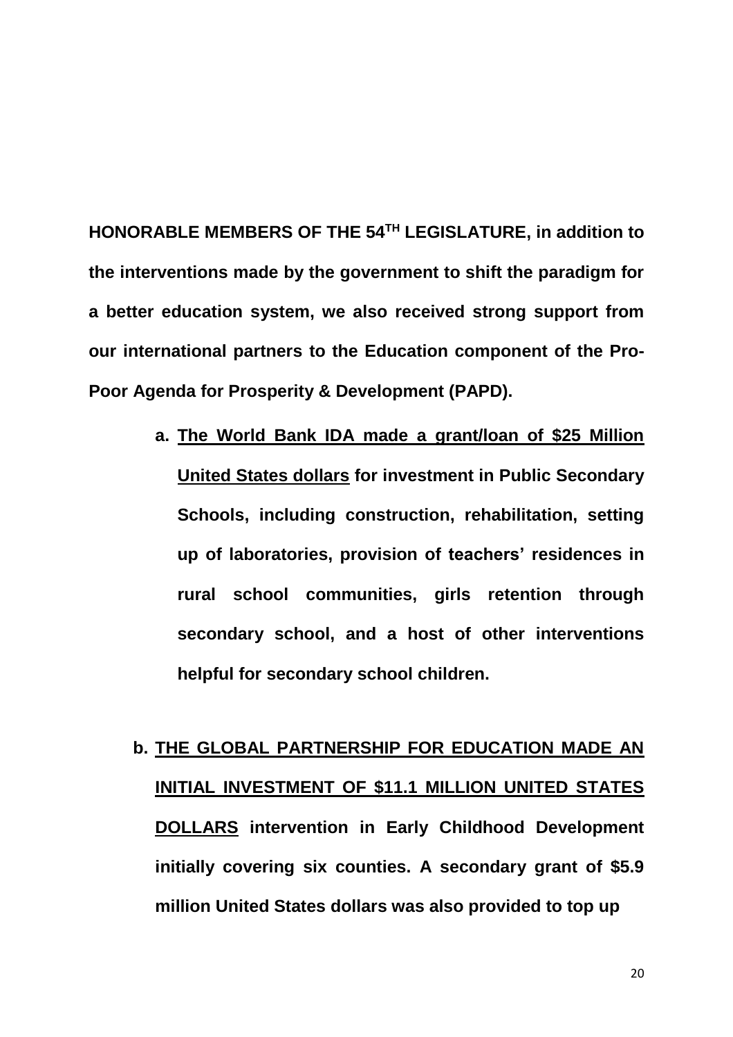**HONORABLE MEMBERS OF THE 54TH LEGISLATURE, in addition to the interventions made by the government to shift the paradigm for a better education system, we also received strong support from our international partners to the Education component of the Pro-Poor Agenda for Prosperity & Development (PAPD).**

a. **<u>The World Bank IDA made a grant/loan of $25 Million United States dollars</u> for investment in Public Secondary Schools, including construction, rehabilitation, setting up of laboratories, provision of teachers' residences in rural school communities, girls retention through secondary school, and a host of other interventions helpful for secondary school children.**

b. **<u>THE GLOBAL PARTNERSHIP FOR EDUCATION MADE AN INITIAL INVESTMENT OF $11.1 MILLION UNITED STATES DOLLARS</u> intervention in Early Childhood Development initially covering six counties. A secondary grant of $5.9 million United States dollars was also provided to top up**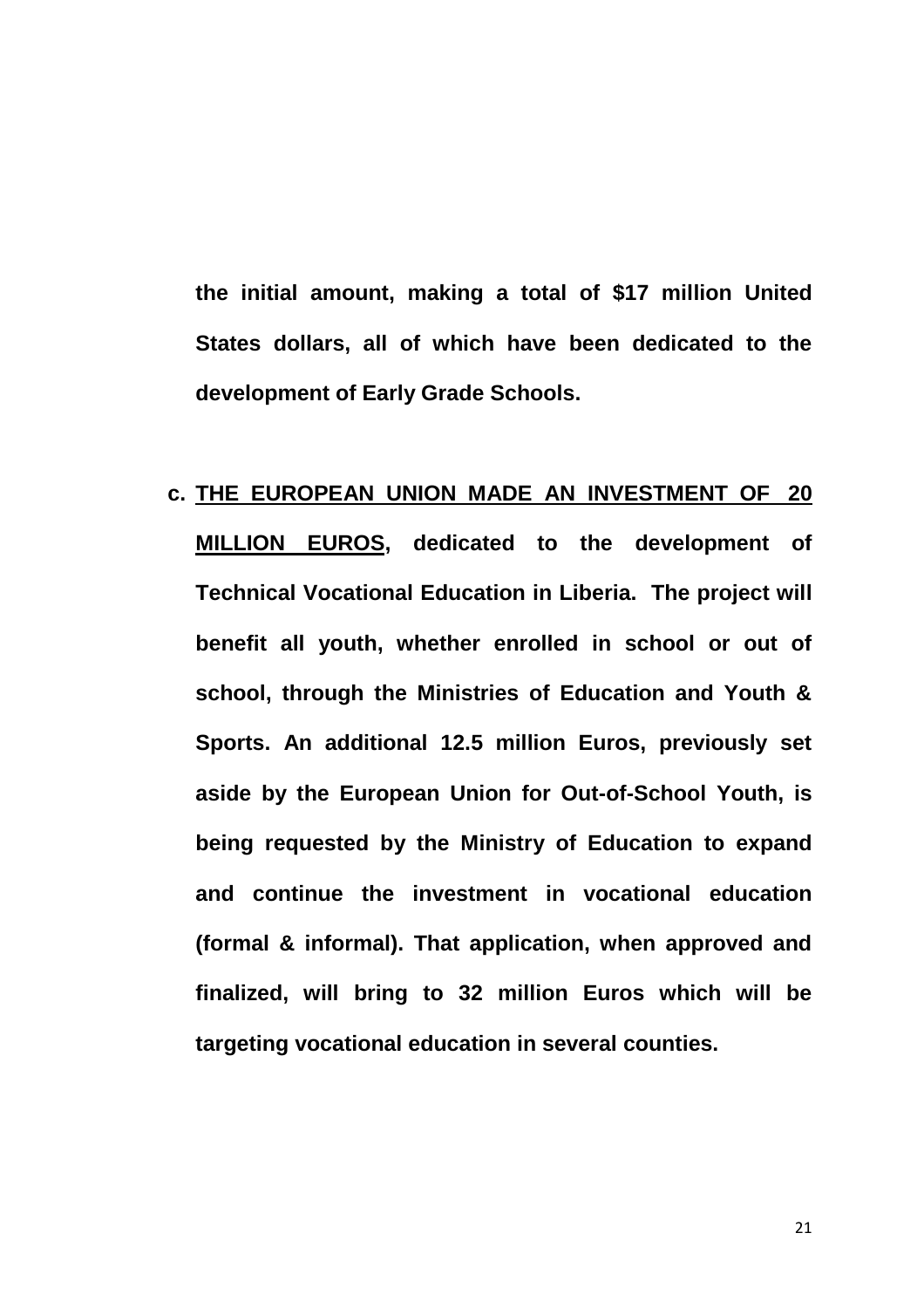**the initial amount, making a total of $17 million United States dollars, all of which have been dedicated to the development of Early Grade Schools.**

c. **<u>THE EUROPEAN UNION MADE AN INVESTMENT OF 20 MILLION EUROS</u>, dedicated to the development of Technical Vocational Education in Liberia. The project will benefit all youth, whether enrolled in school or out of school, through the Ministries of Education and Youth & Sports. An additional 12.5 million Euros, previously set aside by the European Union for Out-of-School Youth, is being requested by the Ministry of Education to expand and continue the investment in vocational education (formal & informal). That application, when approved and finalized, will bring to 32 million Euros which will be targeting vocational education in several counties.**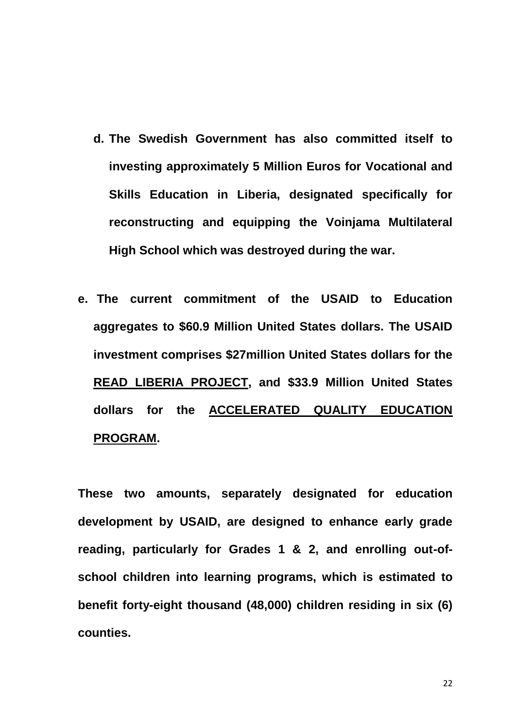d. **The Swedish Government has also committed itself to investing approximately 5 Million Euros for Vocational and Skills Education in Liberia, designated specifically for reconstructing and equipping the Voinjama Multilateral High School which was destroyed during the war.**

e. **The current commitment of the USAID to Education aggregates to $60.9 Million United States dollars. The USAID investment comprises $27million United States dollars for the <u>READ LIBERIA PROJECT</u>, and $33.9 Million United States dollars for the <u>ACCELERATED QUALITY EDUCATION PROGRAM</u>.**

**These two amounts, separately designated for education development by USAID, are designed to enhance early grade reading, particularly for Grades 1 & 2, and enrolling out-of-school children into learning programs, which is estimated to benefit forty-eight thousand (48,000) children residing in six (6) counties.**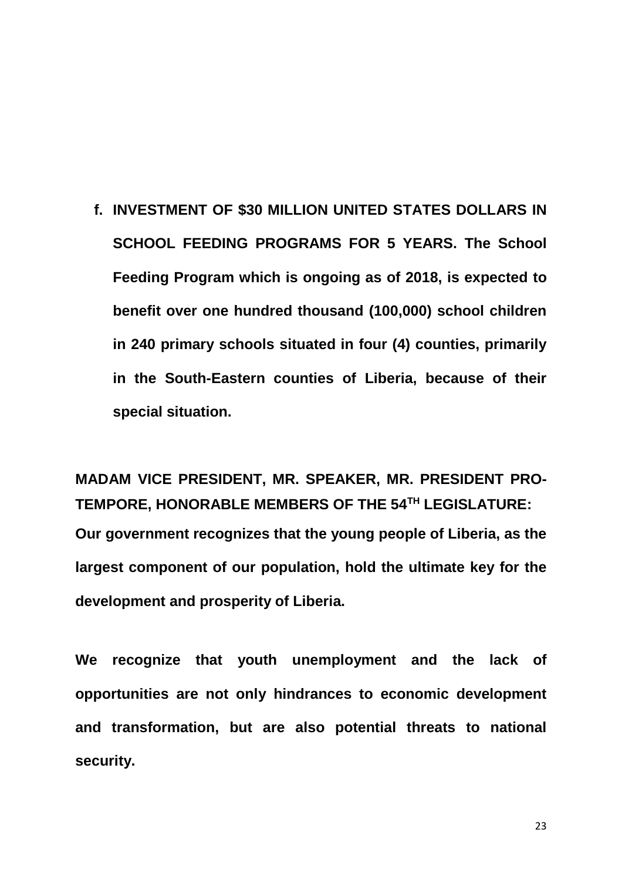f. **INVESTMENT OF $30 MILLION UNITED STATES DOLLARS IN SCHOOL FEEDING PROGRAMS FOR 5 YEARS. The School Feeding Program which is ongoing as of 2018, is expected to benefit over one hundred thousand (100,000) school children in 240 primary schools situated in four (4) counties, primarily in the South-Eastern counties of Liberia, because of their special situation.**

**MADAM VICE PRESIDENT, MR. SPEAKER, MR. PRESIDENT PRO-TEMPORE, HONORABLE MEMBERS OF THE 54TH LEGISLATURE:**

**Our government recognizes that the young people of Liberia, as the largest component of our population, hold the ultimate key for the development and prosperity of Liberia.**

**We recognize that youth unemployment and the lack of opportunities are not only hindrances to economic development and transformation, but are also potential threats to national security.**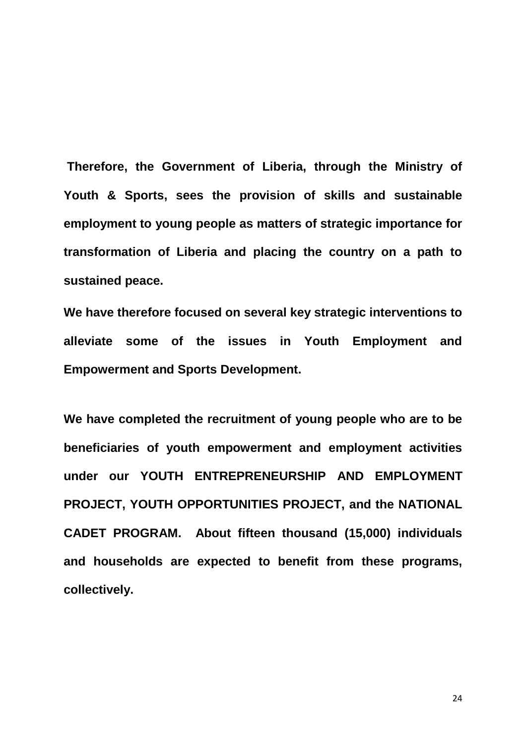**Therefore, the Government of Liberia, through the Ministry of Youth & Sports, sees the provision of skills and sustainable employment to young people as matters of strategic importance for transformation of Liberia and placing the country on a path to sustained peace.**

**We have therefore focused on several key strategic interventions to alleviate some of the issues in Youth Employment and Empowerment and Sports Development.**

**We have completed the recruitment of young people who are to be beneficiaries of youth empowerment and employment activities under our YOUTH ENTREPRENEURSHIP AND EMPLOYMENT PROJECT, YOUTH OPPORTUNITIES PROJECT, and the NATIONAL CADET PROGRAM. About fifteen thousand (15,000) individuals and households are expected to benefit from these programs, collectively.**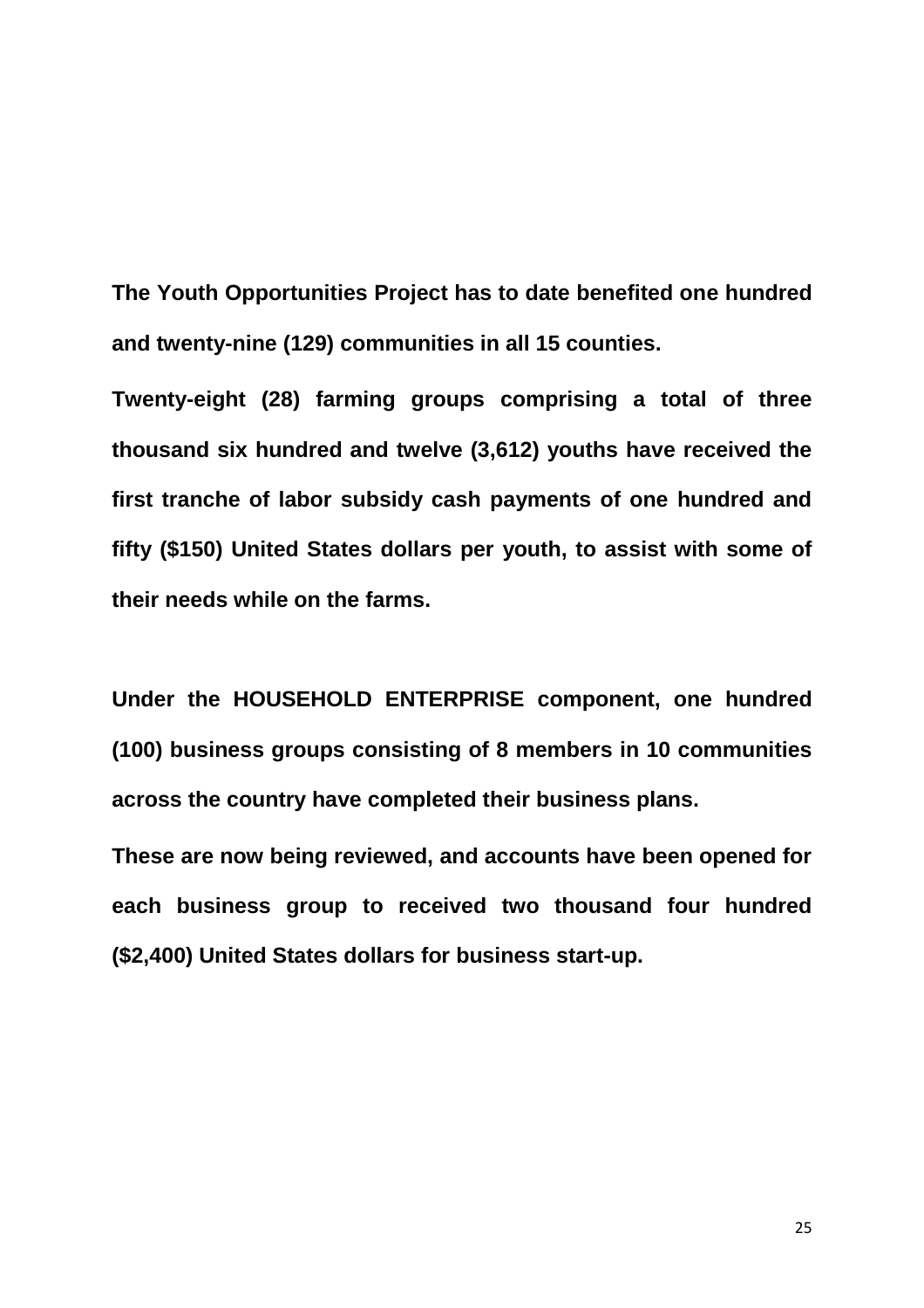**The Youth Opportunities Project has to date benefited one hundred and twenty-nine (129) communities in all 15 counties.**

**Twenty-eight (28) farming groups comprising a total of three thousand six hundred and twelve (3,612) youths have received the first tranche of labor subsidy cash payments of one hundred and fifty ($150) United States dollars per youth, to assist with some of their needs while on the farms.**

**Under the HOUSEHOLD ENTERPRISE component, one hundred (100) business groups consisting of 8 members in 10 communities across the country have completed their business plans.**

**These are now being reviewed, and accounts have been opened for each business group to received two thousand four hundred ($2,400) United States dollars for business start-up.**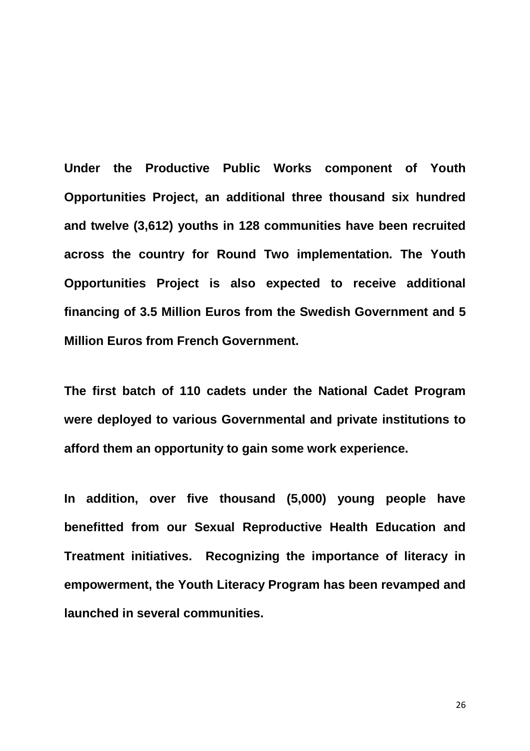**Under the Productive Public Works component of Youth Opportunities Project, an additional three thousand six hundred and twelve (3,612) youths in 128 communities have been recruited across the country for Round Two implementation. The Youth Opportunities Project is also expected to receive additional financing of 3.5 Million Euros from the Swedish Government and 5 Million Euros from French Government.**

**The first batch of 110 cadets under the National Cadet Program were deployed to various Governmental and private institutions to afford them an opportunity to gain some work experience.**

**In addition, over five thousand (5,000) young people have benefitted from our Sexual Reproductive Health Education and Treatment initiatives. Recognizing the importance of literacy in empowerment, the Youth Literacy Program has been revamped and launched in several communities.**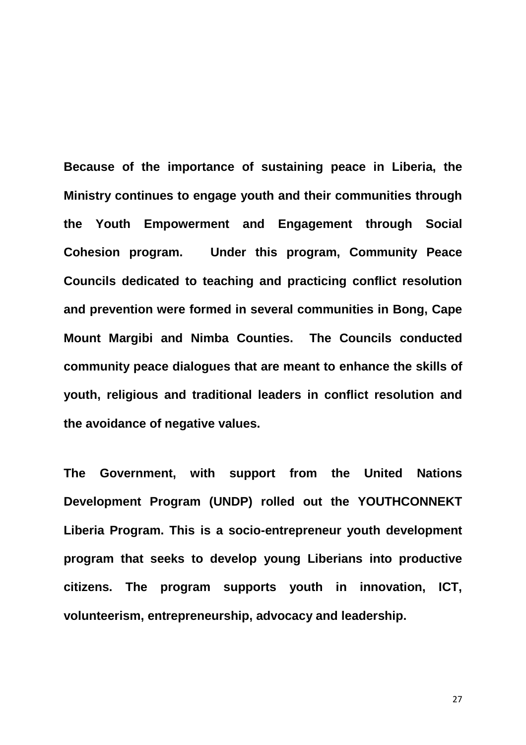**Because of the importance of sustaining peace in Liberia, the Ministry continues to engage youth and their communities through the Youth Empowerment and Engagement through Social Cohesion program. Under this program, Community Peace Councils dedicated to teaching and practicing conflict resolution and prevention were formed in several communities in Bong, Cape Mount Margibi and Nimba Counties. The Councils conducted community peace dialogues that are meant to enhance the skills of youth, religious and traditional leaders in conflict resolution and the avoidance of negative values.**

**The Government, with support from the United Nations Development Program (UNDP) rolled out the YOUTHCONNEKT Liberia Program. This is a socio-entrepreneur youth development program that seeks to develop young Liberians into productive citizens. The program supports youth in innovation, ICT, volunteerism, entrepreneurship, advocacy and leadership.**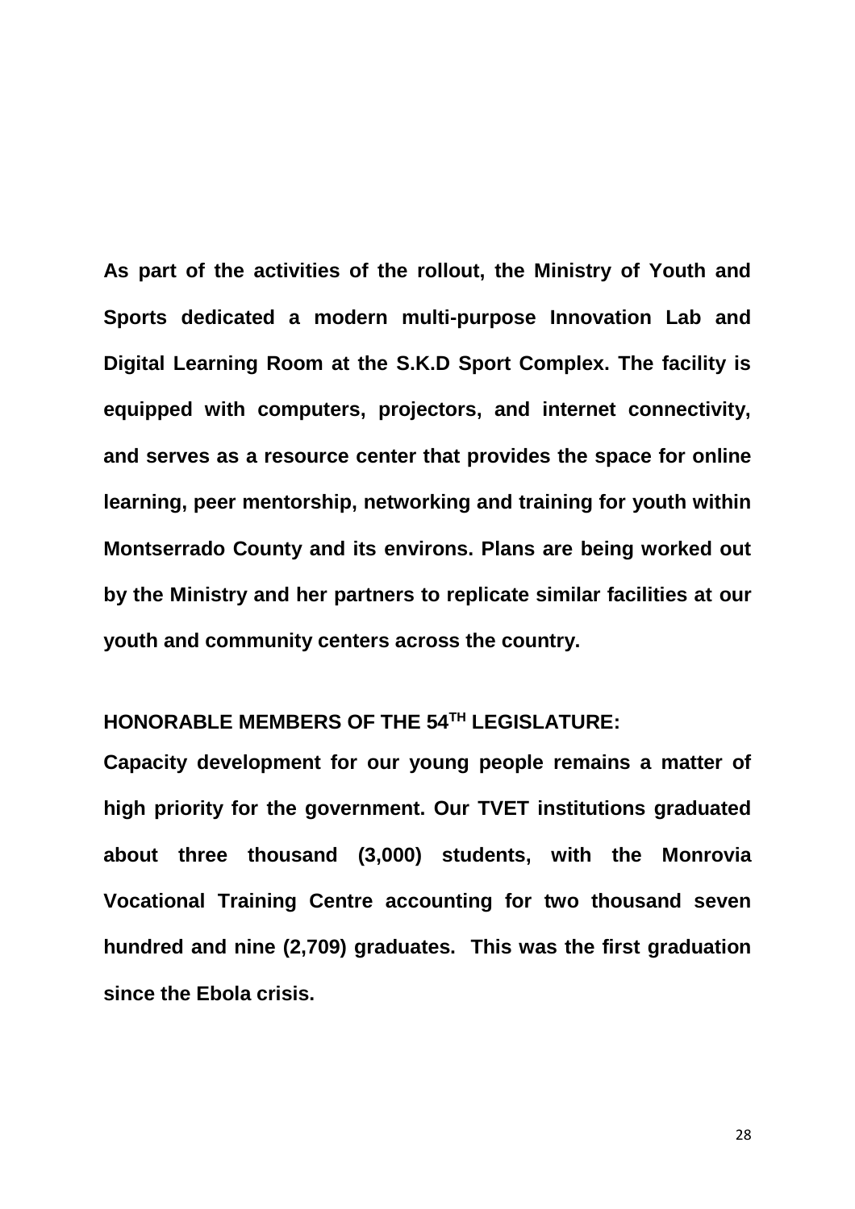**As part of the activities of the rollout, the Ministry of Youth and Sports dedicated a modern multi-purpose Innovation Lab and Digital Learning Room at the S.K.D Sport Complex. The facility is equipped with computers, projectors, and internet connectivity, and serves as a resource center that provides the space for online learning, peer mentorship, networking and training for youth within Montserrado County and its environs. Plans are being worked out by the Ministry and her partners to replicate similar facilities at our youth and community centers across the country.**

**HONORABLE MEMBERS OF THE 54TH LEGISLATURE:**

**Capacity development for our young people remains a matter of high priority for the government. Our TVET institutions graduated about three thousand (3,000) students, with the Monrovia Vocational Training Centre accounting for two thousand seven hundred and nine (2,709) graduates. This was the first graduation since the Ebola crisis.**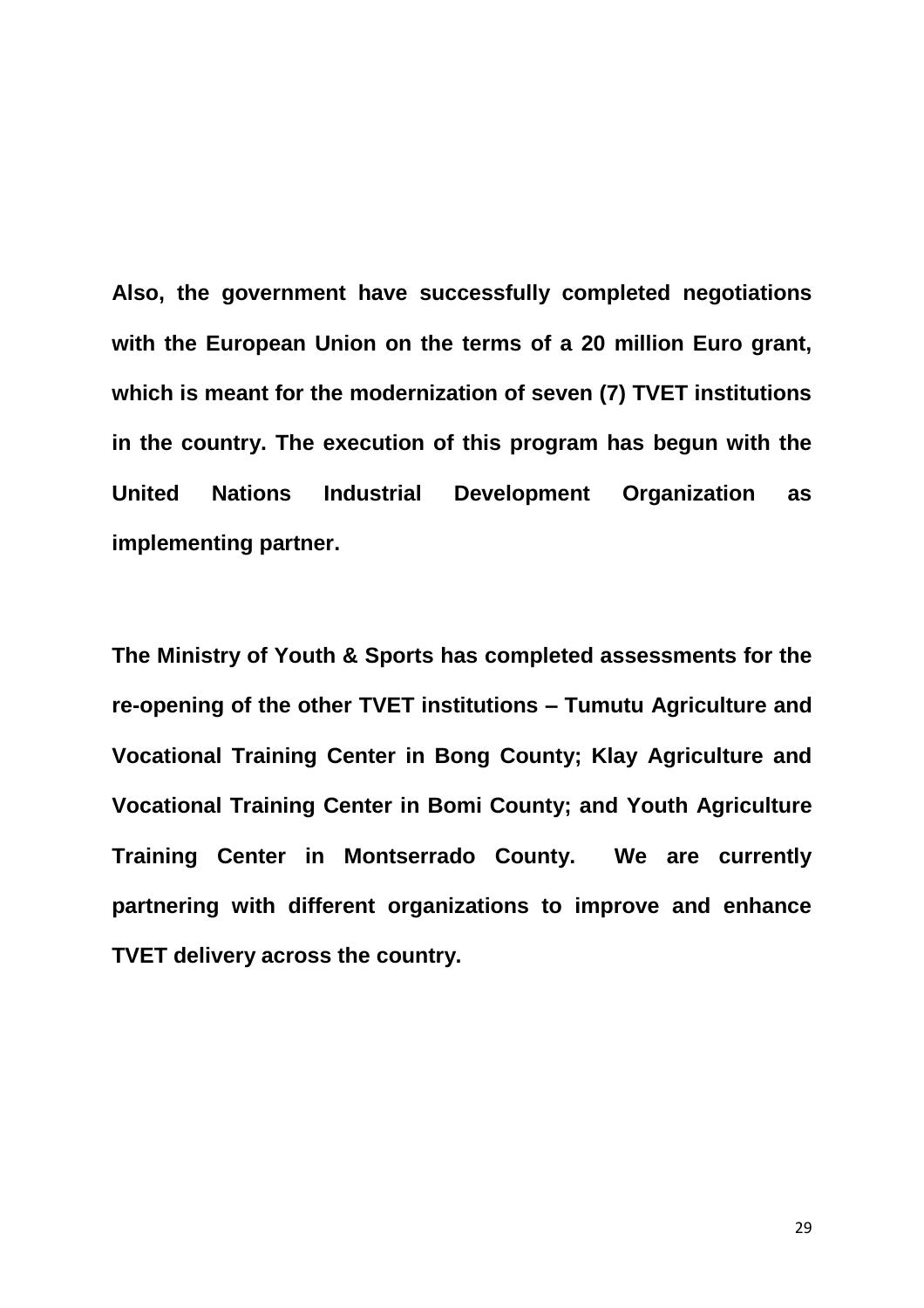**Also, the government have successfully completed negotiations with the European Union on the terms of a 20 million Euro grant, which is meant for the modernization of seven (7) TVET institutions in the country. The execution of this program has begun with the United Nations Industrial Development Organization as implementing partner.**

**The Ministry of Youth & Sports has completed assessments for the re-opening of the other TVET institutions – Tumutu Agriculture and Vocational Training Center in Bong County; Klay Agriculture and Vocational Training Center in Bomi County; and Youth Agriculture Training Center in Montserrado County. We are currently partnering with different organizations to improve and enhance TVET delivery across the country.**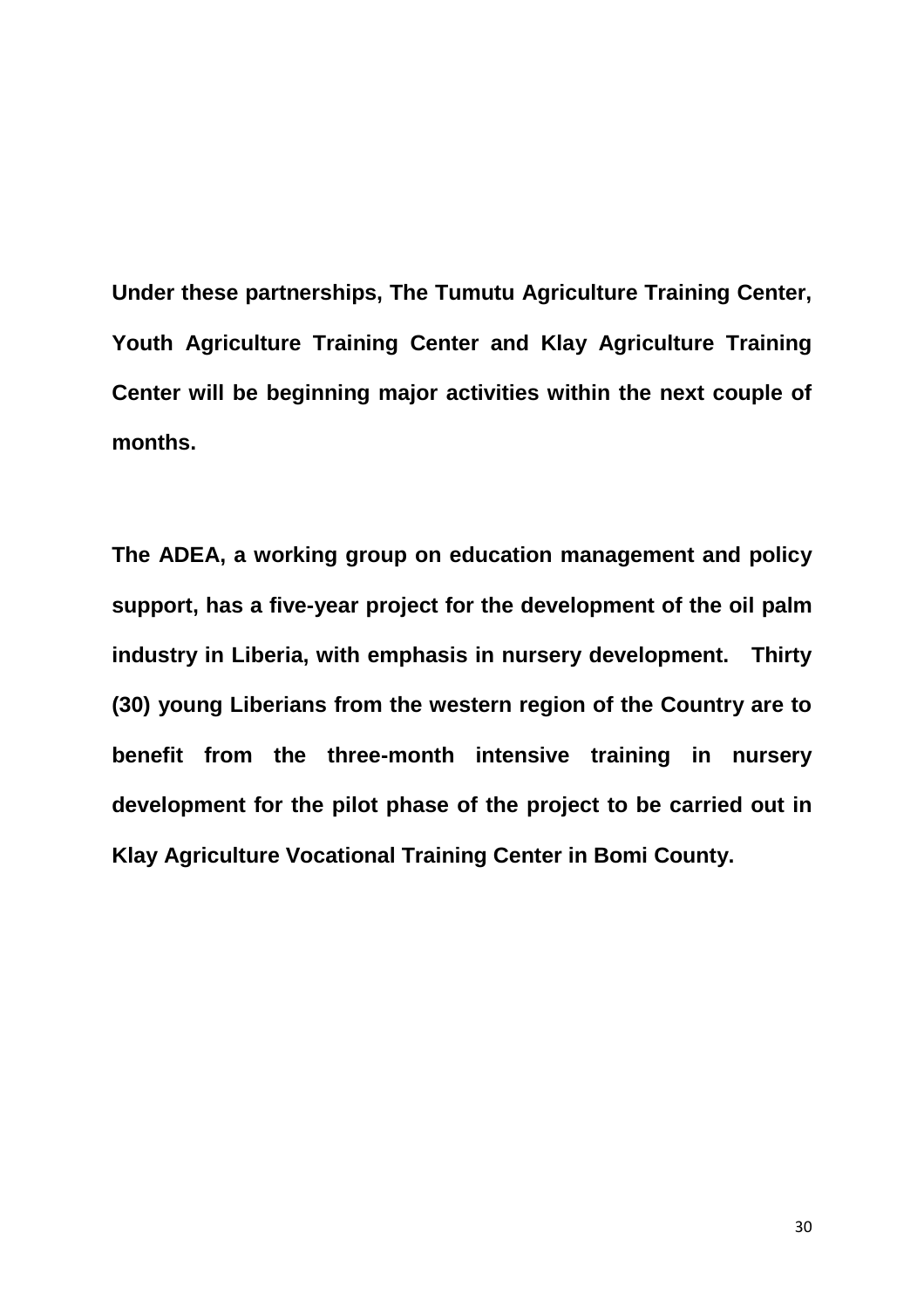**Under these partnerships, The Tumutu Agriculture Training Center, Youth Agriculture Training Center and Klay Agriculture Training Center will be beginning major activities within the next couple of months.**

**The ADEA, a working group on education management and policy support, has a five-year project for the development of the oil palm industry in Liberia, with emphasis in nursery development. Thirty (30) young Liberians from the western region of the Country are to benefit from the three-month intensive training in nursery development for the pilot phase of the project to be carried out in Klay Agriculture Vocational Training Center in Bomi County.**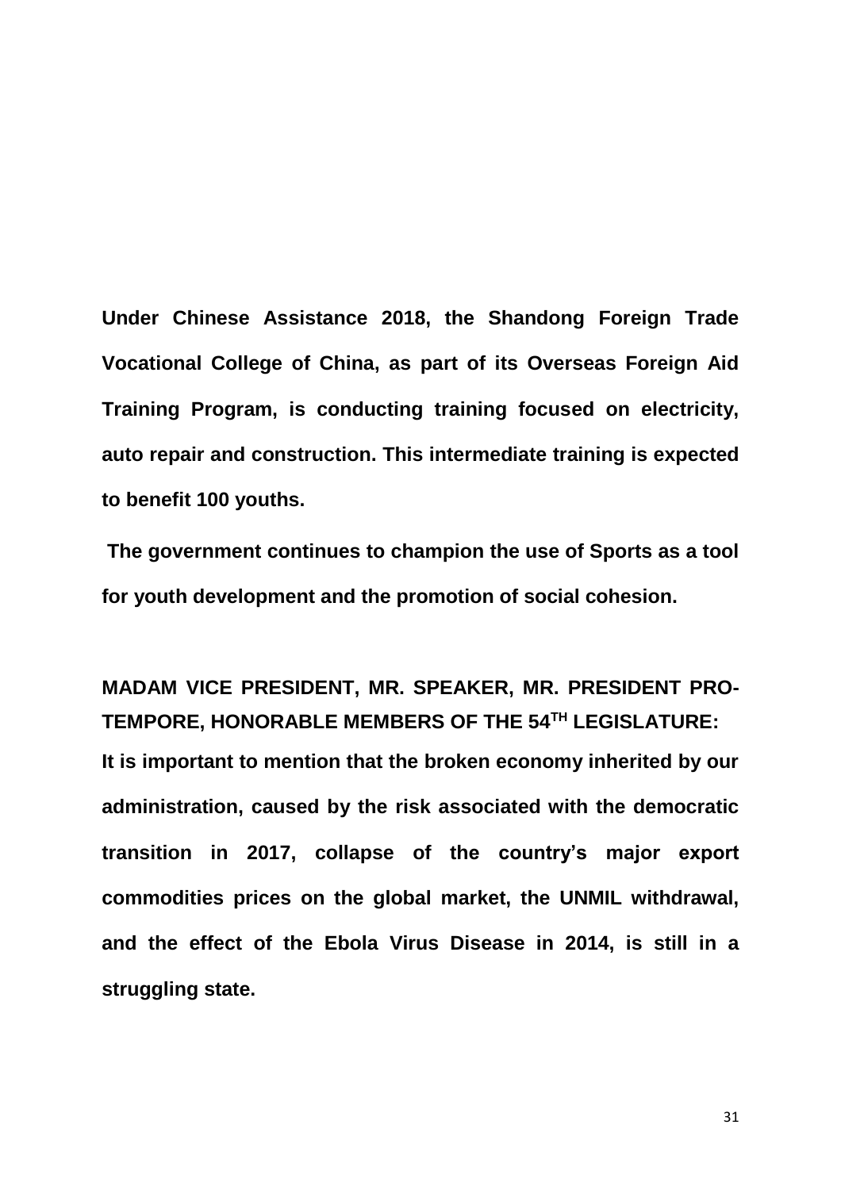**Under Chinese Assistance 2018, the Shandong Foreign Trade Vocational College of China, as part of its Overseas Foreign Aid Training Program, is conducting training focused on electricity, auto repair and construction. This intermediate training is expected to benefit 100 youths.**

**The government continues to champion the use of Sports as a tool for youth development and the promotion of social cohesion.**

**MADAM VICE PRESIDENT, MR. SPEAKER, MR. PRESIDENT PRO-TEMPORE, HONORABLE MEMBERS OF THE 54TH LEGISLATURE:**

**It is important to mention that the broken economy inherited by our administration, caused by the risk associated with the democratic transition in 2017, collapse of the country's major export commodities prices on the global market, the UNMIL withdrawal, and the effect of the Ebola Virus Disease in 2014, is still in a struggling state.**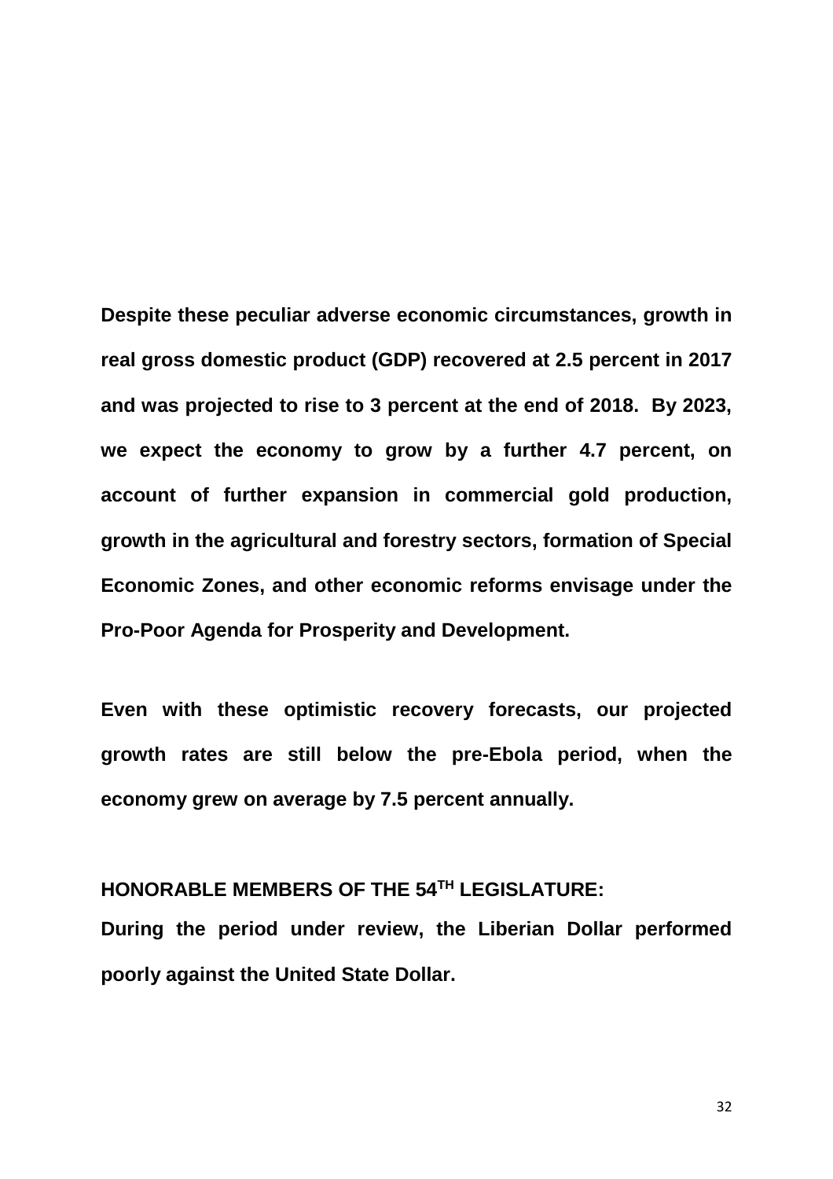**Despite these peculiar adverse economic circumstances, growth in real gross domestic product (GDP) recovered at 2.5 percent in 2017 and was projected to rise to 3 percent at the end of 2018. By 2023, we expect the economy to grow by a further 4.7 percent, on account of further expansion in commercial gold production, growth in the agricultural and forestry sectors, formation of Special Economic Zones, and other economic reforms envisage under the Pro-Poor Agenda for Prosperity and Development.**

**Even with these optimistic recovery forecasts, our projected growth rates are still below the pre-Ebola period, when the economy grew on average by 7.5 percent annually.**

**HONORABLE MEMBERS OF THE 54TH LEGISLATURE:**

**During the period under review, the Liberian Dollar performed poorly against the United State Dollar.**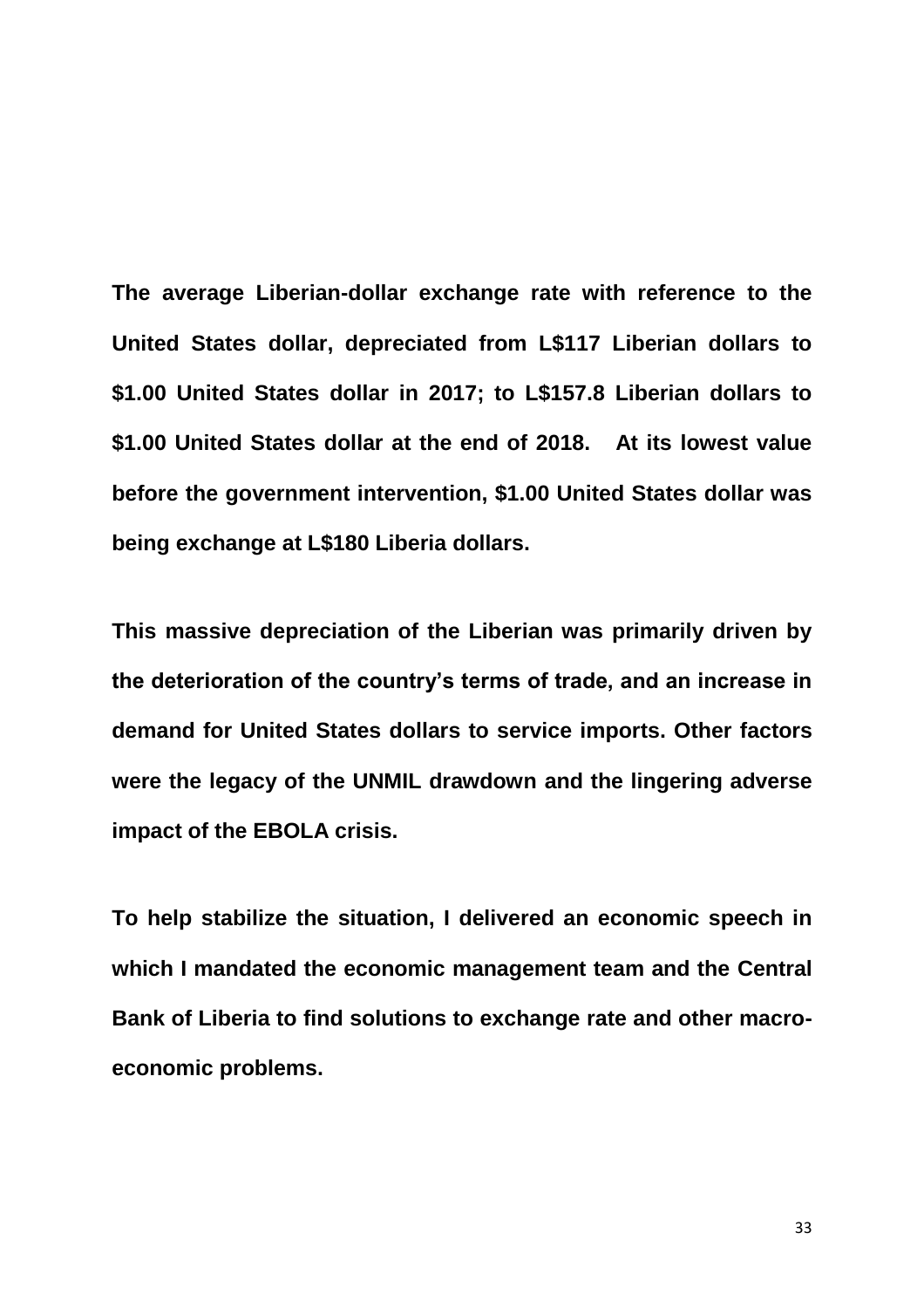**The average Liberian-dollar exchange rate with reference to the United States dollar, depreciated from L$117 Liberian dollars to $1.00 United States dollar in 2017; to L$157.8 Liberian dollars to $1.00 United States dollar at the end of 2018. At its lowest value before the government intervention, $1.00 United States dollar was being exchange at L$180 Liberia dollars.**

**This massive depreciation of the Liberian was primarily driven by the deterioration of the country's terms of trade, and an increase in demand for United States dollars to service imports. Other factors were the legacy of the UNMIL drawdown and the lingering adverse impact of the EBOLA crisis.**

**To help stabilize the situation, I delivered an economic speech in which I mandated the economic management team and the Central Bank of Liberia to find solutions to exchange rate and other macro-economic problems.**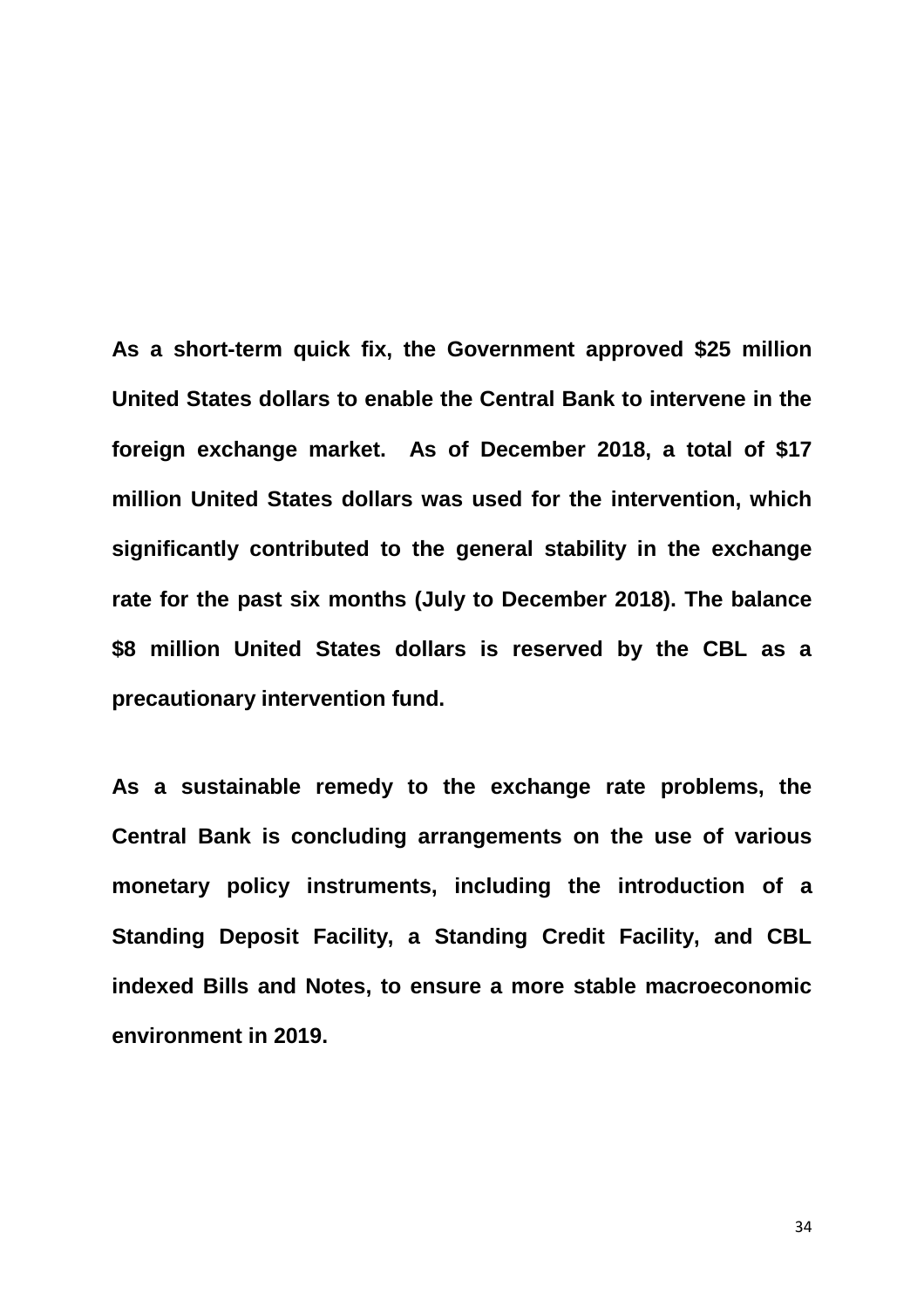**As a short-term quick fix, the Government approved $25 million United States dollars to enable the Central Bank to intervene in the foreign exchange market. As of December 2018, a total of $17 million United States dollars was used for the intervention, which significantly contributed to the general stability in the exchange rate for the past six months (July to December 2018). The balance $8 million United States dollars is reserved by the CBL as a precautionary intervention fund.**

**As a sustainable remedy to the exchange rate problems, the Central Bank is concluding arrangements on the use of various monetary policy instruments, including the introduction of a Standing Deposit Facility, a Standing Credit Facility, and CBL indexed Bills and Notes, to ensure a more stable macroeconomic environment in 2019.**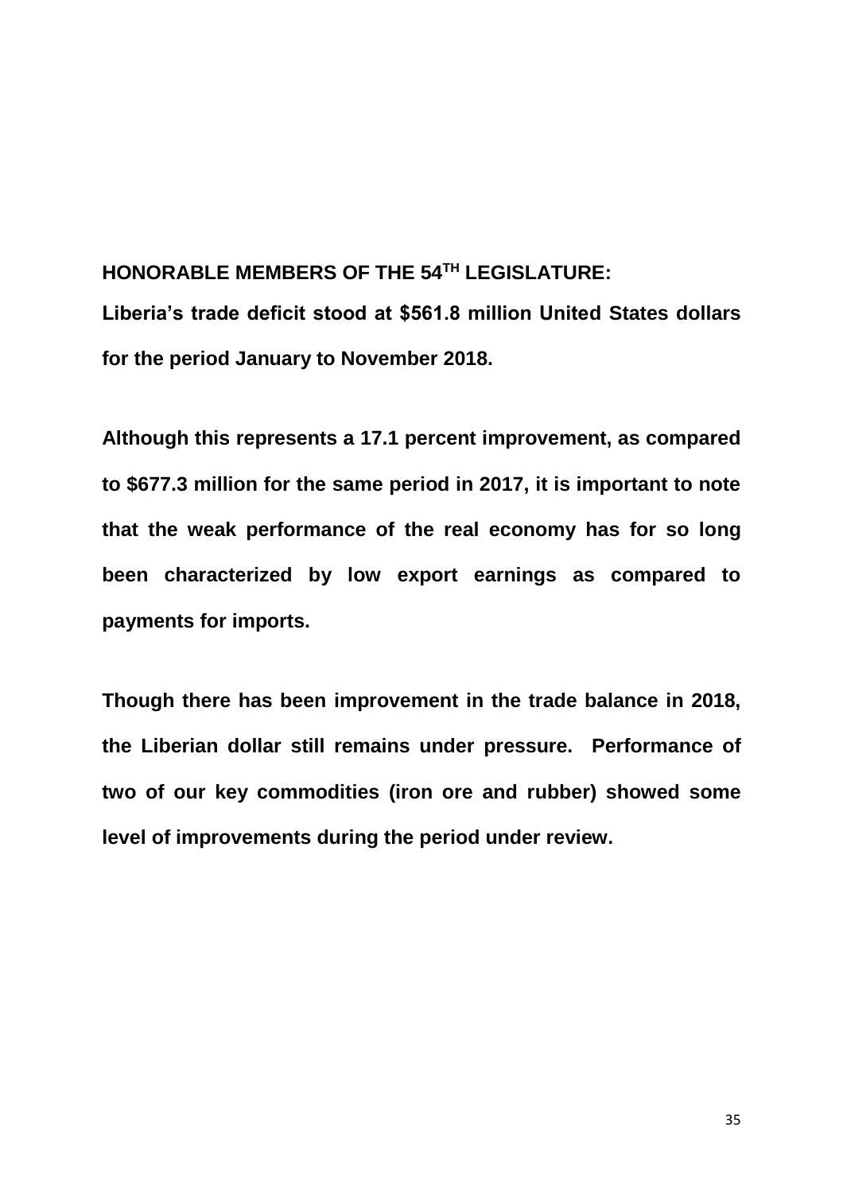**HONORABLE MEMBERS OF THE 54TH LEGISLATURE:**

**Liberia's trade deficit stood at $561.8 million United States dollars for the period January to November 2018.**

**Although this represents a 17.1 percent improvement, as compared to $677.3 million for the same period in 2017, it is important to note that the weak performance of the real economy has for so long been characterized by low export earnings as compared to payments for imports.**

**Though there has been improvement in the trade balance in 2018, the Liberian dollar still remains under pressure. Performance of two of our key commodities (iron ore and rubber) showed some level of improvements during the period under review.**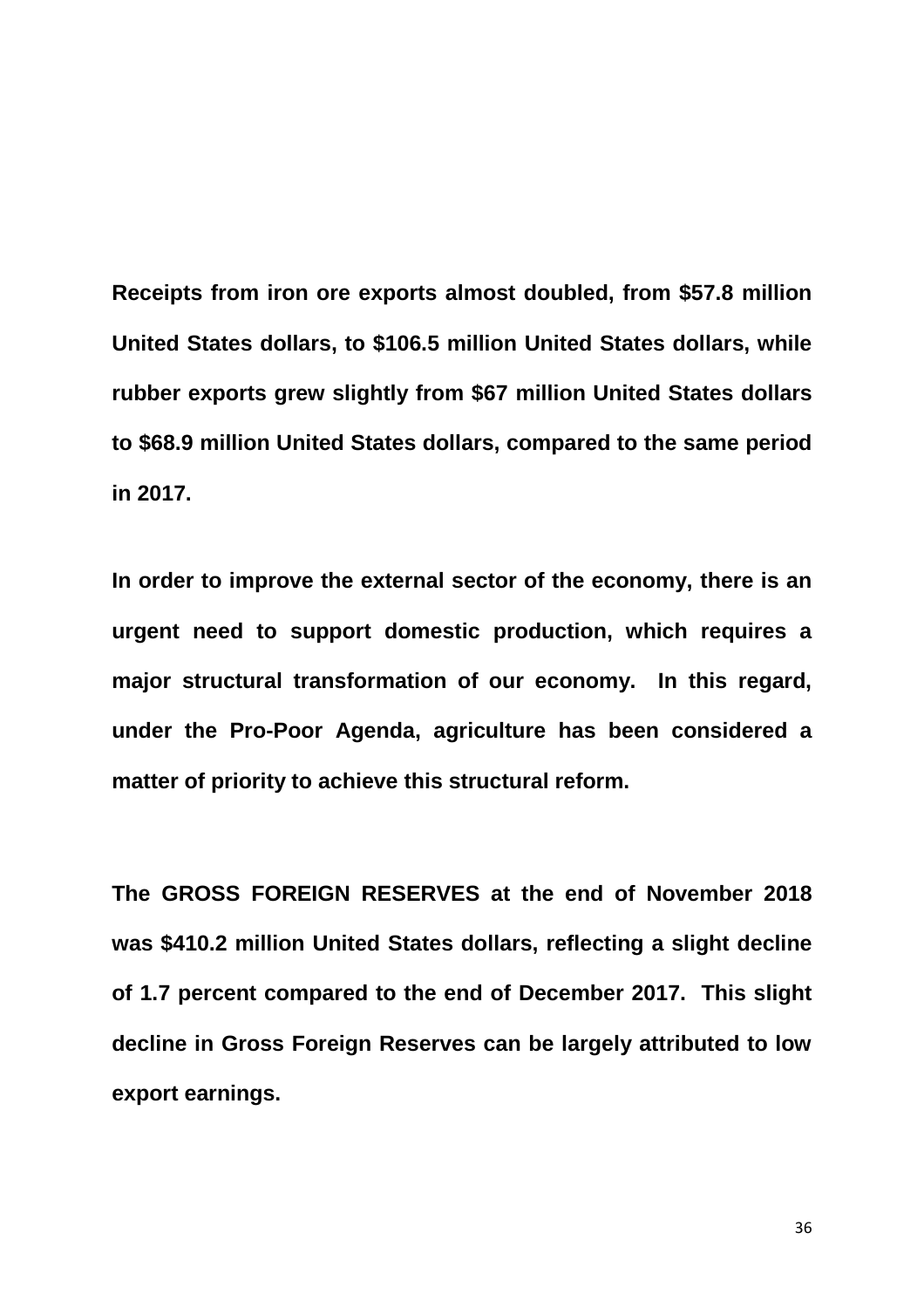**Receipts from iron ore exports almost doubled, from $57.8 million United States dollars, to $106.5 million United States dollars, while rubber exports grew slightly from $67 million United States dollars to $68.9 million United States dollars, compared to the same period in 2017.**

**In order to improve the external sector of the economy, there is an urgent need to support domestic production, which requires a major structural transformation of our economy. In this regard, under the Pro-Poor Agenda, agriculture has been considered a matter of priority to achieve this structural reform.**

**The GROSS FOREIGN RESERVES at the end of November 2018 was $410.2 million United States dollars, reflecting a slight decline of 1.7 percent compared to the end of December 2017. This slight decline in Gross Foreign Reserves can be largely attributed to low export earnings.**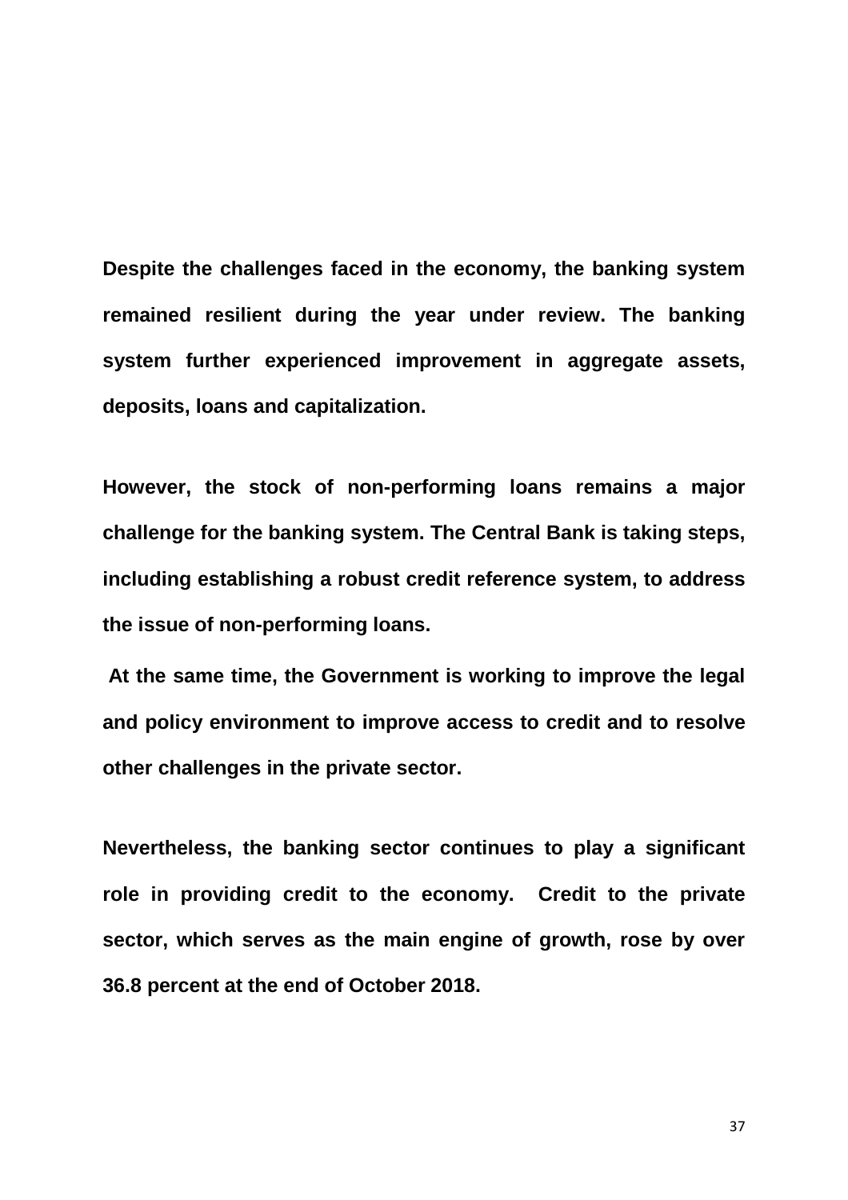**Despite the challenges faced in the economy, the banking system remained resilient during the year under review. The banking system further experienced improvement in aggregate assets, deposits, loans and capitalization.**

**However, the stock of non-performing loans remains a major challenge for the banking system. The Central Bank is taking steps, including establishing a robust credit reference system, to address the issue of non-performing loans.**

**At the same time, the Government is working to improve the legal and policy environment to improve access to credit and to resolve other challenges in the private sector.**

**Nevertheless, the banking sector continues to play a significant role in providing credit to the economy. Credit to the private sector, which serves as the main engine of growth, rose by over 36.8 percent at the end of October 2018.**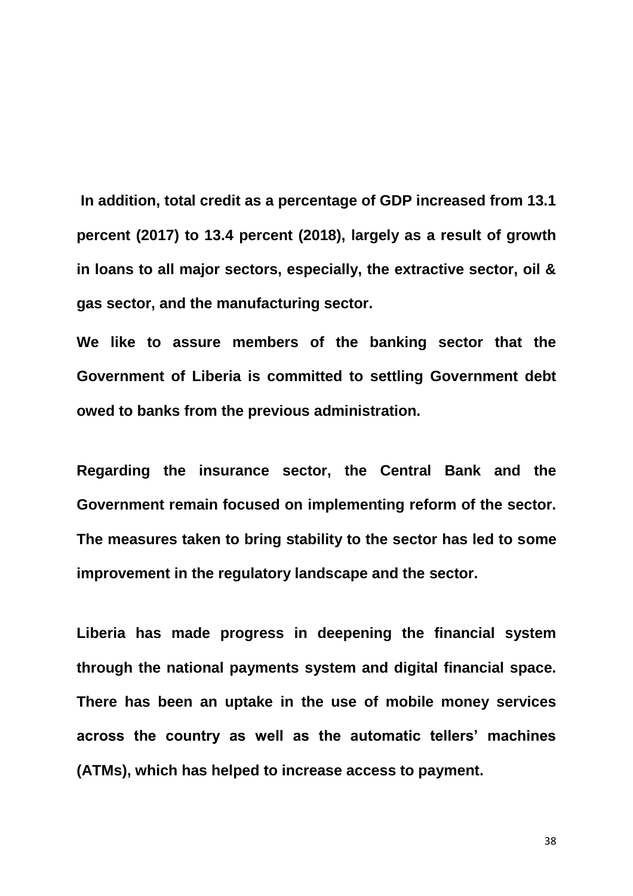**In addition, total credit as a percentage of GDP increased from 13.1 percent (2017) to 13.4 percent (2018), largely as a result of growth in loans to all major sectors, especially, the extractive sector, oil & gas sector, and the manufacturing sector.**

**We like to assure members of the banking sector that the Government of Liberia is committed to settling Government debt owed to banks from the previous administration.**

**Regarding the insurance sector, the Central Bank and the Government remain focused on implementing reform of the sector. The measures taken to bring stability to the sector has led to some improvement in the regulatory landscape and the sector.**

**Liberia has made progress in deepening the financial system through the national payments system and digital financial space. There has been an uptake in the use of mobile money services across the country as well as the automatic tellers' machines (ATMs), which has helped to increase access to payment.**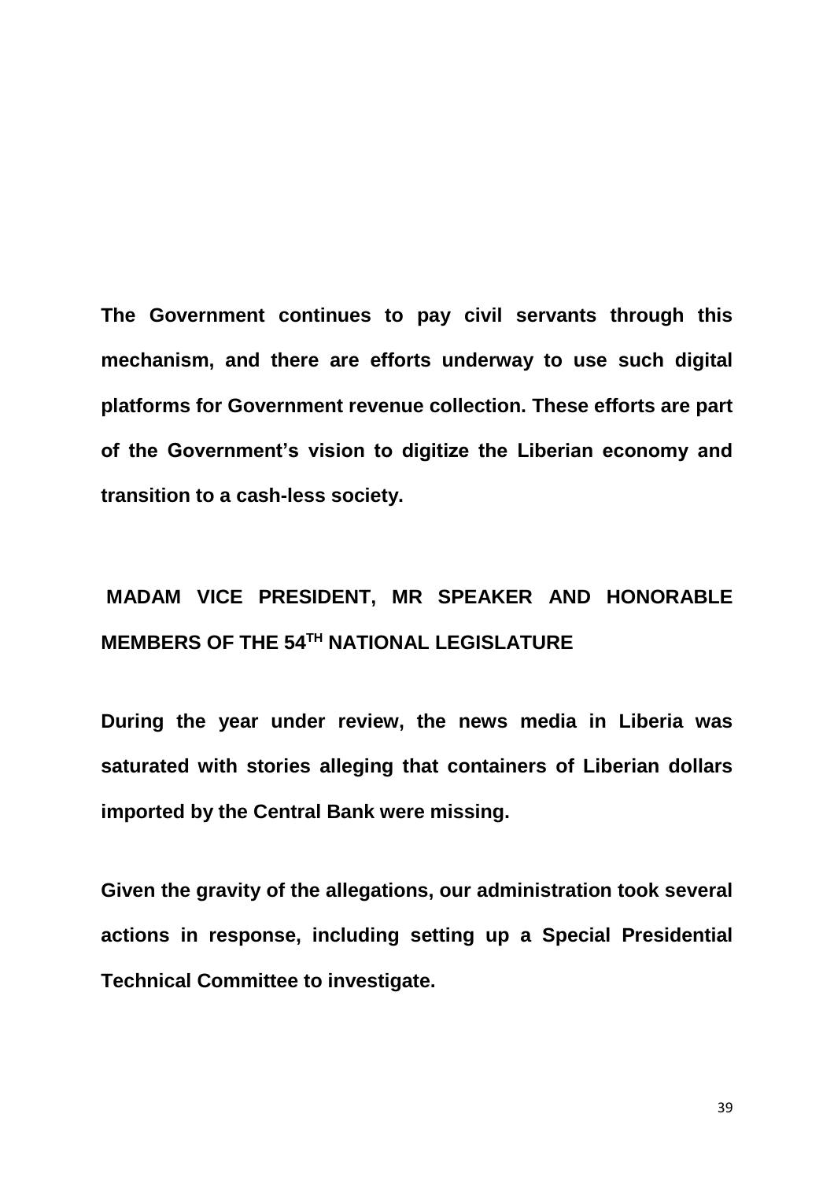**The Government continues to pay civil servants through this mechanism, and there are efforts underway to use such digital platforms for Government revenue collection. These efforts are part of the Government's vision to digitize the Liberian economy and transition to a cash-less society.**

**MADAM VICE PRESIDENT, MR SPEAKER AND HONORABLE MEMBERS OF THE 54TH NATIONAL LEGISLATURE**

**During the year under review, the news media in Liberia was saturated with stories alleging that containers of Liberian dollars imported by the Central Bank were missing.**

**Given the gravity of the allegations, our administration took several actions in response, including setting up a Special Presidential Technical Committee to investigate.**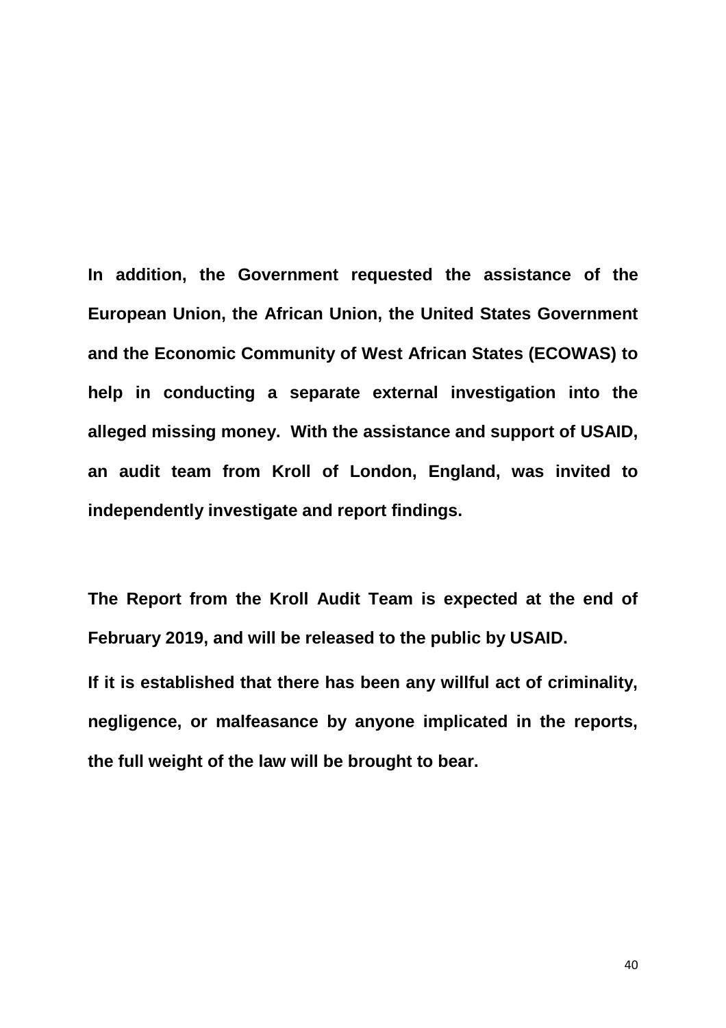**In addition, the Government requested the assistance of the European Union, the African Union, the United States Government and the Economic Community of West African States (ECOWAS) to help in conducting a separate external investigation into the alleged missing money. With the assistance and support of USAID, an audit team from Kroll of London, England, was invited to independently investigate and report findings.**

**The Report from the Kroll Audit Team is expected at the end of February 2019, and will be released to the public by USAID.**

**If it is established that there has been any willful act of criminality, negligence, or malfeasance by anyone implicated in the reports, the full weight of the law will be brought to bear.**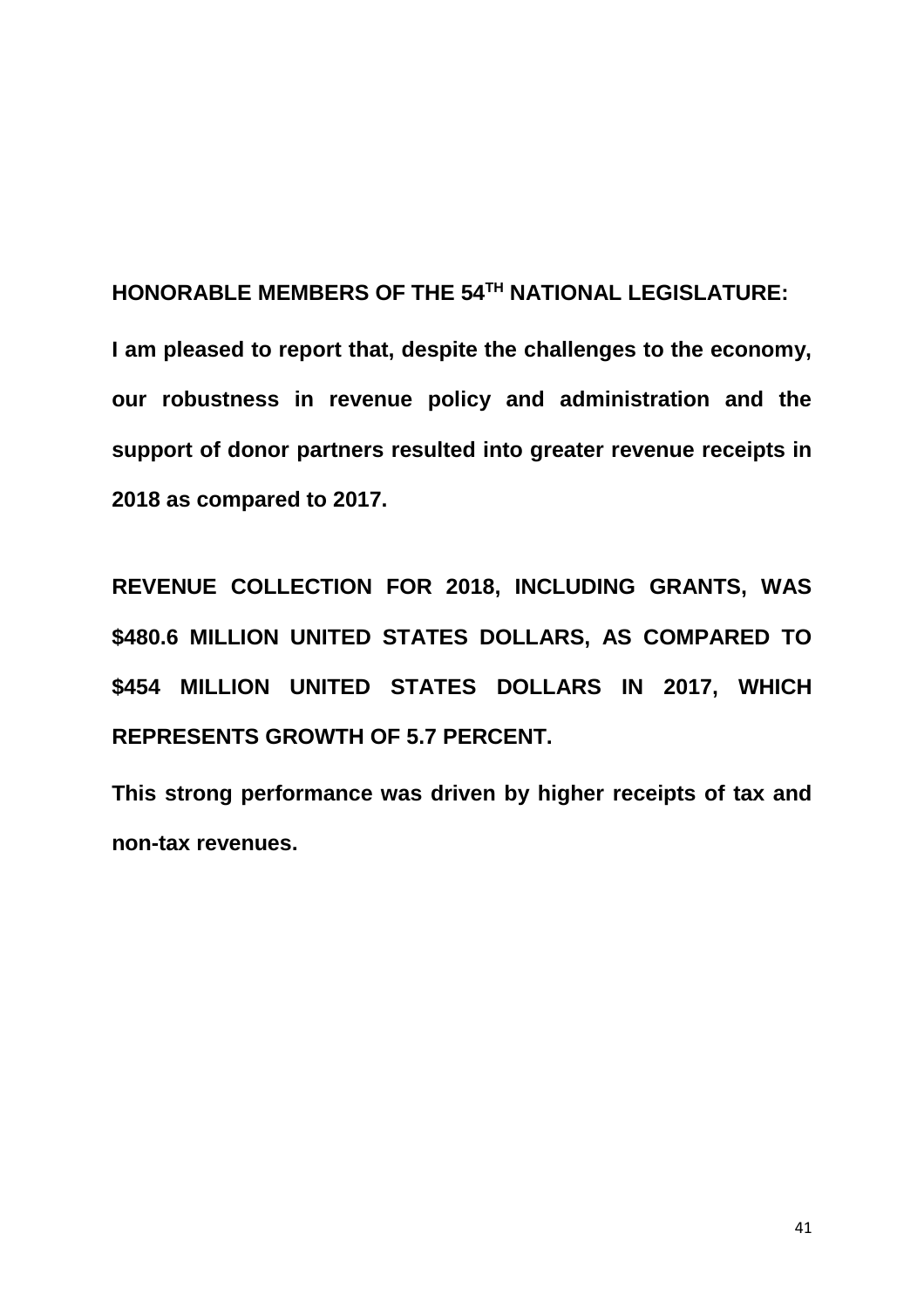**HONORABLE MEMBERS OF THE 54TH NATIONAL LEGISLATURE:**

**I am pleased to report that, despite the challenges to the economy, our robustness in revenue policy and administration and the support of donor partners resulted into greater revenue receipts in 2018 as compared to 2017.**

**REVENUE COLLECTION FOR 2018, INCLUDING GRANTS, WAS $480.6 MILLION UNITED STATES DOLLARS, AS COMPARED TO $454 MILLION UNITED STATES DOLLARS IN 2017, WHICH REPRESENTS GROWTH OF 5.7 PERCENT.**

**This strong performance was driven by higher receipts of tax and non-tax revenues.**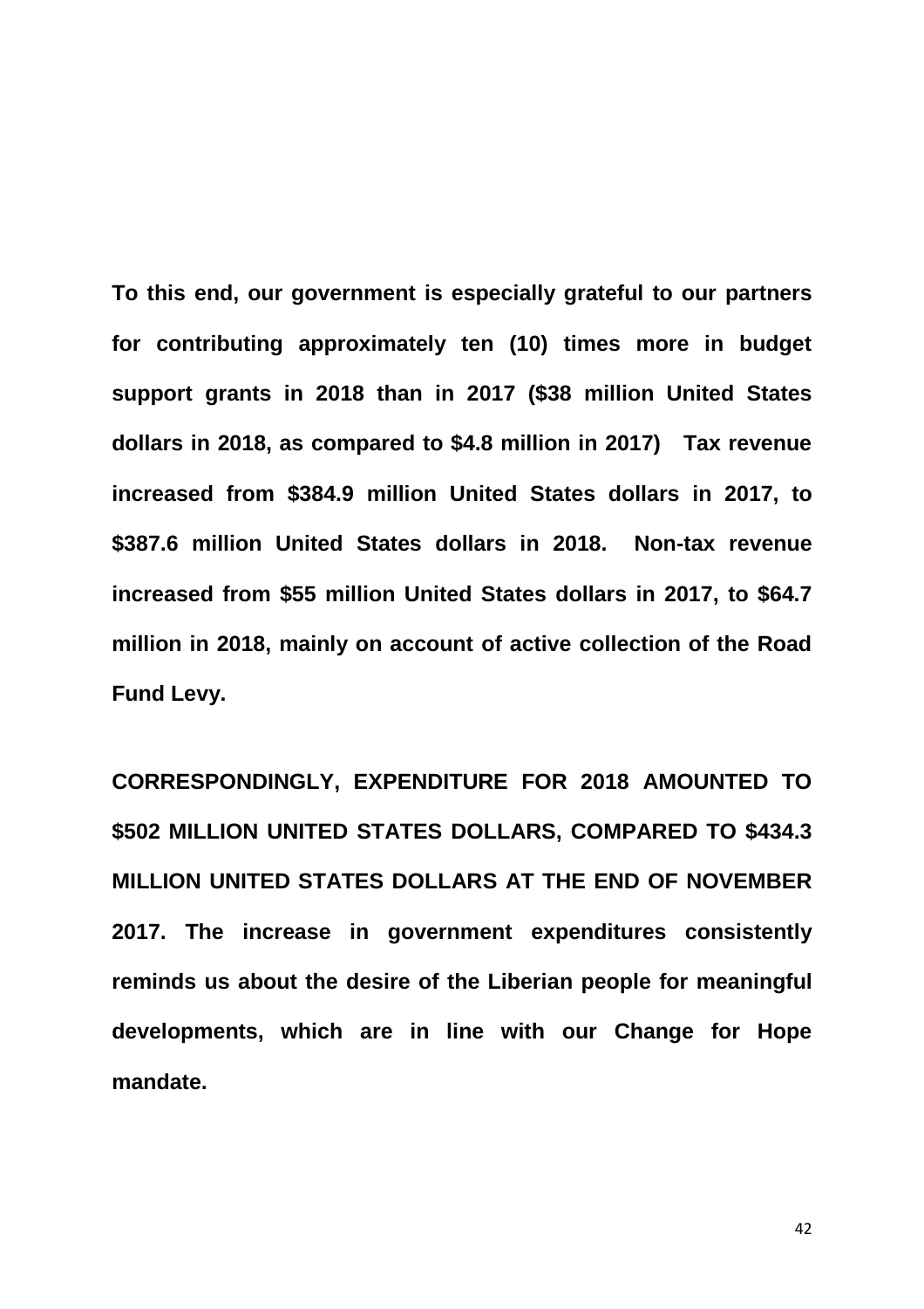**To this end, our government is especially grateful to our partners for contributing approximately ten (10) times more in budget support grants in 2018 than in 2017 ($38 million United States dollars in 2018, as compared to $4.8 million in 2017) Tax revenue increased from $384.9 million United States dollars in 2017, to $387.6 million United States dollars in 2018. Non-tax revenue increased from $55 million United States dollars in 2017, to $64.7 million in 2018, mainly on account of active collection of the Road Fund Levy.**

**CORRESPONDINGLY, EXPENDITURE FOR 2018 AMOUNTED TO $502 MILLION UNITED STATES DOLLARS, COMPARED TO $434.3 MILLION UNITED STATES DOLLARS AT THE END OF NOVEMBER 2017. The increase in government expenditures consistently reminds us about the desire of the Liberian people for meaningful developments, which are in line with our Change for Hope mandate.**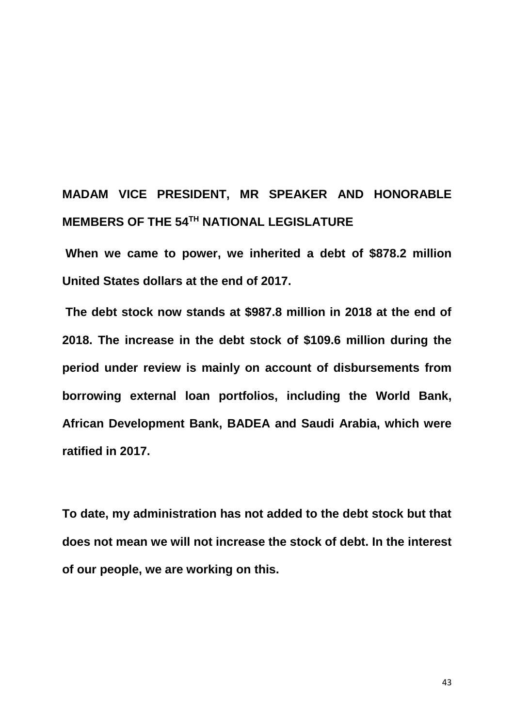**MADAM VICE PRESIDENT, MR SPEAKER AND HONORABLE MEMBERS OF THE 54TH NATIONAL LEGISLATURE**

**When we came to power, we inherited a debt of $878.2 million United States dollars at the end of 2017.**

**The debt stock now stands at $987.8 million in 2018 at the end of 2018. The increase in the debt stock of $109.6 million during the period under review is mainly on account of disbursements from borrowing external loan portfolios, including the World Bank, African Development Bank, BADEA and Saudi Arabia, which were ratified in 2017.**

**To date, my administration has not added to the debt stock but that does not mean we will not increase the stock of debt. In the interest of our people, we are working on this.**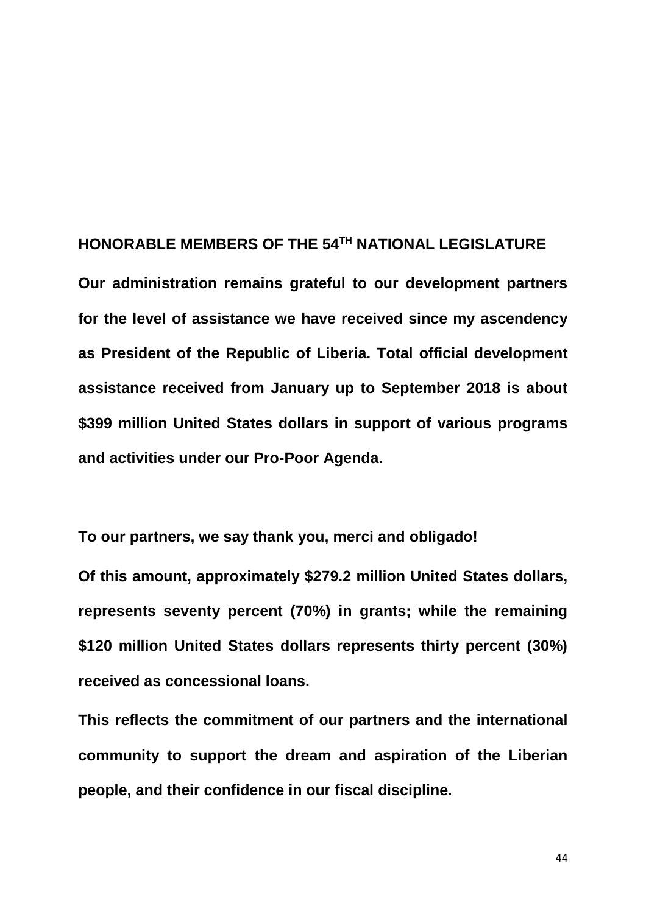**HONORABLE MEMBERS OF THE 54TH NATIONAL LEGISLATURE**

**Our administration remains grateful to our development partners for the level of assistance we have received since my ascendency as President of the Republic of Liberia. Total official development assistance received from January up to September 2018 is about $399 million United States dollars in support of various programs and activities under our Pro-Poor Agenda.**

**To our partners, we say thank you, merci and obligado!**

**Of this amount, approximately $279.2 million United States dollars, represents seventy percent (70%) in grants; while the remaining $120 million United States dollars represents thirty percent (30%) received as concessional loans.**

**This reflects the commitment of our partners and the international community to support the dream and aspiration of the Liberian people, and their confidence in our fiscal discipline.**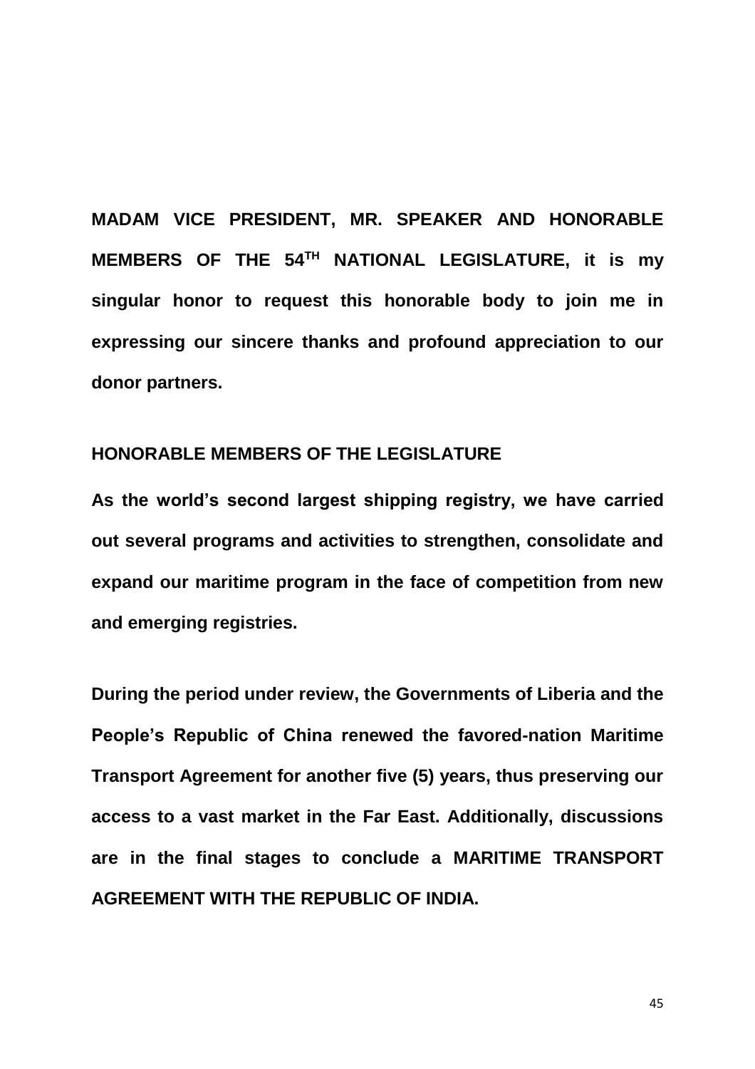**MADAM VICE PRESIDENT, MR. SPEAKER AND HONORABLE MEMBERS OF THE 54$^{TH}$ NATIONAL LEGISLATURE, it is my singular honor to request this honorable body to join me in expressing our sincere thanks and profound appreciation to our donor partners.**

**HONORABLE MEMBERS OF THE LEGISLATURE**

**As the world's second largest shipping registry, we have carried out several programs and activities to strengthen, consolidate and expand our maritime program in the face of competition from new and emerging registries.**

**During the period under review, the Governments of Liberia and the People's Republic of China renewed the favored-nation Maritime Transport Agreement for another five (5) years, thus preserving our access to a vast market in the Far East. Additionally, discussions are in the final stages to conclude a MARITIME TRANSPORT AGREEMENT WITH THE REPUBLIC OF INDIA.**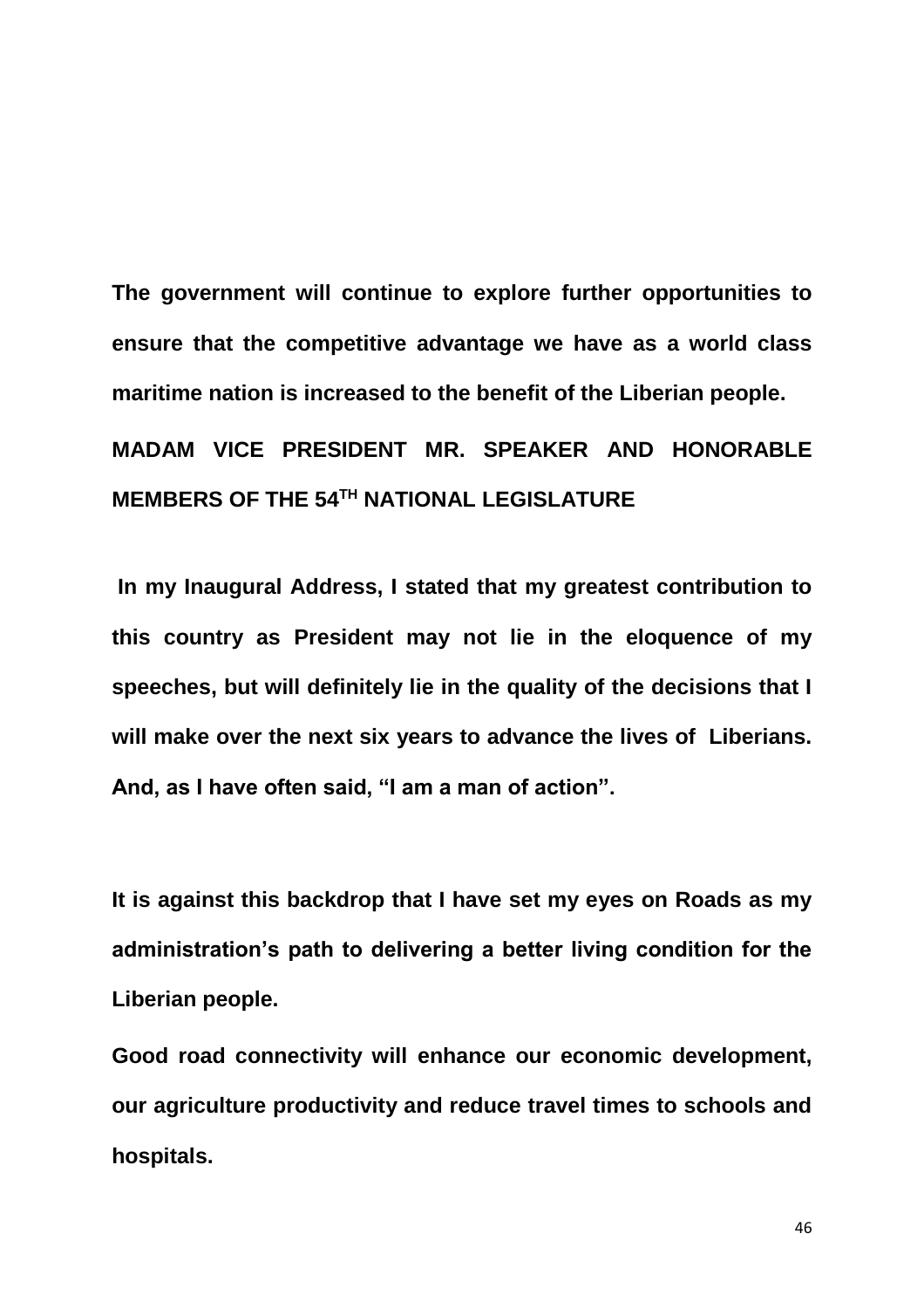**The government will continue to explore further opportunities to ensure that the competitive advantage we have as a world class maritime nation is increased to the benefit of the Liberian people.**

**MADAM VICE PRESIDENT MR. SPEAKER AND HONORABLE MEMBERS OF THE 54TH NATIONAL LEGISLATURE**

**In my Inaugural Address, I stated that my greatest contribution to this country as President may not lie in the eloquence of my speeches, but will definitely lie in the quality of the decisions that I will make over the next six years to advance the lives of Liberians. And, as I have often said, "I am a man of action".**

**It is against this backdrop that I have set my eyes on Roads as my administration's path to delivering a better living condition for the Liberian people.**

**Good road connectivity will enhance our economic development, our agriculture productivity and reduce travel times to schools and hospitals.**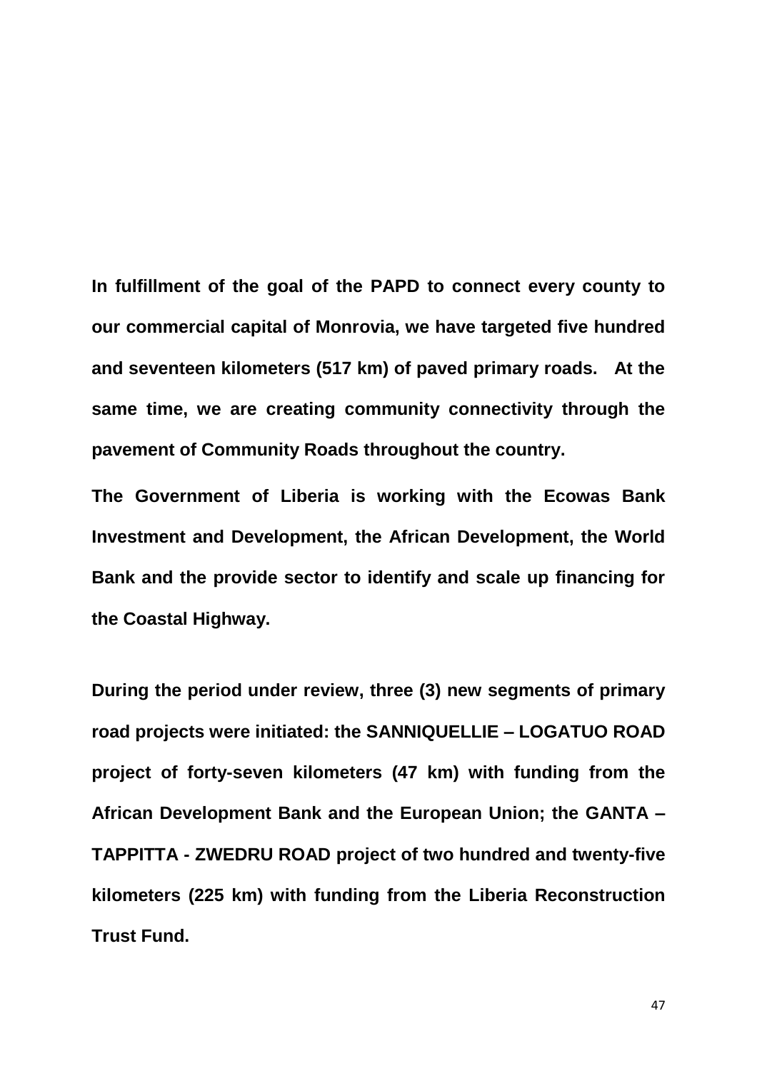**In fulfillment of the goal of the PAPD to connect every county to our commercial capital of Monrovia, we have targeted five hundred and seventeen kilometers (517 km) of paved primary roads. At the same time, we are creating community connectivity through the pavement of Community Roads throughout the country.**

**The Government of Liberia is working with the Ecowas Bank Investment and Development, the African Development, the World Bank and the provide sector to identify and scale up financing for the Coastal Highway.**

**During the period under review, three (3) new segments of primary road projects were initiated: the SANNIQUELLIE – LOGATUO ROAD project of forty-seven kilometers (47 km) with funding from the African Development Bank and the European Union; the GANTA – TAPPITTA - ZWEDRU ROAD project of two hundred and twenty-five kilometers (225 km) with funding from the Liberia Reconstruction Trust Fund.**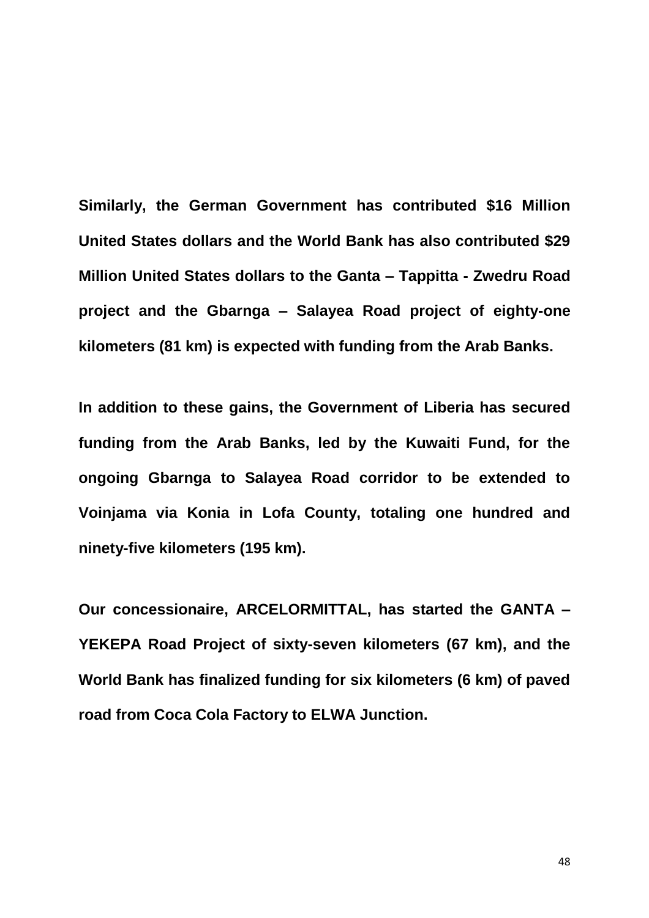**Similarly, the German Government has contributed $16 Million United States dollars and the World Bank has also contributed $29 Million United States dollars to the Ganta – Tappitta - Zwedru Road project and the Gbarnga – Salayea Road project of eighty-one kilometers (81 km) is expected with funding from the Arab Banks.**

**In addition to these gains, the Government of Liberia has secured funding from the Arab Banks, led by the Kuwaiti Fund, for the ongoing Gbarnga to Salayea Road corridor to be extended to Voinjama via Konia in Lofa County, totaling one hundred and ninety-five kilometers (195 km).**

**Our concessionaire, ARCELORMITTAL, has started the GANTA – YEKEPA Road Project of sixty-seven kilometers (67 km), and the World Bank has finalized funding for six kilometers (6 km) of paved road from Coca Cola Factory to ELWA Junction.**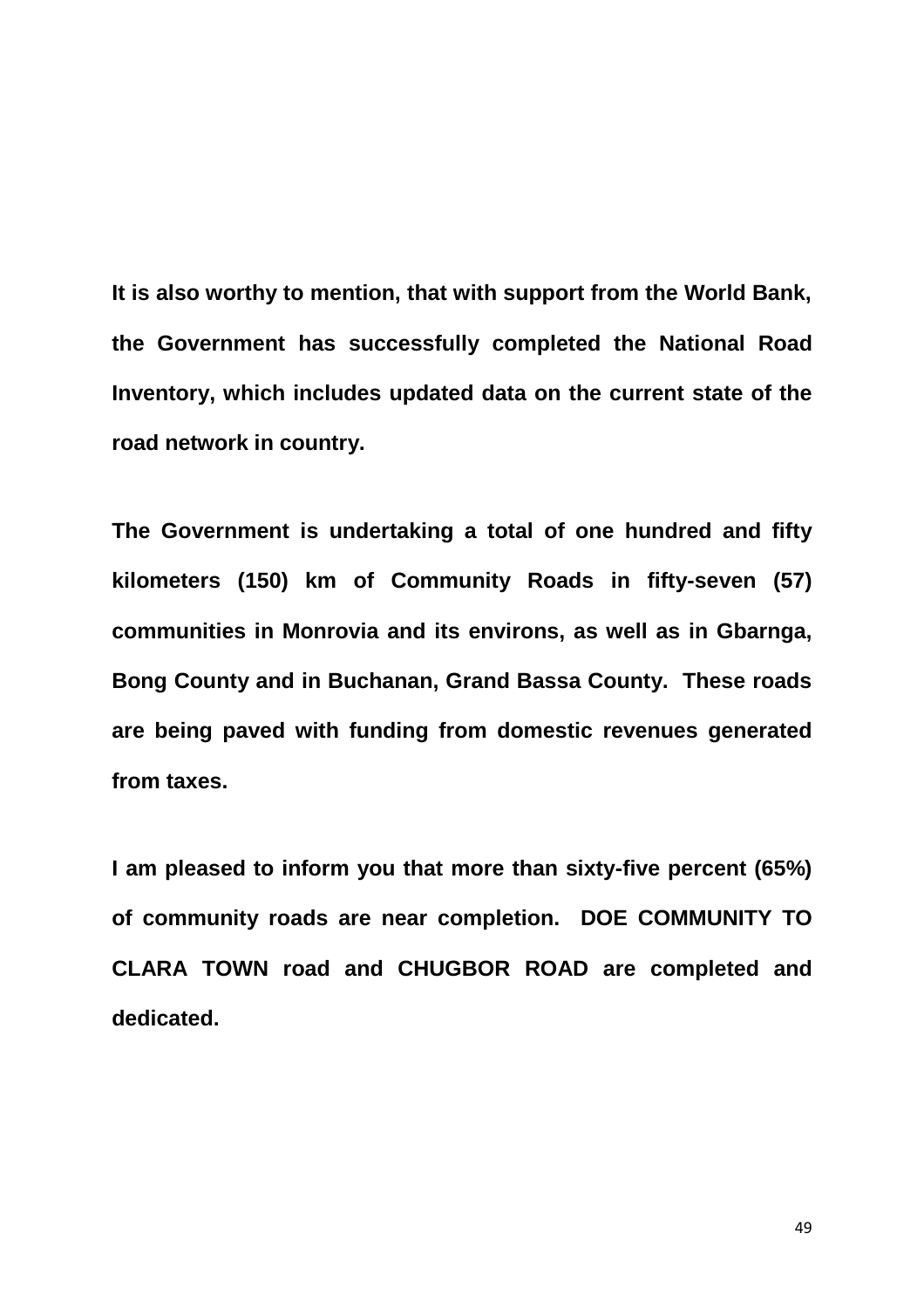**It is also worthy to mention, that with support from the World Bank, the Government has successfully completed the National Road Inventory, which includes updated data on the current state of the road network in country.**

**The Government is undertaking a total of one hundred and fifty kilometers (150) km of Community Roads in fifty-seven (57) communities in Monrovia and its environs, as well as in Gbarnga, Bong County and in Buchanan, Grand Bassa County. These roads are being paved with funding from domestic revenues generated from taxes.**

**I am pleased to inform you that more than sixty-five percent (65%) of community roads are near completion. DOE COMMUNITY TO CLARA TOWN road and CHUGBOR ROAD are completed and dedicated.**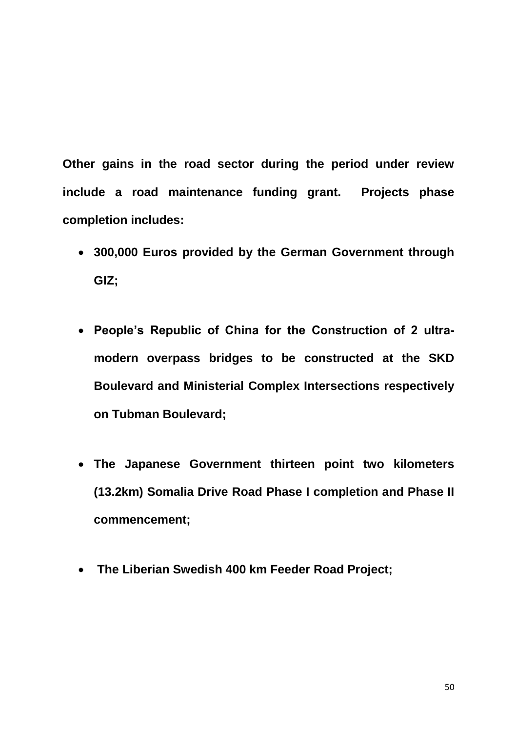**Other gains in the road sector during the period under review include a road maintenance funding grant. Projects phase completion includes:**

- **300,000 Euros provided by the German Government through GIZ;**

- **People's Republic of China for the Construction of 2 ultra-modern overpass bridges to be constructed at the SKD Boulevard and Ministerial Complex Intersections respectively on Tubman Boulevard;**

- **The Japanese Government thirteen point two kilometers (13.2km) Somalia Drive Road Phase I completion and Phase II commencement;**

- **The Liberian Swedish 400 km Feeder Road Project;**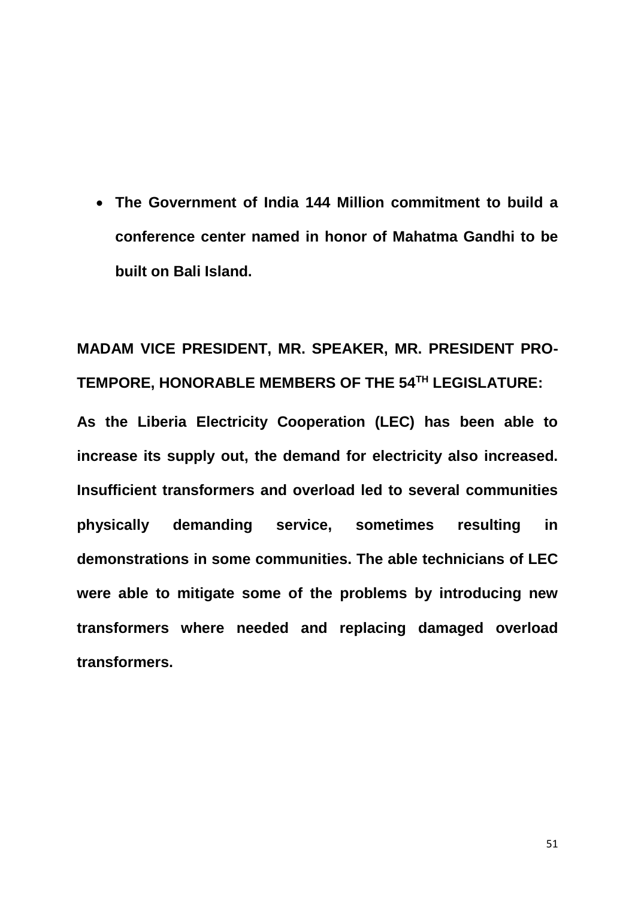- **The Government of India 144 Million commitment to build a conference center named in honor of Mahatma Gandhi to be built on Bali Island.**

**MADAM VICE PRESIDENT, MR. SPEAKER, MR. PRESIDENT PRO-TEMPORE, HONORABLE MEMBERS OF THE 54TH LEGISLATURE:**

**As the Liberia Electricity Cooperation (LEC) has been able to increase its supply out, the demand for electricity also increased. Insufficient transformers and overload led to several communities physically demanding service, sometimes resulting in demonstrations in some communities. The able technicians of LEC were able to mitigate some of the problems by introducing new transformers where needed and replacing damaged overload transformers.**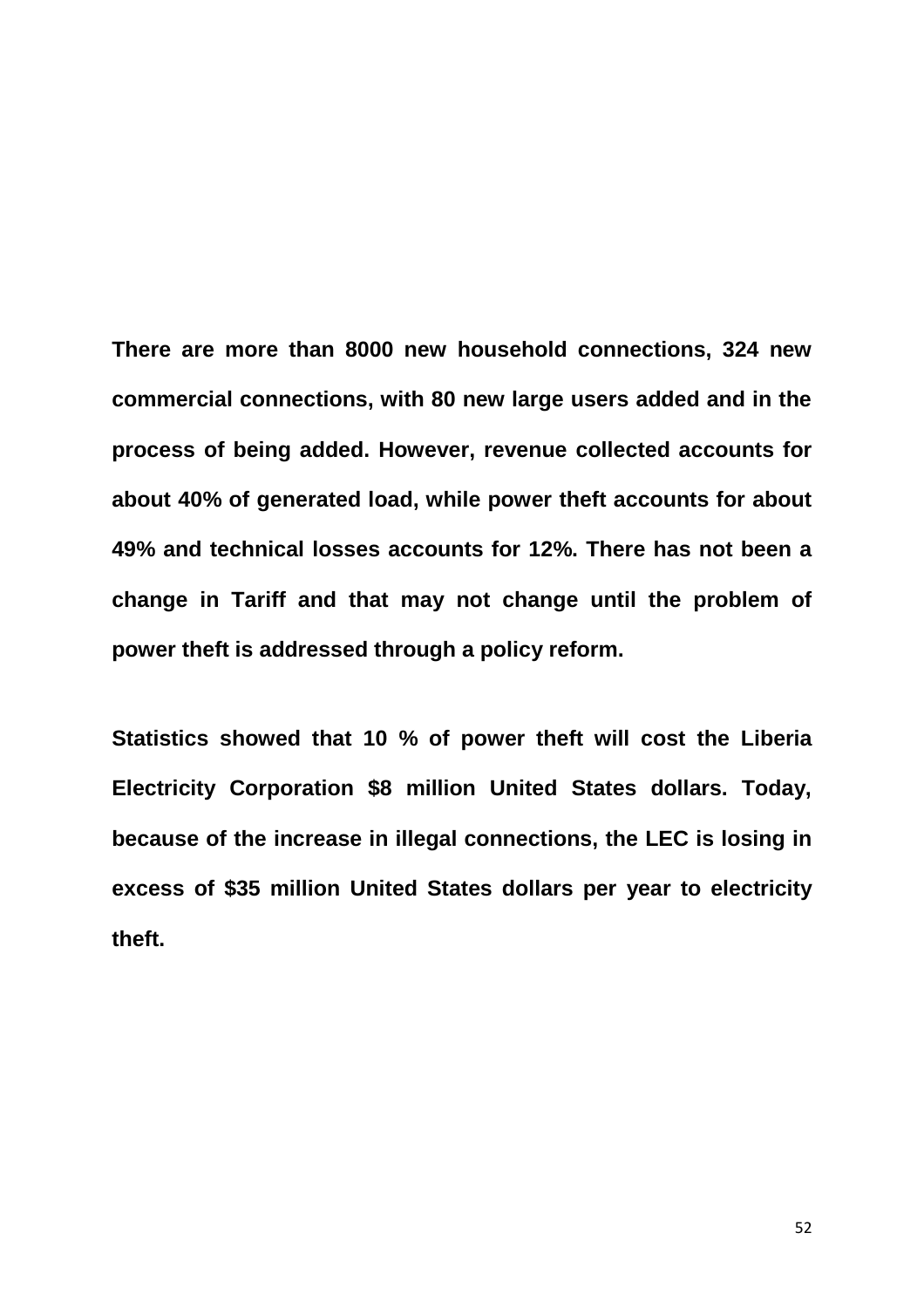**There are more than 8000 new household connections, 324 new commercial connections, with 80 new large users added and in the process of being added. However, revenue collected accounts for about 40% of generated load, while power theft accounts for about 49% and technical losses accounts for 12%. There has not been a change in Tariff and that may not change until the problem of power theft is addressed through a policy reform.**

**Statistics showed that 10 % of power theft will cost the Liberia Electricity Corporation $8 million United States dollars. Today, because of the increase in illegal connections, the LEC is losing in excess of $35 million United States dollars per year to electricity theft.**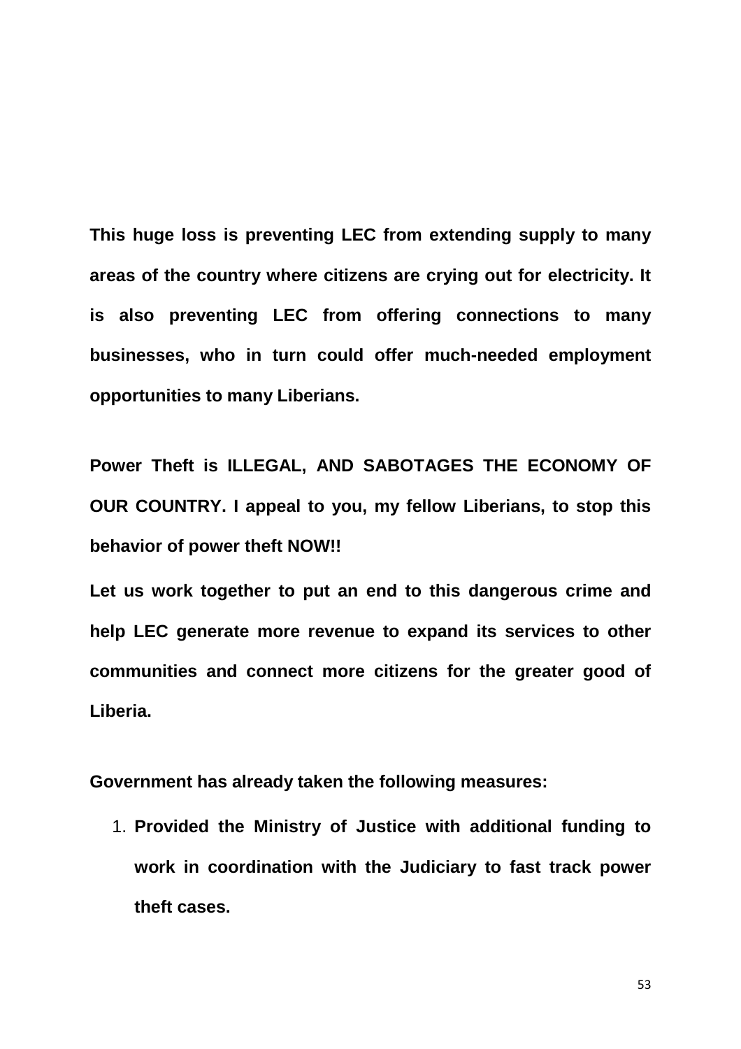**This huge loss is preventing LEC from extending supply to many areas of the country where citizens are crying out for electricity. It is also preventing LEC from offering connections to many businesses, who in turn could offer much-needed employment opportunities to many Liberians.**

**Power Theft is ILLEGAL, AND SABOTAGES THE ECONOMY OF OUR COUNTRY. I appeal to you, my fellow Liberians, to stop this behavior of power theft NOW!!**

**Let us work together to put an end to this dangerous crime and help LEC generate more revenue to expand its services to other communities and connect more citizens for the greater good of Liberia.**

**Government has already taken the following measures:**

1. **Provided the Ministry of Justice with additional funding to work in coordination with the Judiciary to fast track power theft cases.**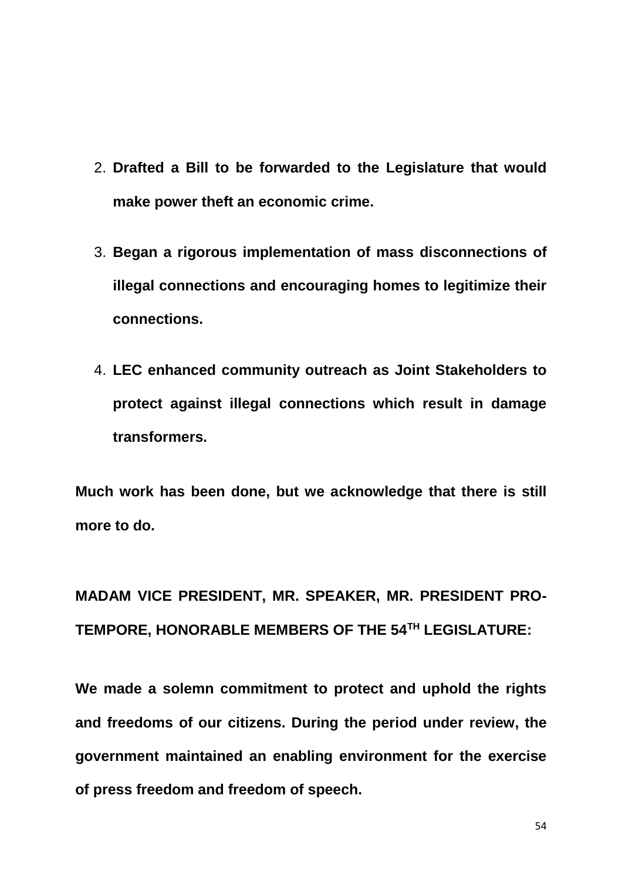2. **Drafted a Bill to be forwarded to the Legislature that would make power theft an economic crime.**

3. **Began a rigorous implementation of mass disconnections of illegal connections and encouraging homes to legitimize their connections.**

4. **LEC enhanced community outreach as Joint Stakeholders to protect against illegal connections which result in damage transformers.**

**Much work has been done, but we acknowledge that there is still more to do.**

**MADAM VICE PRESIDENT, MR. SPEAKER, MR. PRESIDENT PRO-TEMPORE, HONORABLE MEMBERS OF THE 54TH LEGISLATURE:**

**We made a solemn commitment to protect and uphold the rights and freedoms of our citizens. During the period under review, the government maintained an enabling environment for the exercise of press freedom and freedom of speech.**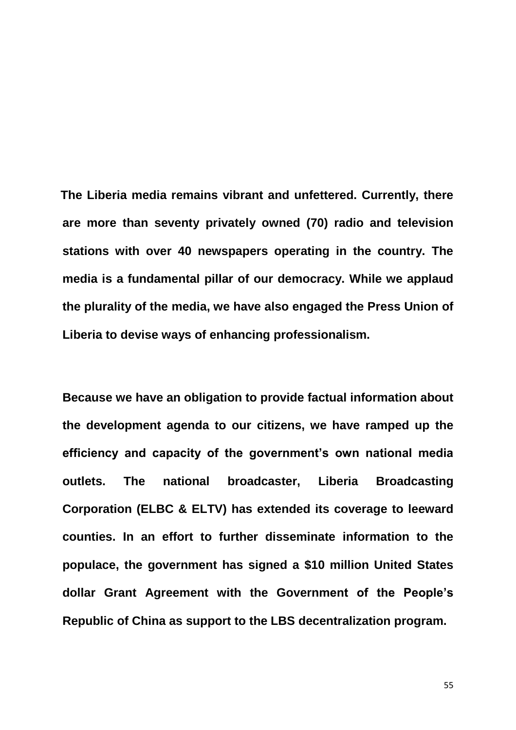**The Liberia media remains vibrant and unfettered. Currently, there are more than seventy privately owned (70) radio and television stations with over 40 newspapers operating in the country. The media is a fundamental pillar of our democracy. While we applaud the plurality of the media, we have also engaged the Press Union of Liberia to devise ways of enhancing professionalism.**

**Because we have an obligation to provide factual information about the development agenda to our citizens, we have ramped up the efficiency and capacity of the government's own national media outlets. The national broadcaster, Liberia Broadcasting Corporation (ELBC & ELTV) has extended its coverage to leeward counties. In an effort to further disseminate information to the populace, the government has signed a $10 million United States dollar Grant Agreement with the Government of the People's Republic of China as support to the LBS decentralization program.**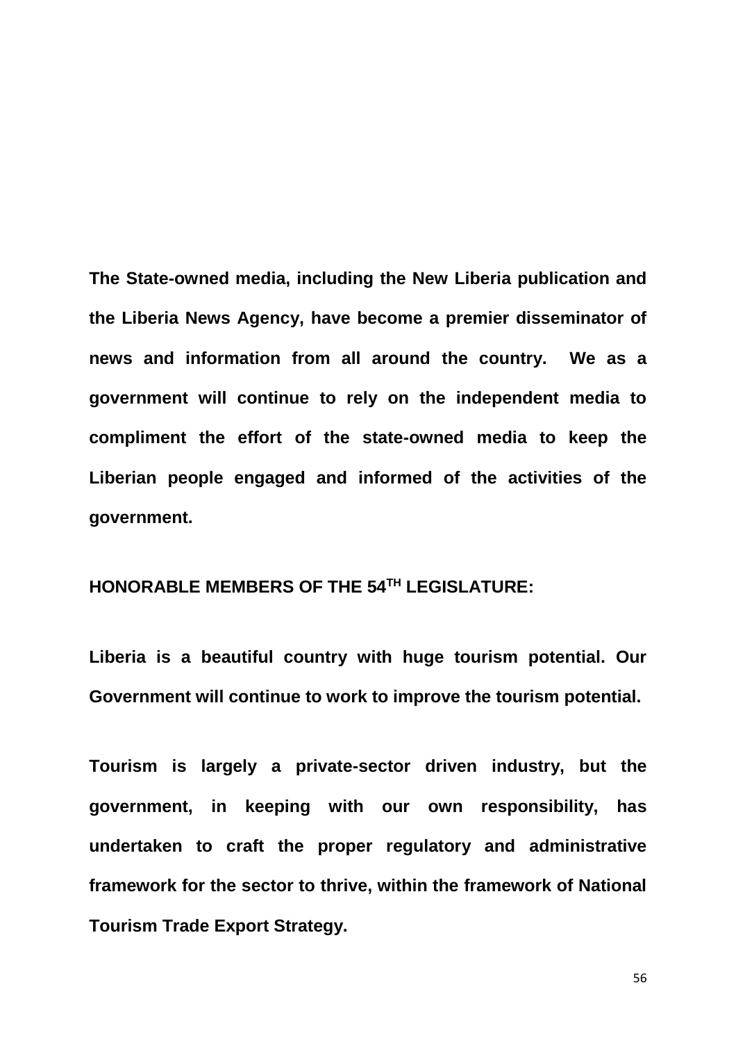**The State-owned media, including the New Liberia publication and the Liberia News Agency, have become a premier disseminator of news and information from all around the country. We as a government will continue to rely on the independent media to compliment the effort of the state-owned media to keep the Liberian people engaged and informed of the activities of the government.**

**HONORABLE MEMBERS OF THE 54TH LEGISLATURE:**

**Liberia is a beautiful country with huge tourism potential. Our Government will continue to work to improve the tourism potential.**

**Tourism is largely a private-sector driven industry, but the government, in keeping with our own responsibility, has undertaken to craft the proper regulatory and administrative framework for the sector to thrive, within the framework of National Tourism Trade Export Strategy.**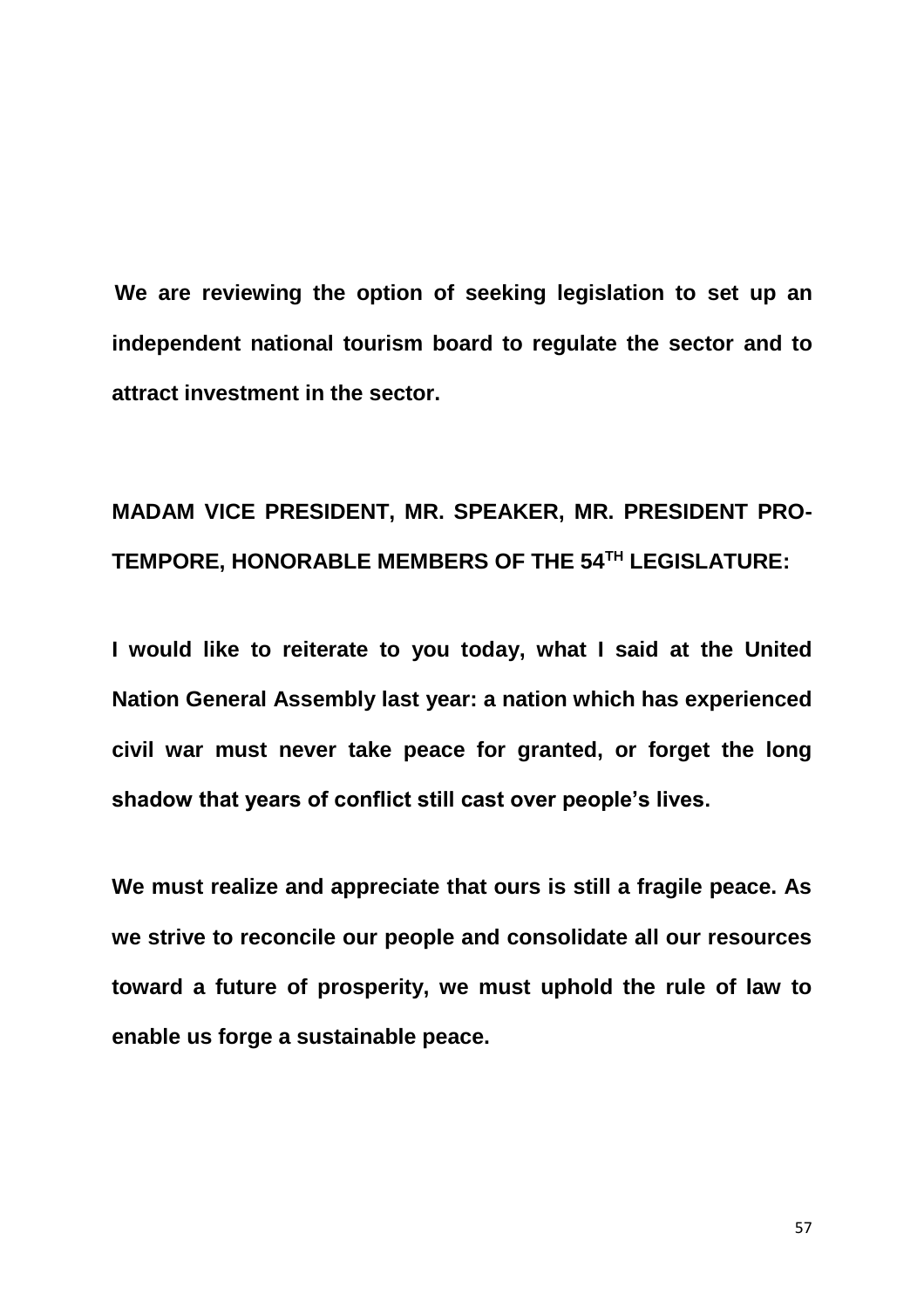**We are reviewing the option of seeking legislation to set up an independent national tourism board to regulate the sector and to attract investment in the sector.**

**MADAM VICE PRESIDENT, MR. SPEAKER, MR. PRESIDENT PRO-TEMPORE, HONORABLE MEMBERS OF THE 54$^{TH}$ LEGISLATURE:**

**I would like to reiterate to you today, what I said at the United Nation General Assembly last year: a nation which has experienced civil war must never take peace for granted, or forget the long shadow that years of conflict still cast over people's lives.**

**We must realize and appreciate that ours is still a fragile peace. As we strive to reconcile our people and consolidate all our resources toward a future of prosperity, we must uphold the rule of law to enable us forge a sustainable peace.**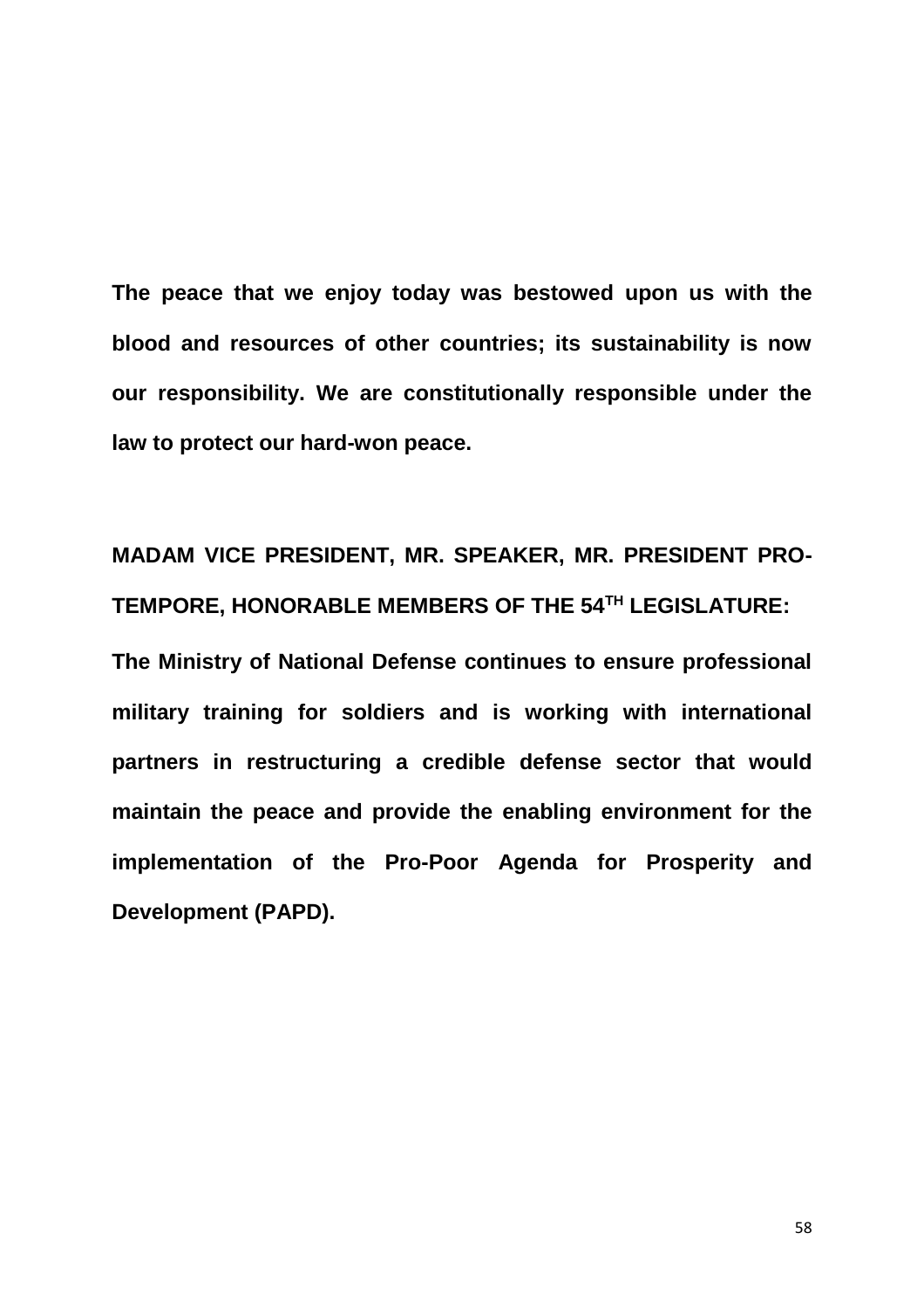**The peace that we enjoy today was bestowed upon us with the blood and resources of other countries; its sustainability is now our responsibility. We are constitutionally responsible under the law to protect our hard-won peace.**

**MADAM VICE PRESIDENT, MR. SPEAKER, MR. PRESIDENT PRO-TEMPORE, HONORABLE MEMBERS OF THE 54TH LEGISLATURE:**

**The Ministry of National Defense continues to ensure professional military training for soldiers and is working with international partners in restructuring a credible defense sector that would maintain the peace and provide the enabling environment for the implementation of the Pro-Poor Agenda for Prosperity and Development (PAPD).**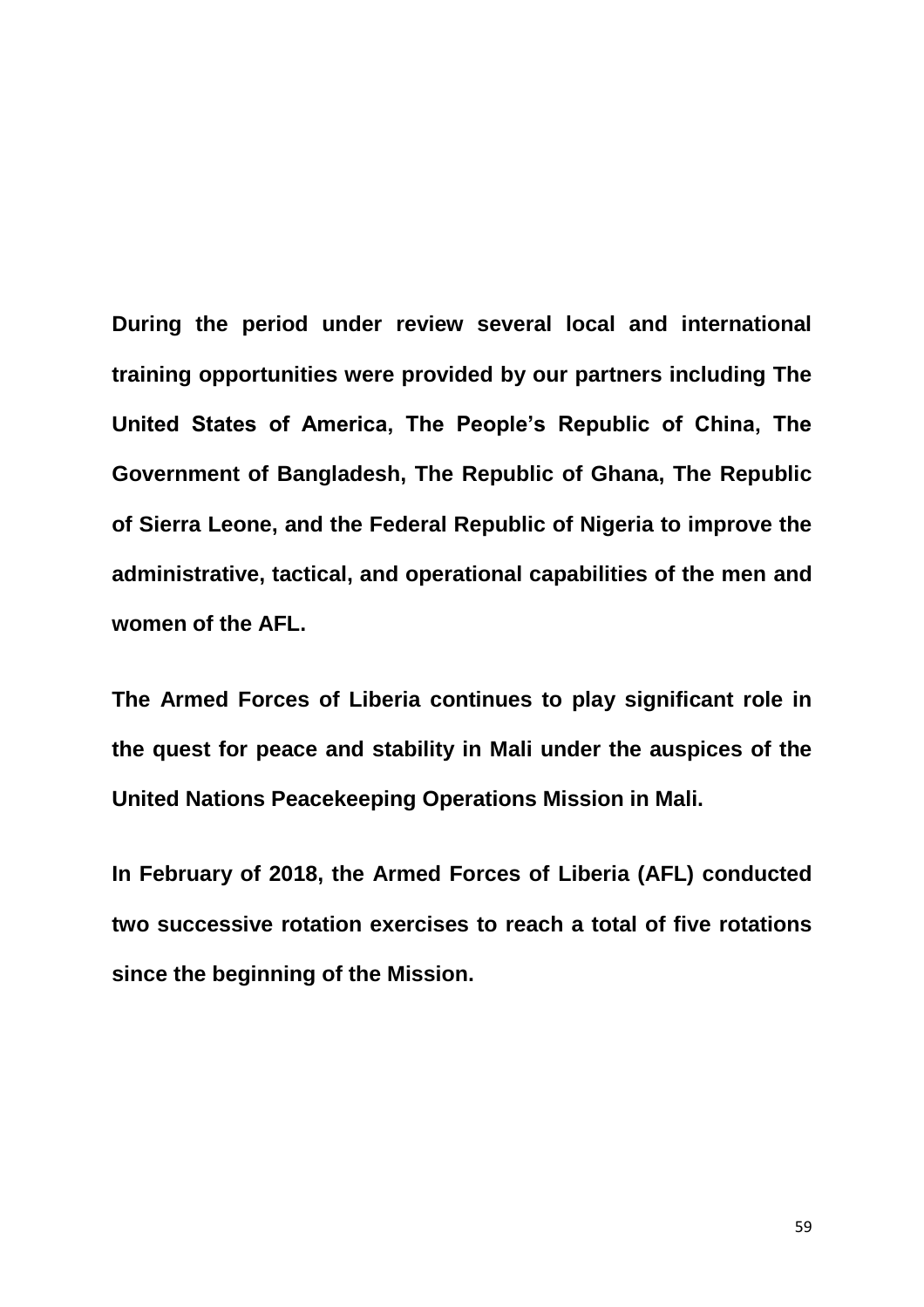**During the period under review several local and international training opportunities were provided by our partners including The United States of America, The People's Republic of China, The Government of Bangladesh, The Republic of Ghana, The Republic of Sierra Leone, and the Federal Republic of Nigeria to improve the administrative, tactical, and operational capabilities of the men and women of the AFL.**

**The Armed Forces of Liberia continues to play significant role in the quest for peace and stability in Mali under the auspices of the United Nations Peacekeeping Operations Mission in Mali.**

**In February of 2018, the Armed Forces of Liberia (AFL) conducted two successive rotation exercises to reach a total of five rotations since the beginning of the Mission.**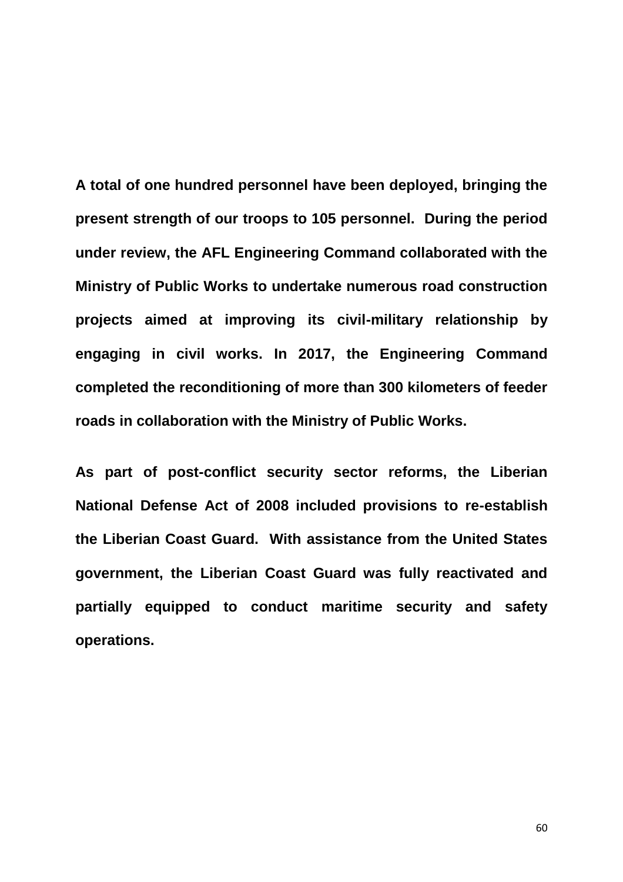**A total of one hundred personnel have been deployed, bringing the present strength of our troops to 105 personnel. During the period under review, the AFL Engineering Command collaborated with the Ministry of Public Works to undertake numerous road construction projects aimed at improving its civil-military relationship by engaging in civil works. In 2017, the Engineering Command completed the reconditioning of more than 300 kilometers of feeder roads in collaboration with the Ministry of Public Works.**

**As part of post-conflict security sector reforms, the Liberian National Defense Act of 2008 included provisions to re-establish the Liberian Coast Guard. With assistance from the United States government, the Liberian Coast Guard was fully reactivated and partially equipped to conduct maritime security and safety operations.**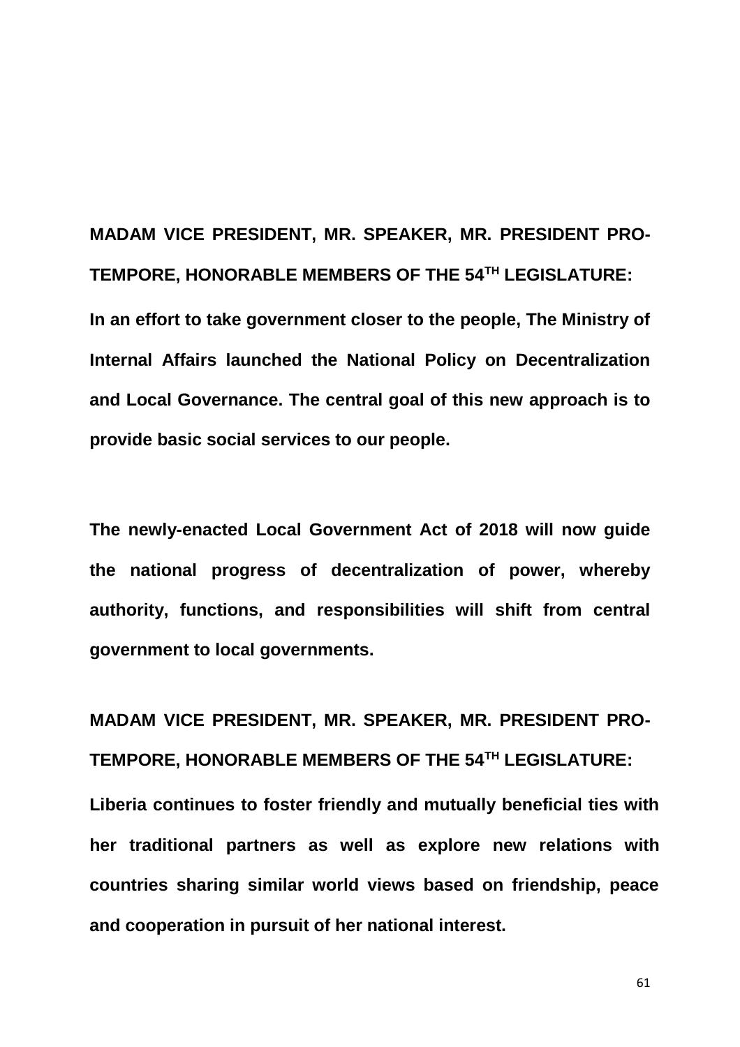**MADAM VICE PRESIDENT, MR. SPEAKER, MR. PRESIDENT PRO-TEMPORE, HONORABLE MEMBERS OF THE 54TH LEGISLATURE:**

**In an effort to take government closer to the people, The Ministry of Internal Affairs launched the National Policy on Decentralization and Local Governance. The central goal of this new approach is to provide basic social services to our people.**

**The newly-enacted Local Government Act of 2018 will now guide the national progress of decentralization of power, whereby authority, functions, and responsibilities will shift from central government to local governments.**

**MADAM VICE PRESIDENT, MR. SPEAKER, MR. PRESIDENT PRO-TEMPORE, HONORABLE MEMBERS OF THE 54TH LEGISLATURE:**

**Liberia continues to foster friendly and mutually beneficial ties with her traditional partners as well as explore new relations with countries sharing similar world views based on friendship, peace and cooperation in pursuit of her national interest.**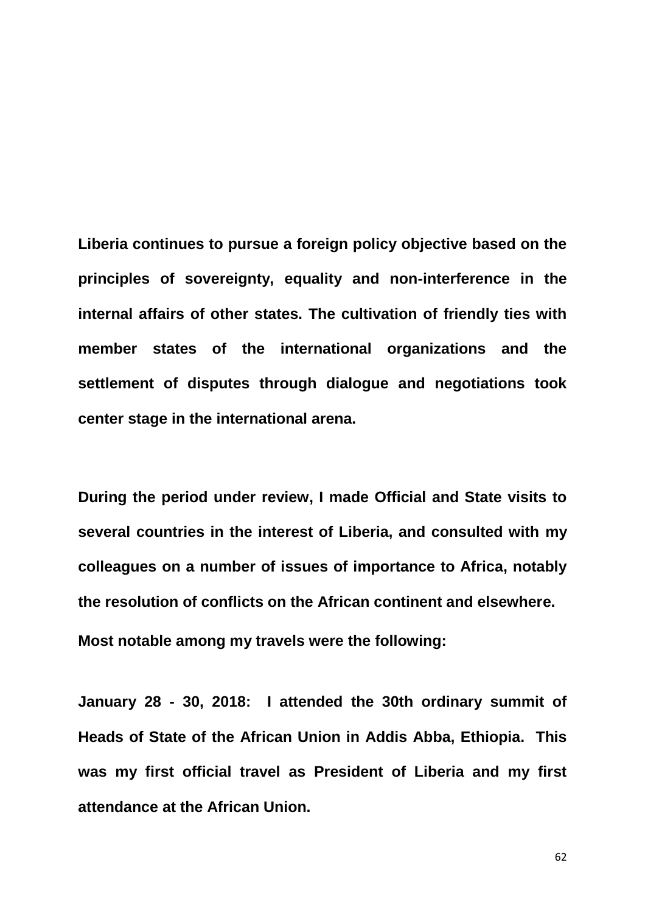**Liberia continues to pursue a foreign policy objective based on the principles of sovereignty, equality and non-interference in the internal affairs of other states. The cultivation of friendly ties with member states of the international organizations and the settlement of disputes through dialogue and negotiations took center stage in the international arena.**

**During the period under review, I made Official and State visits to several countries in the interest of Liberia, and consulted with my colleagues on a number of issues of importance to Africa, notably the resolution of conflicts on the African continent and elsewhere.**

**Most notable among my travels were the following:**

**January 28 - 30, 2018: I attended the 30th ordinary summit of Heads of State of the African Union in Addis Abba, Ethiopia. This was my first official travel as President of Liberia and my first attendance at the African Union.**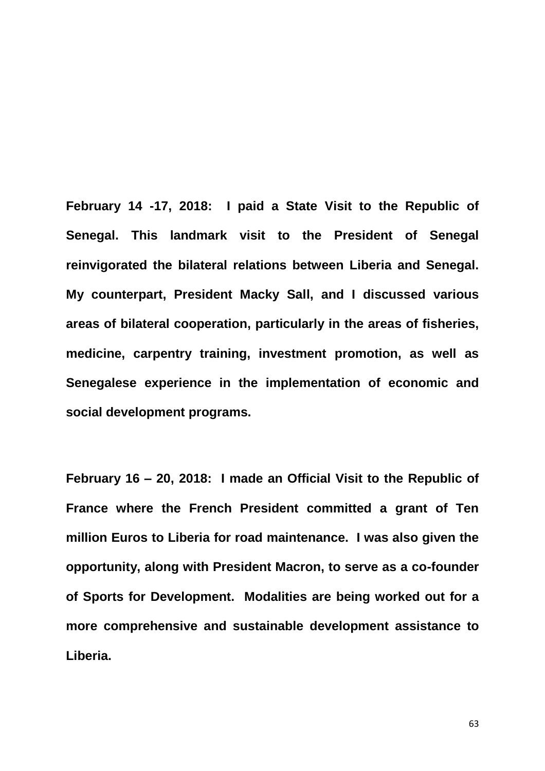**February 14 -17, 2018: I paid a State Visit to the Republic of Senegal. This landmark visit to the President of Senegal reinvigorated the bilateral relations between Liberia and Senegal. My counterpart, President Macky Sall, and I discussed various areas of bilateral cooperation, particularly in the areas of fisheries, medicine, carpentry training, investment promotion, as well as Senegalese experience in the implementation of economic and social development programs.**

**February 16 – 20, 2018: I made an Official Visit to the Republic of France where the French President committed a grant of Ten million Euros to Liberia for road maintenance. I was also given the opportunity, along with President Macron, to serve as a co-founder of Sports for Development. Modalities are being worked out for a more comprehensive and sustainable development assistance to Liberia.**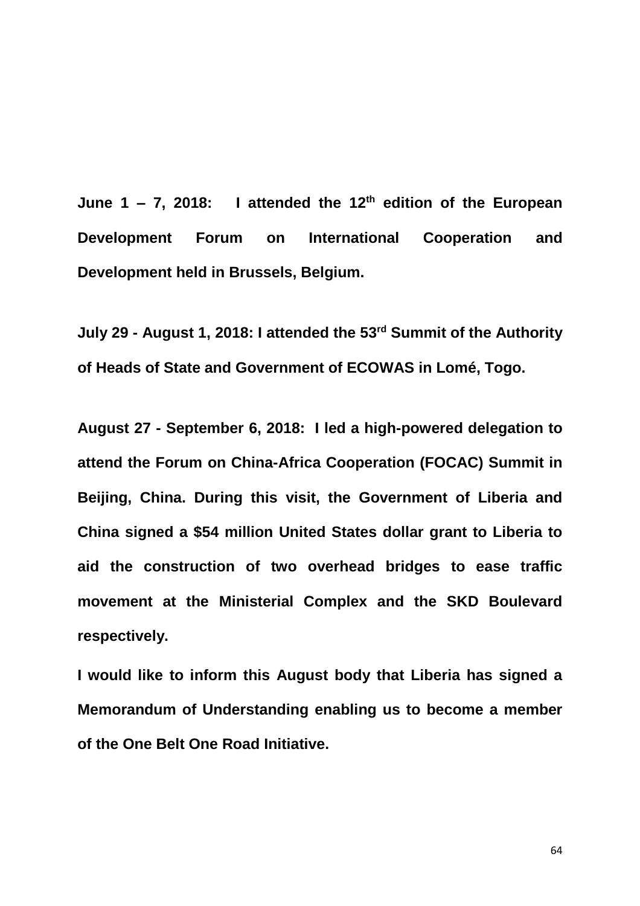**June 1 – 7, 2018: I attended the 12th edition of the European Development Forum on International Cooperation and Development held in Brussels, Belgium.**

**July 29 - August 1, 2018: I attended the 53rd Summit of the Authority of Heads of State and Government of ECOWAS in Lomé, Togo.**

**August 27 - September 6, 2018: I led a high-powered delegation to attend the Forum on China-Africa Cooperation (FOCAC) Summit in Beijing, China. During this visit, the Government of Liberia and China signed a $54 million United States dollar grant to Liberia to aid the construction of two overhead bridges to ease traffic movement at the Ministerial Complex and the SKD Boulevard respectively.**

**I would like to inform this August body that Liberia has signed a Memorandum of Understanding enabling us to become a member of the One Belt One Road Initiative.**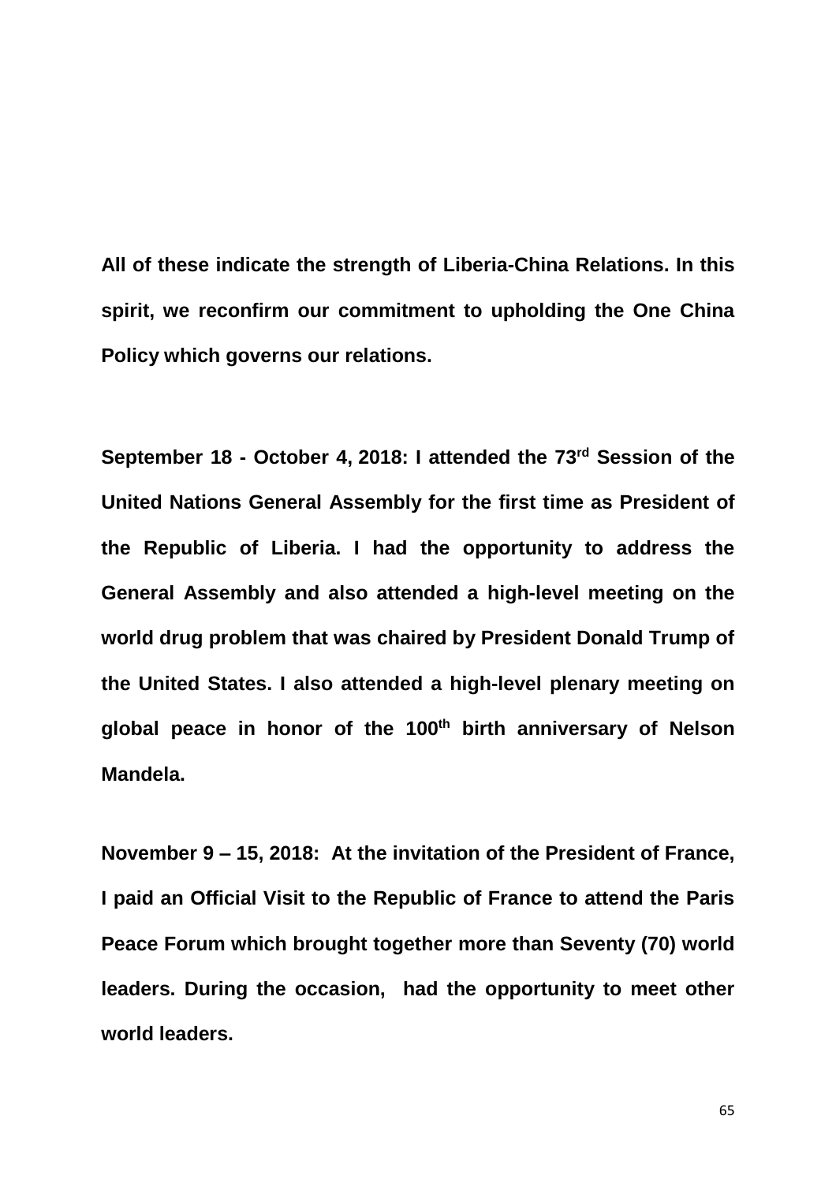**All of these indicate the strength of Liberia-China Relations. In this spirit, we reconfirm our commitment to upholding the One China Policy which governs our relations.**

**September 18 - October 4, 2018: I attended the 73rd Session of the United Nations General Assembly for the first time as President of the Republic of Liberia. I had the opportunity to address the General Assembly and also attended a high-level meeting on the world drug problem that was chaired by President Donald Trump of the United States. I also attended a high-level plenary meeting on global peace in honor of the 100th birth anniversary of Nelson Mandela.**

**November 9 – 15, 2018: At the invitation of the President of France, I paid an Official Visit to the Republic of France to attend the Paris Peace Forum which brought together more than Seventy (70) world leaders. During the occasion, had the opportunity to meet other world leaders.**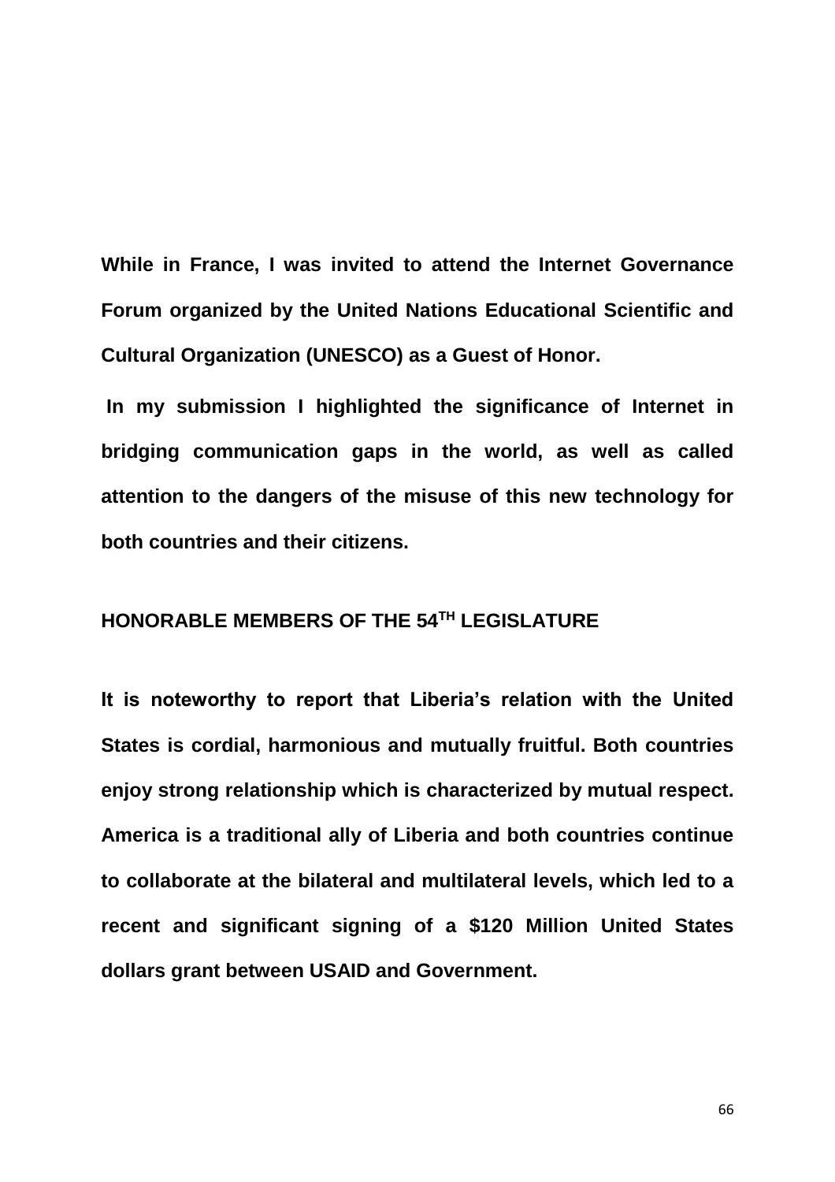**While in France, I was invited to attend the Internet Governance Forum organized by the United Nations Educational Scientific and Cultural Organization (UNESCO) as a Guest of Honor.**

**In my submission I highlighted the significance of Internet in bridging communication gaps in the world, as well as called attention to the dangers of the misuse of this new technology for both countries and their citizens.**

## HONORABLE MEMBERS OF THE 54TH LEGISLATURE

**It is noteworthy to report that Liberia's relation with the United States is cordial, harmonious and mutually fruitful. Both countries enjoy strong relationship which is characterized by mutual respect. America is a traditional ally of Liberia and both countries continue to collaborate at the bilateral and multilateral levels, which led to a recent and significant signing of a $120 Million United States dollars grant between USAID and Government.**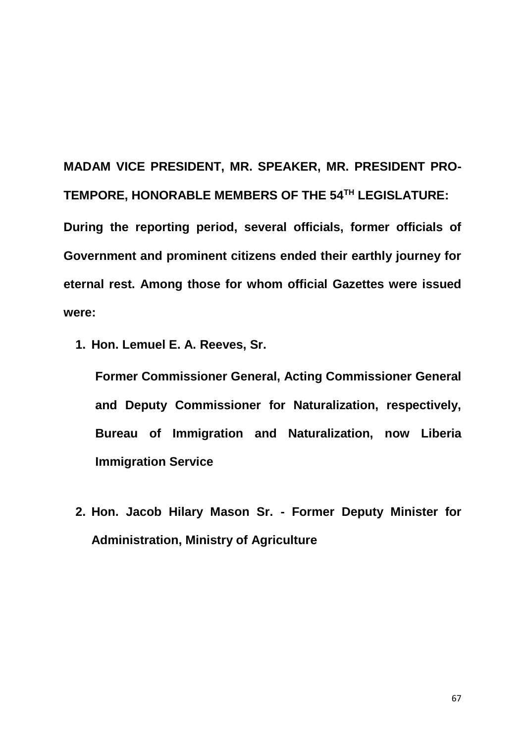**MADAM VICE PRESIDENT, MR. SPEAKER, MR. PRESIDENT PRO-TEMPORE, HONORABLE MEMBERS OF THE 54TH LEGISLATURE:**

**During the reporting period, several officials, former officials of Government and prominent citizens ended their earthly journey for eternal rest. Among those for whom official Gazettes were issued were:**

1. **Hon. Lemuel E. A. Reeves, Sr.**

   **Former Commissioner General, Acting Commissioner General and Deputy Commissioner for Naturalization, respectively, Bureau of Immigration and Naturalization, now Liberia Immigration Service**

2. **Hon. Jacob Hilary Mason Sr. - Former Deputy Minister for Administration, Ministry of Agriculture**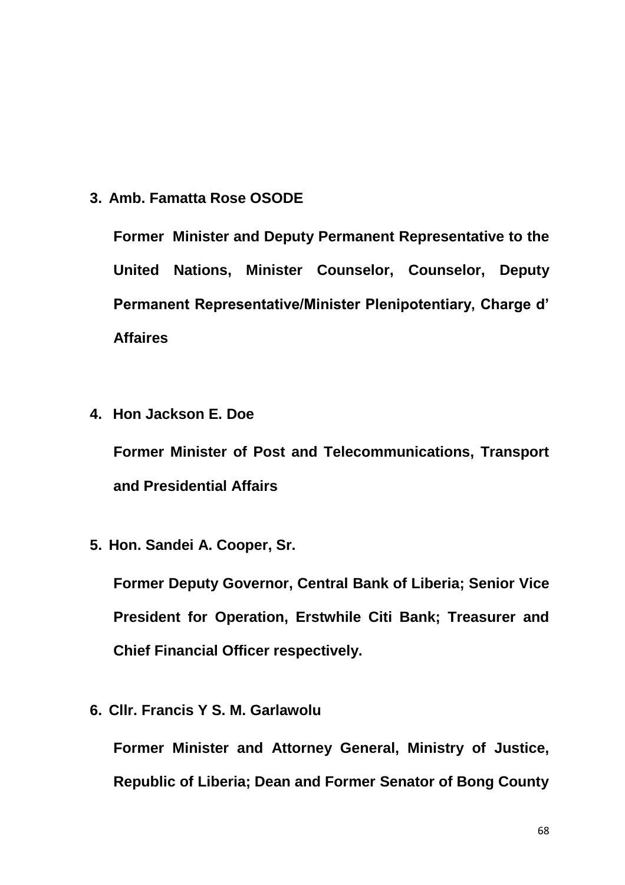3. **Amb. Famatta Rose OSODE**

   **Former Minister and Deputy Permanent Representative to the United Nations, Minister Counselor, Counselor, Deputy Permanent Representative/Minister Plenipotentiary, Charge d' Affaires**

4. **Hon Jackson E. Doe**

   **Former Minister of Post and Telecommunications, Transport and Presidential Affairs**

5. **Hon. Sandei A. Cooper, Sr.**

   **Former Deputy Governor, Central Bank of Liberia; Senior Vice President for Operation, Erstwhile Citi Bank; Treasurer and Chief Financial Officer respectively.**

6. **Cllr. Francis Y S. M. Garlawolu**

   **Former Minister and Attorney General, Ministry of Justice, Republic of Liberia; Dean and Former Senator of Bong County**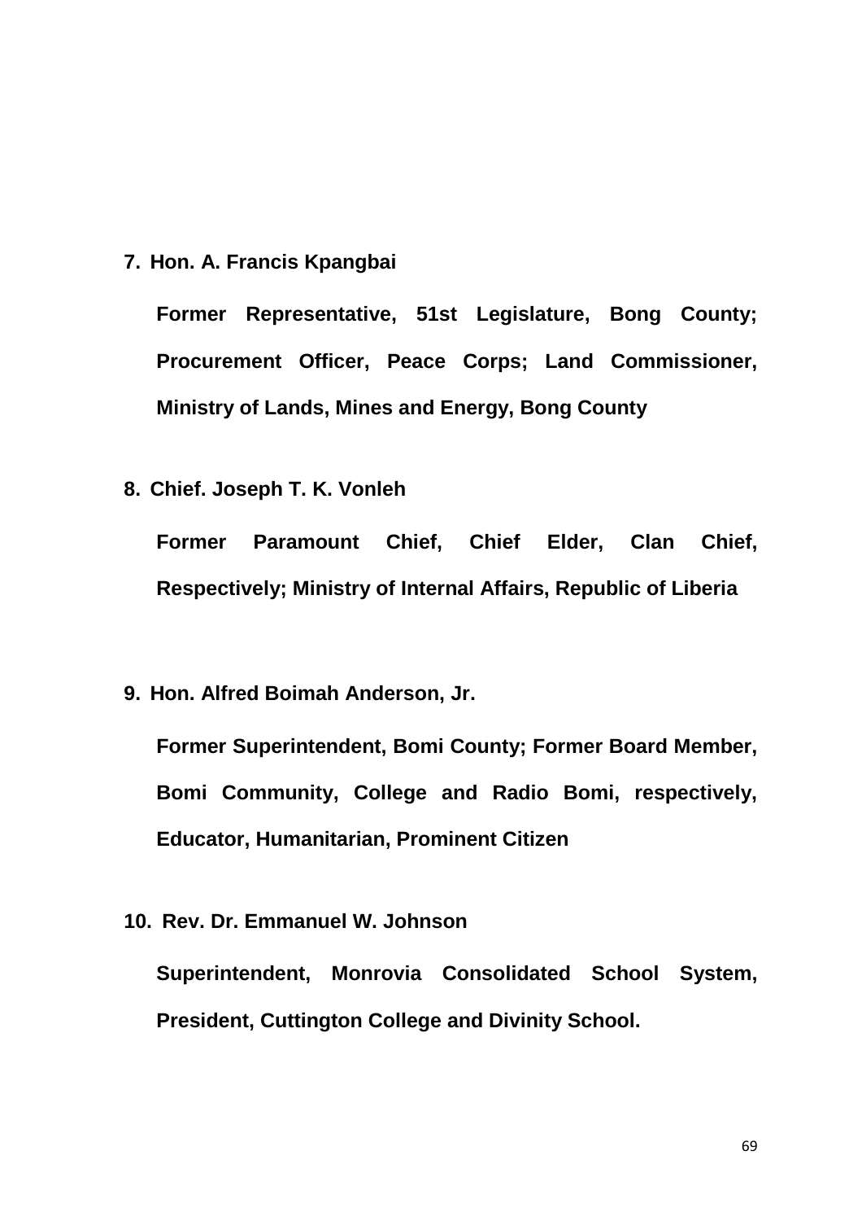7. **Hon. A. Francis Kpangbai**

   **Former Representative, 51st Legislature, Bong County; Procurement Officer, Peace Corps; Land Commissioner, Ministry of Lands, Mines and Energy, Bong County**

8. **Chief. Joseph T. K. Vonleh**

   **Former Paramount Chief, Chief Elder, Clan Chief, Respectively; Ministry of Internal Affairs, Republic of Liberia**

9. **Hon. Alfred Boimah Anderson, Jr.**

   **Former Superintendent, Bomi County; Former Board Member, Bomi Community, College and Radio Bomi, respectively, Educator, Humanitarian, Prominent Citizen**

10. **Rev. Dr. Emmanuel W. Johnson**

    **Superintendent, Monrovia Consolidated School System, President, Cuttington College and Divinity School.**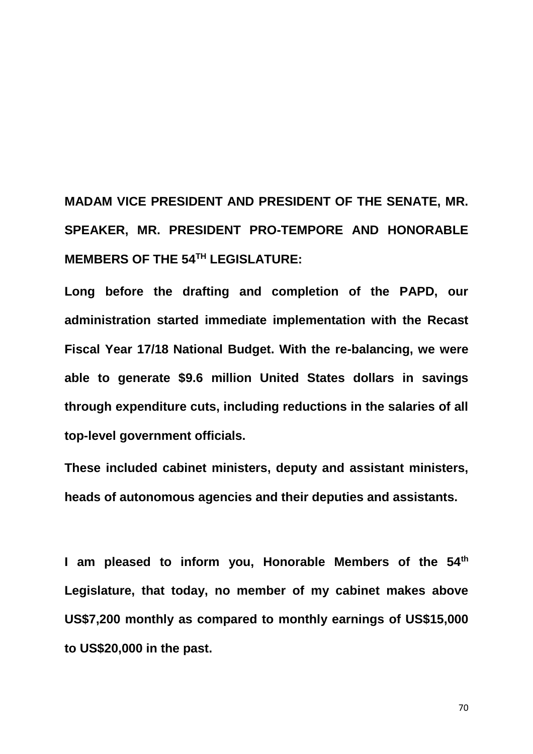**MADAM VICE PRESIDENT AND PRESIDENT OF THE SENATE, MR. SPEAKER, MR. PRESIDENT PRO-TEMPORE AND HONORABLE MEMBERS OF THE 54TH LEGISLATURE:**

**Long before the drafting and completion of the PAPD, our administration started immediate implementation with the Recast Fiscal Year 17/18 National Budget. With the re-balancing, we were able to generate $9.6 million United States dollars in savings through expenditure cuts, including reductions in the salaries of all top-level government officials.**

**These included cabinet ministers, deputy and assistant ministers, heads of autonomous agencies and their deputies and assistants.**

**I am pleased to inform you, Honorable Members of the 54th Legislature, that today, no member of my cabinet makes above US$7,200 monthly as compared to monthly earnings of US$15,000 to US$20,000 in the past.**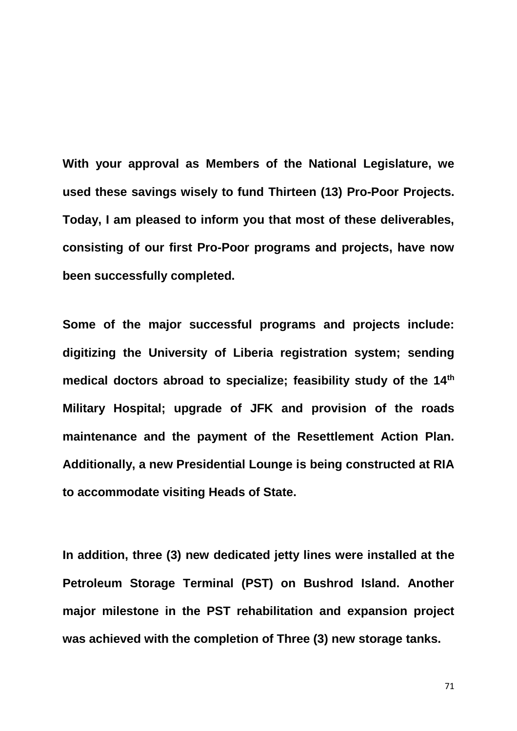**With your approval as Members of the National Legislature, we used these savings wisely to fund Thirteen (13) Pro-Poor Projects. Today, I am pleased to inform you that most of these deliverables, consisting of our first Pro-Poor programs and projects, have now been successfully completed.**

**Some of the major successful programs and projects include: digitizing the University of Liberia registration system; sending medical doctors abroad to specialize; feasibility study of the 14th Military Hospital; upgrade of JFK and provision of the roads maintenance and the payment of the Resettlement Action Plan. Additionally, a new Presidential Lounge is being constructed at RIA to accommodate visiting Heads of State.**

**In addition, three (3) new dedicated jetty lines were installed at the Petroleum Storage Terminal (PST) on Bushrod Island. Another major milestone in the PST rehabilitation and expansion project was achieved with the completion of Three (3) new storage tanks.**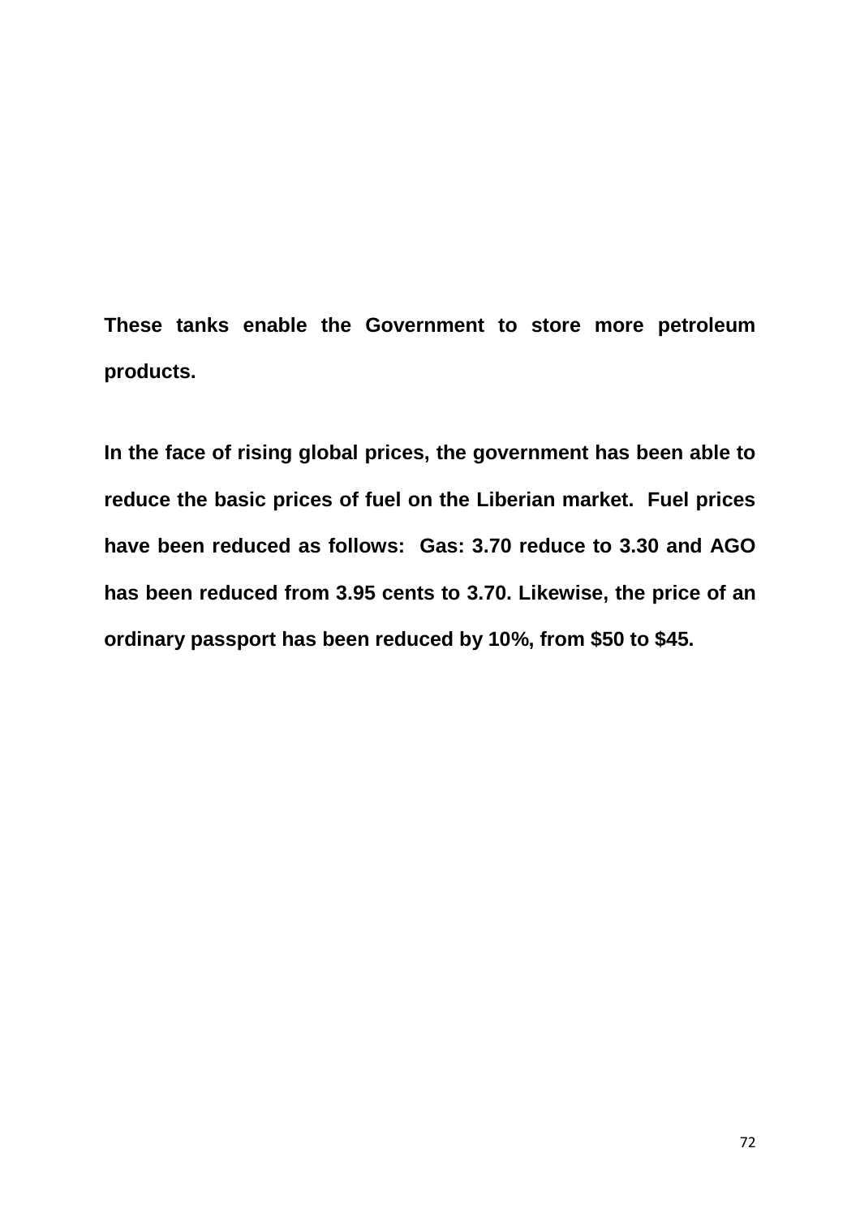**These tanks enable the Government to store more petroleum products.**

**In the face of rising global prices, the government has been able to reduce the basic prices of fuel on the Liberian market. Fuel prices have been reduced as follows: Gas: 3.70 reduce to 3.30 and AGO has been reduced from 3.95 cents to 3.70. Likewise, the price of an ordinary passport has been reduced by 10%, from $50 to $45.**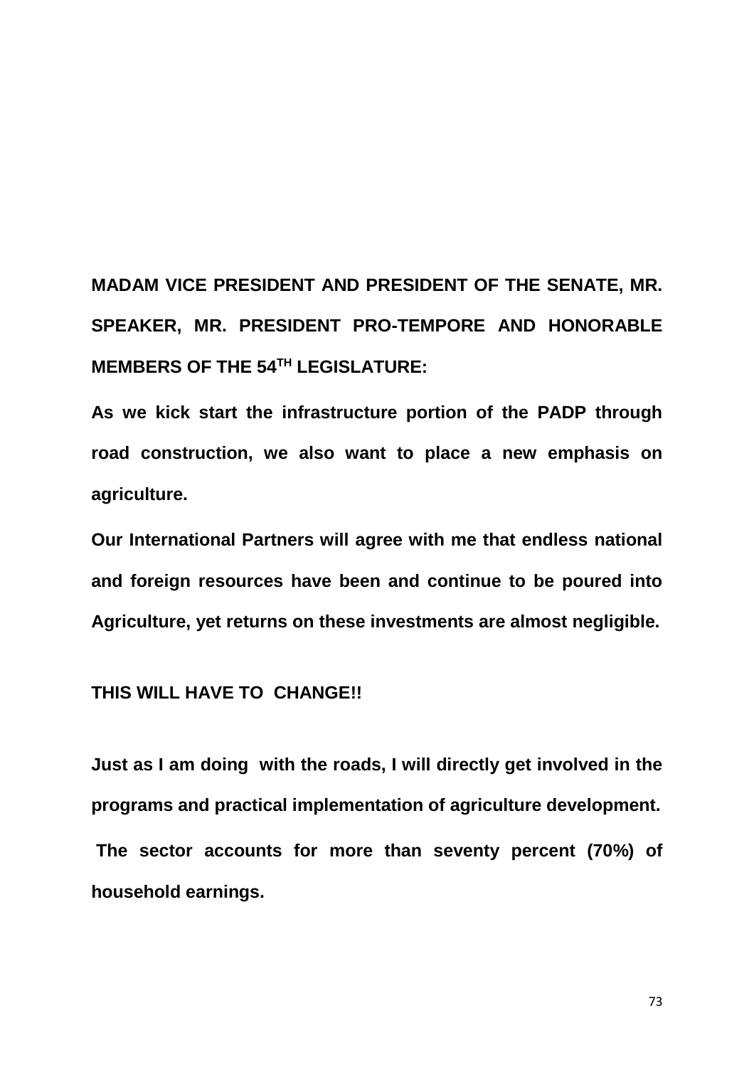**MADAM VICE PRESIDENT AND PRESIDENT OF THE SENATE, MR. SPEAKER, MR. PRESIDENT PRO-TEMPORE AND HONORABLE MEMBERS OF THE 54TH LEGISLATURE:**

**As we kick start the infrastructure portion of the PADP through road construction, we also want to place a new emphasis on agriculture.**

**Our International Partners will agree with me that endless national and foreign resources have been and continue to be poured into Agriculture, yet returns on these investments are almost negligible.**

**THIS WILL HAVE TO CHANGE!!**

**Just as I am doing with the roads, I will directly get involved in the programs and practical implementation of agriculture development.**

**The sector accounts for more than seventy percent (70%) of household earnings.**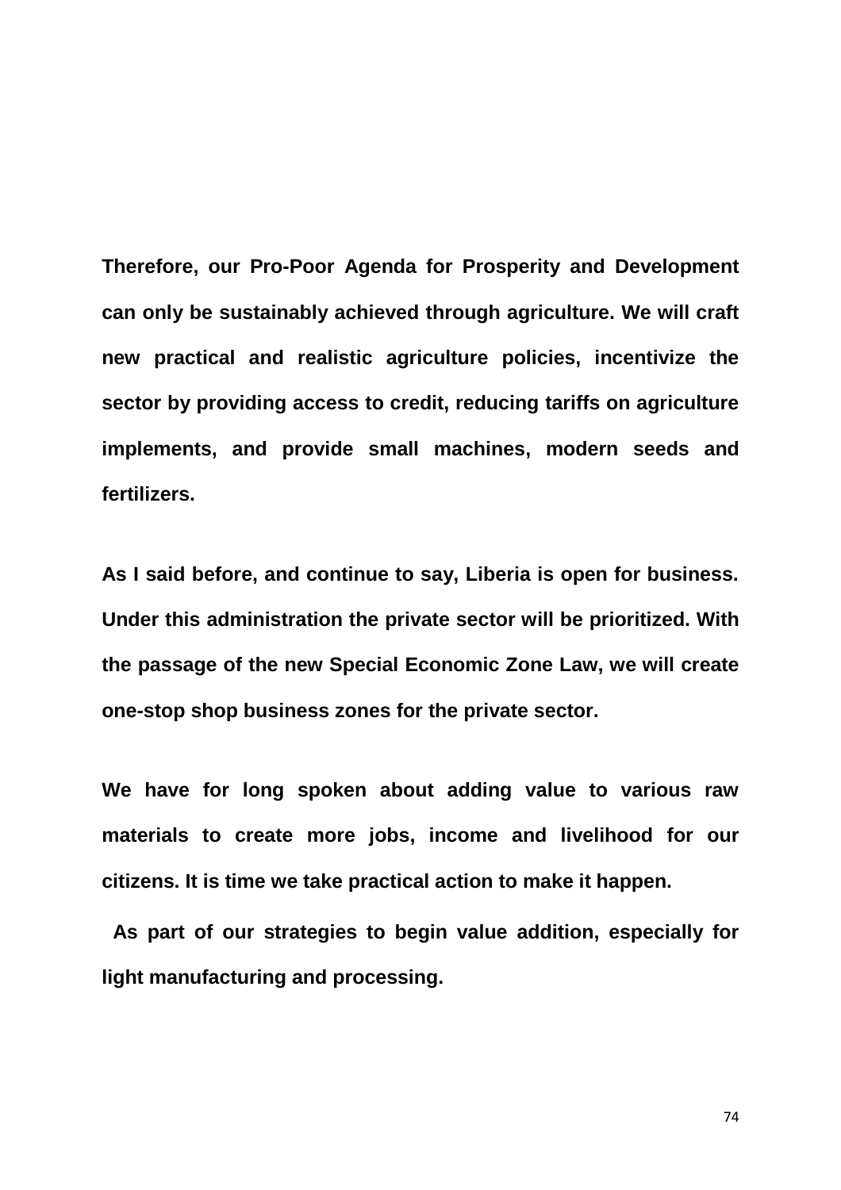**Therefore, our Pro-Poor Agenda for Prosperity and Development can only be sustainably achieved through agriculture. We will craft new practical and realistic agriculture policies, incentivize the sector by providing access to credit, reducing tariffs on agriculture implements, and provide small machines, modern seeds and fertilizers.**

**As I said before, and continue to say, Liberia is open for business. Under this administration the private sector will be prioritized. With the passage of the new Special Economic Zone Law, we will create one-stop shop business zones for the private sector.**

**We have for long spoken about adding value to various raw materials to create more jobs, income and livelihood for our citizens. It is time we take practical action to make it happen.**

**As part of our strategies to begin value addition, especially for light manufacturing and processing.**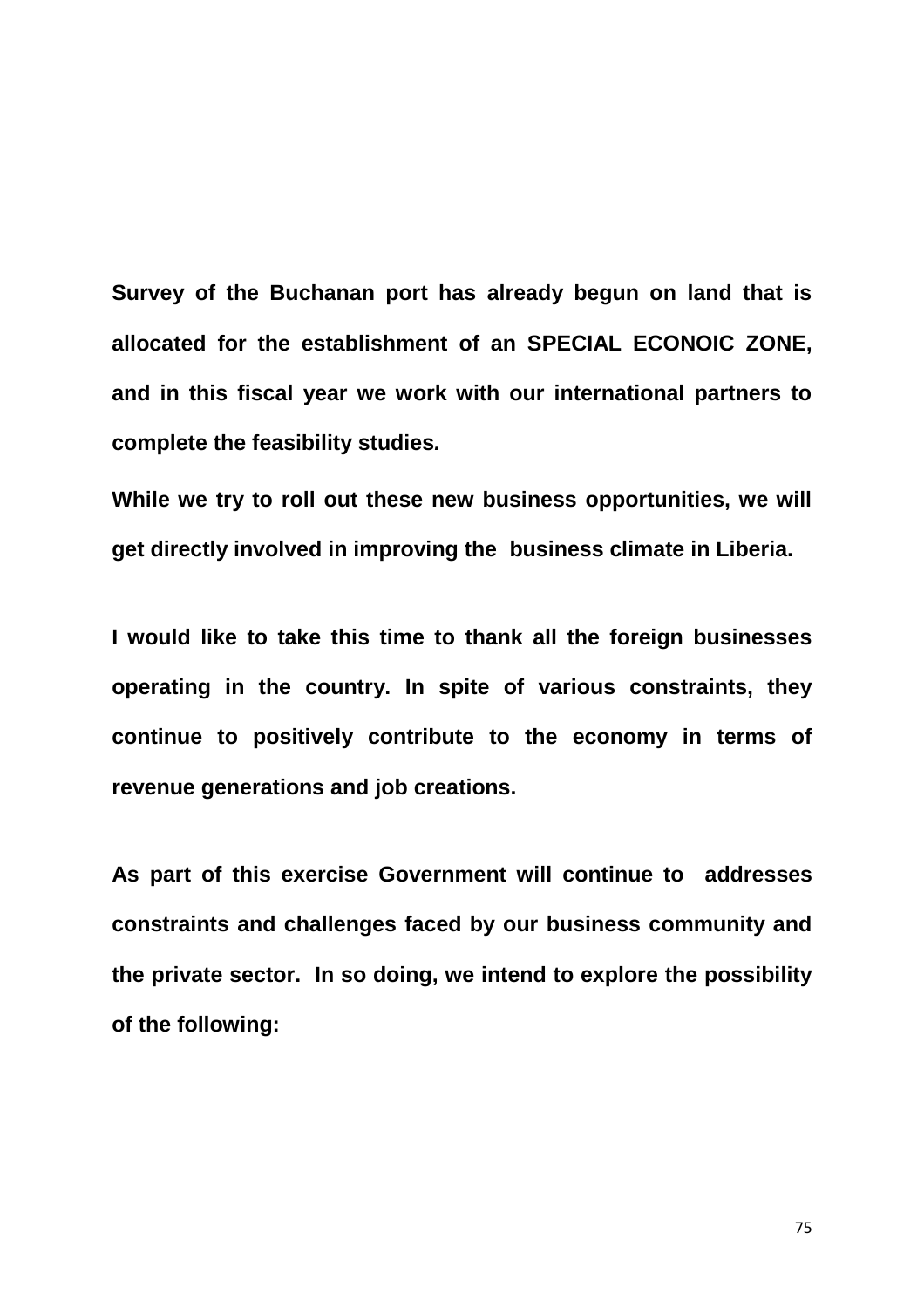**Survey of the Buchanan port has already begun on land that is allocated for the establishment of an SPECIAL ECONOIC ZONE, and in this fiscal year we work with our international partners to complete the feasibility studies*.***

**While we try to roll out these new business opportunities, we will get directly involved in improving the business climate in Liberia.**

**I would like to take this time to thank all the foreign businesses operating in the country. In spite of various constraints, they continue to positively contribute to the economy in terms of revenue generations and job creations.**

**As part of this exercise Government will continue to addresses constraints and challenges faced by our business community and the private sector. In so doing, we intend to explore the possibility of the following:**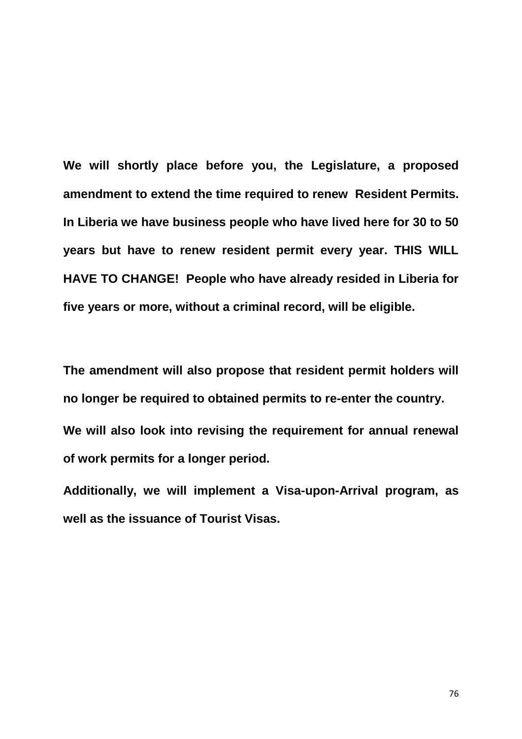**We will shortly place before you, the Legislature, a proposed amendment to extend the time required to renew Resident Permits. In Liberia we have business people who have lived here for 30 to 50 years but have to renew resident permit every year. THIS WILL HAVE TO CHANGE! People who have already resided in Liberia for five years or more, without a criminal record, will be eligible.**

**The amendment will also propose that resident permit holders will no longer be required to obtained permits to re-enter the country.**

**We will also look into revising the requirement for annual renewal of work permits for a longer period.**

**Additionally, we will implement a Visa-upon-Arrival program, as well as the issuance of Tourist Visas.**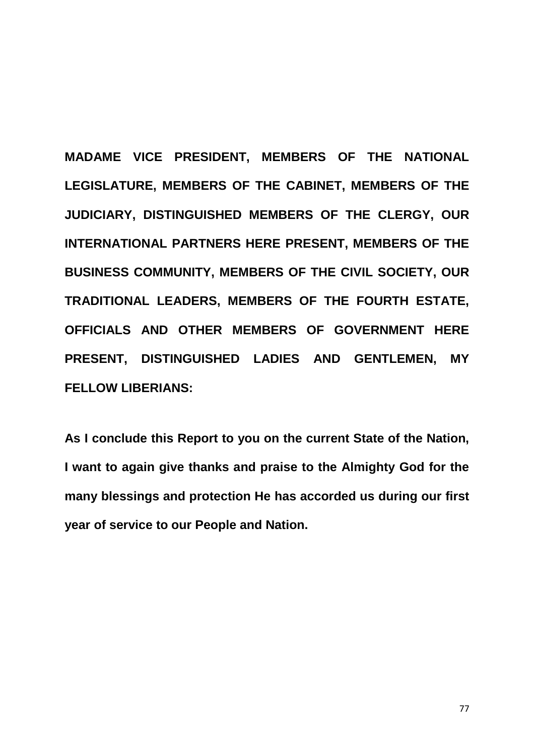**MADAME VICE PRESIDENT, MEMBERS OF THE NATIONAL LEGISLATURE, MEMBERS OF THE CABINET, MEMBERS OF THE JUDICIARY, DISTINGUISHED MEMBERS OF THE CLERGY, OUR INTERNATIONAL PARTNERS HERE PRESENT, MEMBERS OF THE BUSINESS COMMUNITY, MEMBERS OF THE CIVIL SOCIETY, OUR TRADITIONAL LEADERS, MEMBERS OF THE FOURTH ESTATE, OFFICIALS AND OTHER MEMBERS OF GOVERNMENT HERE PRESENT, DISTINGUISHED LADIES AND GENTLEMEN, MY FELLOW LIBERIANS:**

**As I conclude this Report to you on the current State of the Nation, I want to again give thanks and praise to the Almighty God for the many blessings and protection He has accorded us during our first year of service to our People and Nation.**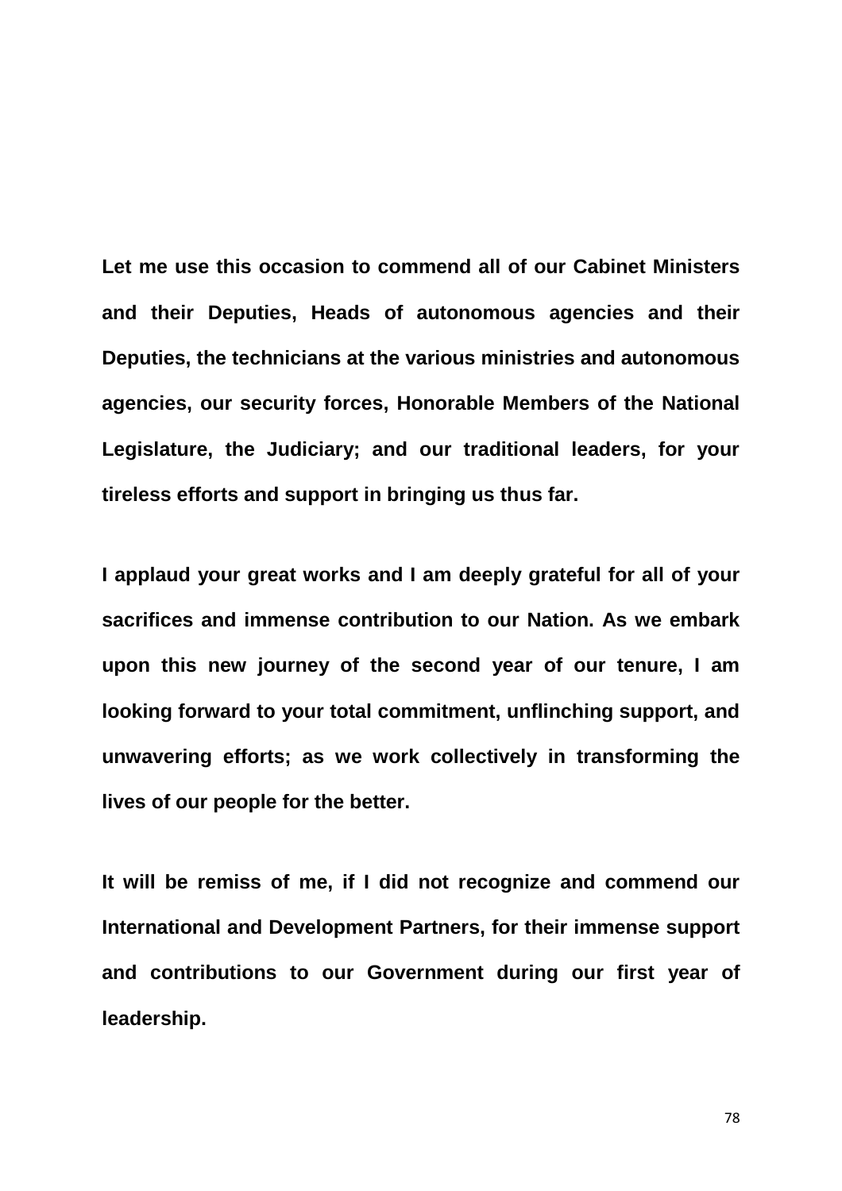**Let me use this occasion to commend all of our Cabinet Ministers and their Deputies, Heads of autonomous agencies and their Deputies, the technicians at the various ministries and autonomous agencies, our security forces, Honorable Members of the National Legislature, the Judiciary; and our traditional leaders, for your tireless efforts and support in bringing us thus far.**

**I applaud your great works and I am deeply grateful for all of your sacrifices and immense contribution to our Nation. As we embark upon this new journey of the second year of our tenure, I am looking forward to your total commitment, unflinching support, and unwavering efforts; as we work collectively in transforming the lives of our people for the better.**

**It will be remiss of me, if I did not recognize and commend our International and Development Partners, for their immense support and contributions to our Government during our first year of leadership.**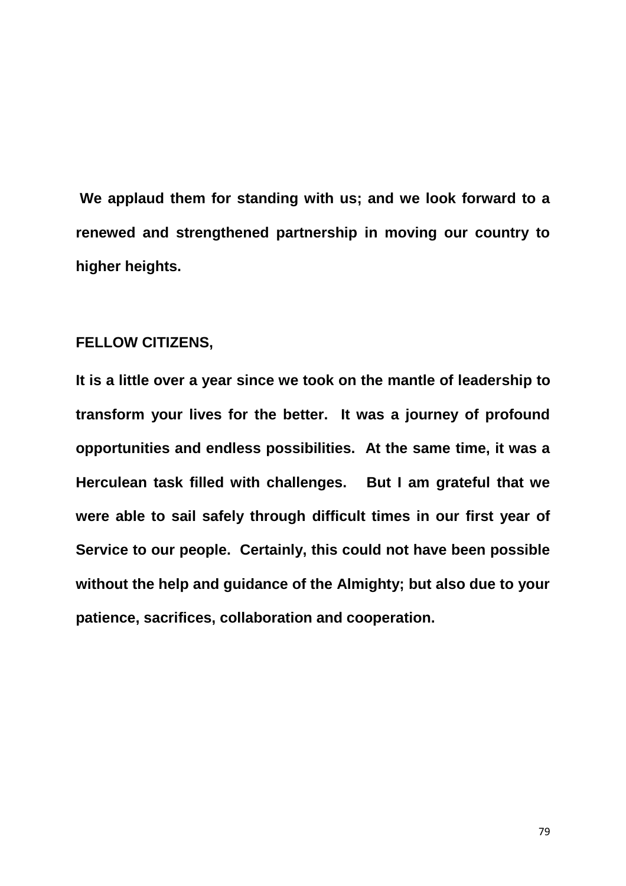**We applaud them for standing with us; and we look forward to a renewed and strengthened partnership in moving our country to higher heights.**

**FELLOW CITIZENS,**

**It is a little over a year since we took on the mantle of leadership to transform your lives for the better. It was a journey of profound opportunities and endless possibilities. At the same time, it was a Herculean task filled with challenges. But I am grateful that we were able to sail safely through difficult times in our first year of Service to our people. Certainly, this could not have been possible without the help and guidance of the Almighty; but also due to your patience, sacrifices, collaboration and cooperation.**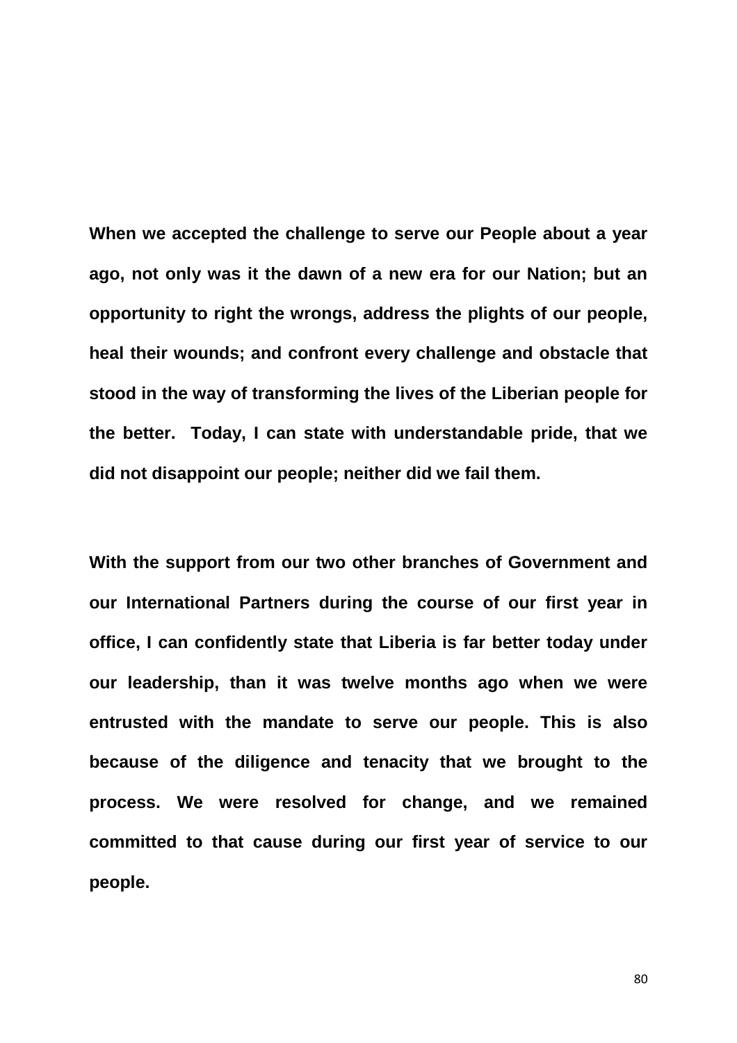**When we accepted the challenge to serve our People about a year ago, not only was it the dawn of a new era for our Nation; but an opportunity to right the wrongs, address the plights of our people, heal their wounds; and confront every challenge and obstacle that stood in the way of transforming the lives of the Liberian people for the better. Today, I can state with understandable pride, that we did not disappoint our people; neither did we fail them.**

**With the support from our two other branches of Government and our International Partners during the course of our first year in office, I can confidently state that Liberia is far better today under our leadership, than it was twelve months ago when we were entrusted with the mandate to serve our people. This is also because of the diligence and tenacity that we brought to the process. We were resolved for change, and we remained committed to that cause during our first year of service to our people.**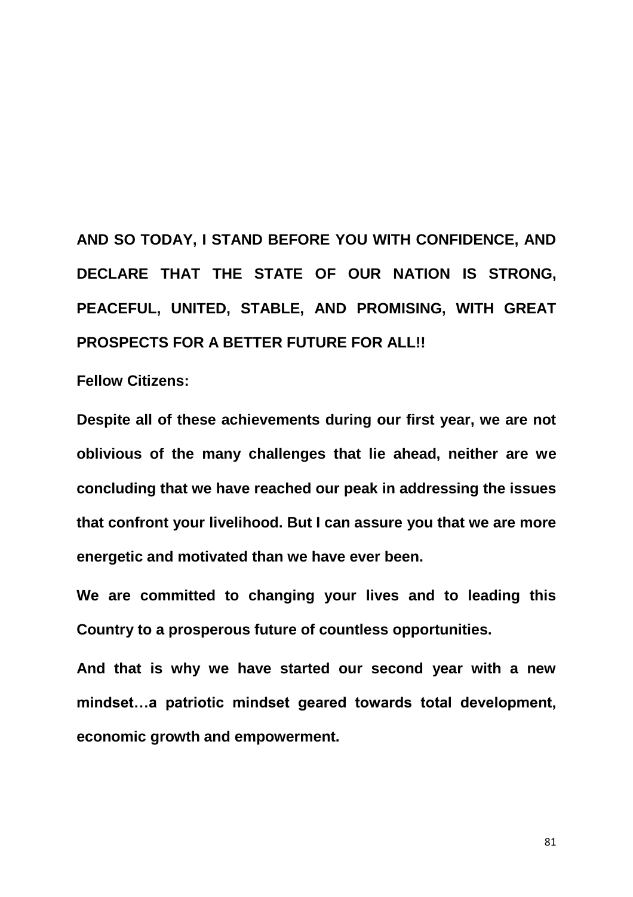**AND SO TODAY, I STAND BEFORE YOU WITH CONFIDENCE, AND DECLARE THAT THE STATE OF OUR NATION IS STRONG, PEACEFUL, UNITED, STABLE, AND PROMISING, WITH GREAT PROSPECTS FOR A BETTER FUTURE FOR ALL!!**

**Fellow Citizens:**

**Despite all of these achievements during our first year, we are not oblivious of the many challenges that lie ahead, neither are we concluding that we have reached our peak in addressing the issues that confront your livelihood. But I can assure you that we are more energetic and motivated than we have ever been.**

**We are committed to changing your lives and to leading this Country to a prosperous future of countless opportunities.**

**And that is why we have started our second year with a new mindset…a patriotic mindset geared towards total development, economic growth and empowerment.**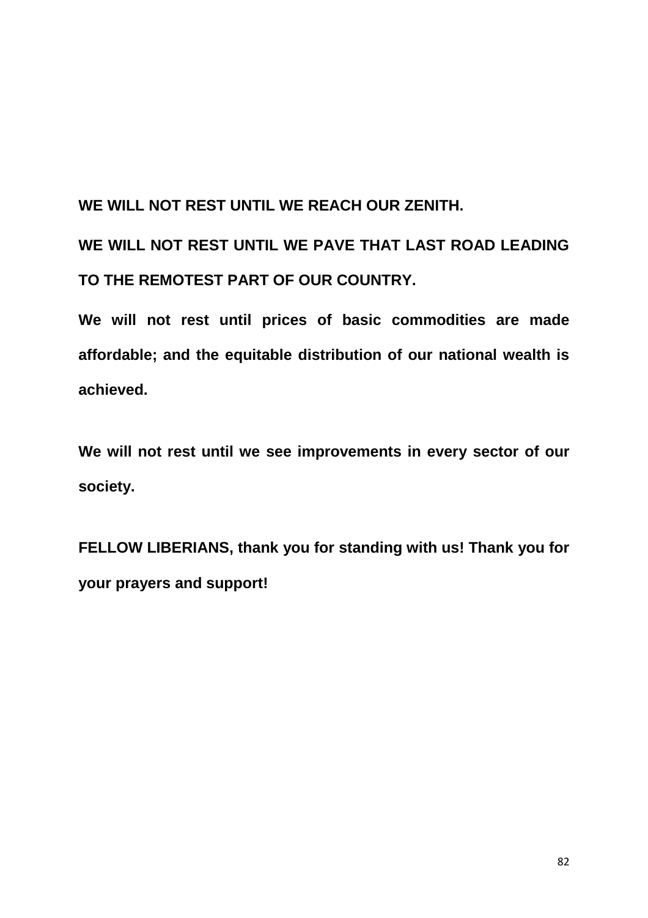**WE WILL NOT REST UNTIL WE REACH OUR ZENITH.**

**WE WILL NOT REST UNTIL WE PAVE THAT LAST ROAD LEADING TO THE REMOTEST PART OF OUR COUNTRY.**

**We will not rest until prices of basic commodities are made affordable; and the equitable distribution of our national wealth is achieved.**

**We will not rest until we see improvements in every sector of our society.**

**FELLOW LIBERIANS, thank you for standing with us! Thank you for your prayers and support!**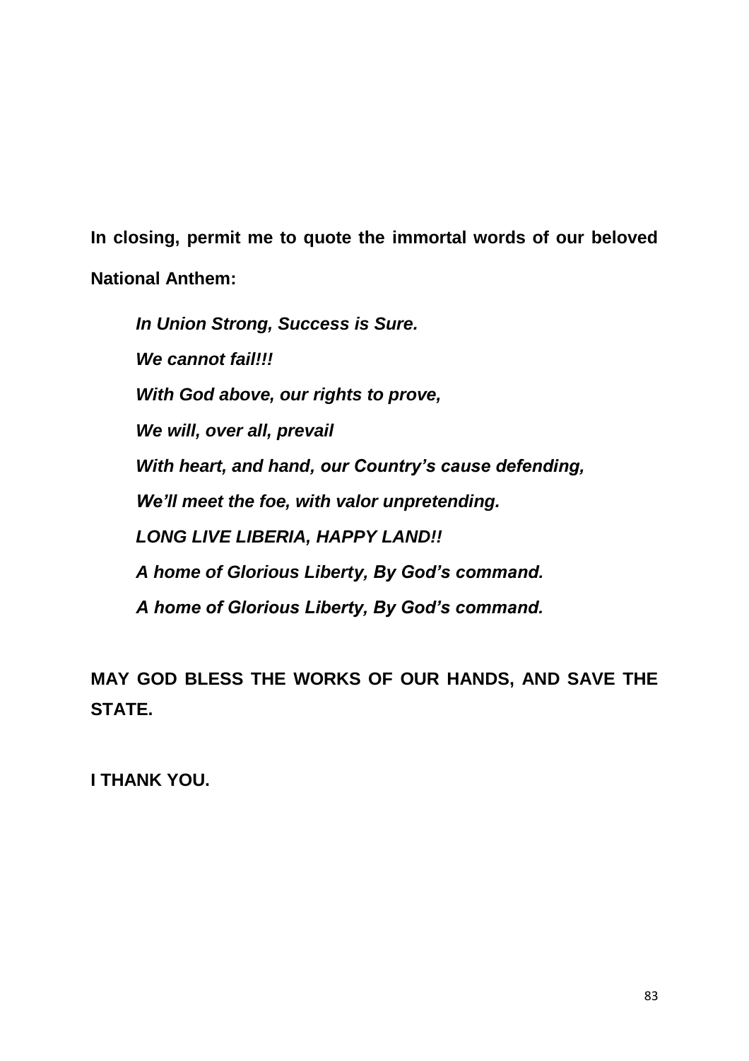**In closing, permit me to quote the immortal words of our beloved National Anthem:**

> ***In Union Strong, Success is Sure.***
>
> ***We cannot fail!!!***
>
> ***With God above, our rights to prove,***
>
> ***We will, over all, prevail***
>
> ***With heart, and hand, our Country's cause defending,***
>
> ***We'll meet the foe, with valor unpretending.***
>
> ***LONG LIVE LIBERIA, HAPPY LAND!!***
>
> ***A home of Glorious Liberty, By God's command.***
>
> ***A home of Glorious Liberty, By God's command.***

**MAY GOD BLESS THE WORKS OF OUR HANDS, AND SAVE THE STATE.**

**I THANK YOU.**